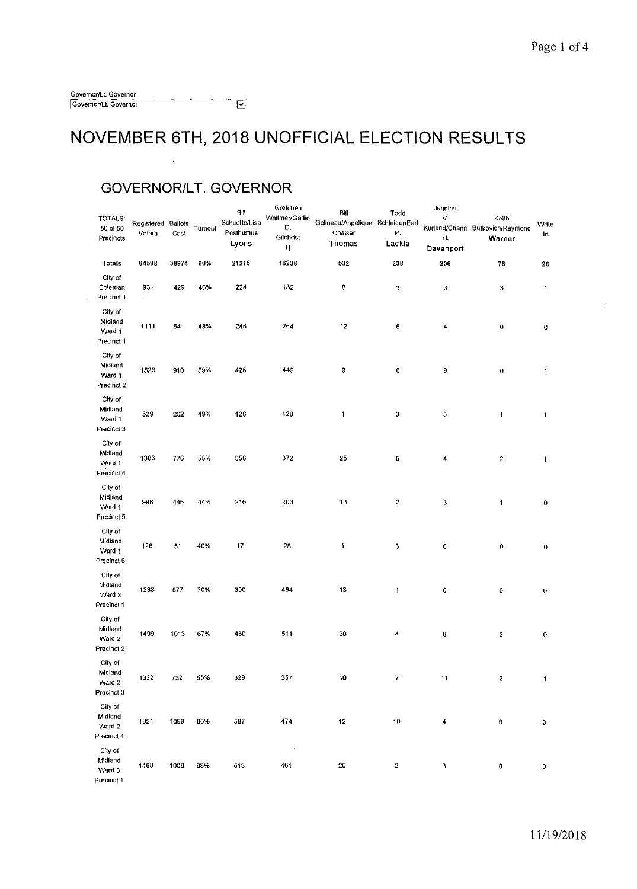Governor/Lt. Governor

Governor/Lt. Governor

# NOVEMBER 6TH, 2018 UNOFFICIAL ELECTION RESULTS

## GOVERNOR/LT. GOVERNOR

| TOTALS: 50 of 50 Precincts | Registered Voters | Ballots Cast | Turnout | Bill Schuette/Lisa Posthumus Lyons | Gretchen Whitmer/Garlin D. Gilchrist II | Bill Gelineau/Angelique Chaiser Thomas | Todd Schleiger/Earl P. Lackie | Jennifer V. Kurland/Charin H. Davenport | Keith Butkovich/Raymond Warner | Write In |
|---|---|---|---|---|---|---|---|---|---|---|
| Totals | 64598 | 38974 | 60% | 21215 | 16238 | 532 | 238 | 206 | 76 | 26 |
| City of Coleman Precinct 1 | 931 | 429 | 46% | 224 | 182 | 8 | 1 | 3 | 3 | 1 |
| City of Midland Ward 1 Precinct 1 | 1111 | 541 | 48% | 246 | 264 | 12 | 5 | 4 | 0 | 0 |
| City of Midland Ward 1 Precinct 2 | 1526 | 910 | 59% | 426 | 449 | 9 | 6 | 9 | 0 | 1 |
| City of Midland Ward 1 Precinct 3 | 529 | 262 | 49% | 128 | 120 | 1 | 3 | 5 | 1 | 1 |
| City of Midland Ward 1 Precinct 4 | 1386 | 776 | 55% | 358 | 372 | 25 | 5 | 4 | 2 | 1 |
| City of Midland Ward 1 Precinct 5 | 998 | 446 | 44% | 216 | 203 | 13 | 2 | 3 | 1 | 0 |
| City of Midland Ward 1 Precinct 6 | 126 | 51 | 40% | 17 | 28 | 1 | 3 | 0 | 0 | 0 |
| City of Midland Ward 2 Precinct 1 | 1238 | 877 | 70% | 390 | 464 | 13 | 1 | 6 | 0 | 0 |
| City of Midland Ward 2 Precinct 2 | 1499 | 1013 | 67% | 450 | 511 | 28 | 4 | 8 | 3 | 0 |
| City of Midland Ward 2 Precinct 3 | 1322 | 732 | 55% | 329 | 357 | 10 | 7 | 11 | 2 | 1 |
| City of Midland Ward 2 Precinct 4 | 1821 | 1099 | 60% | 587 | 474 | 12 | 10 | 4 | 0 | 0 |
| City of Midland Ward 3 Precinct 1 | 1468 | 1008 | 68% | 518 | 461 | 20 | 2 | 3 | 0 | 0 |

11/19/2018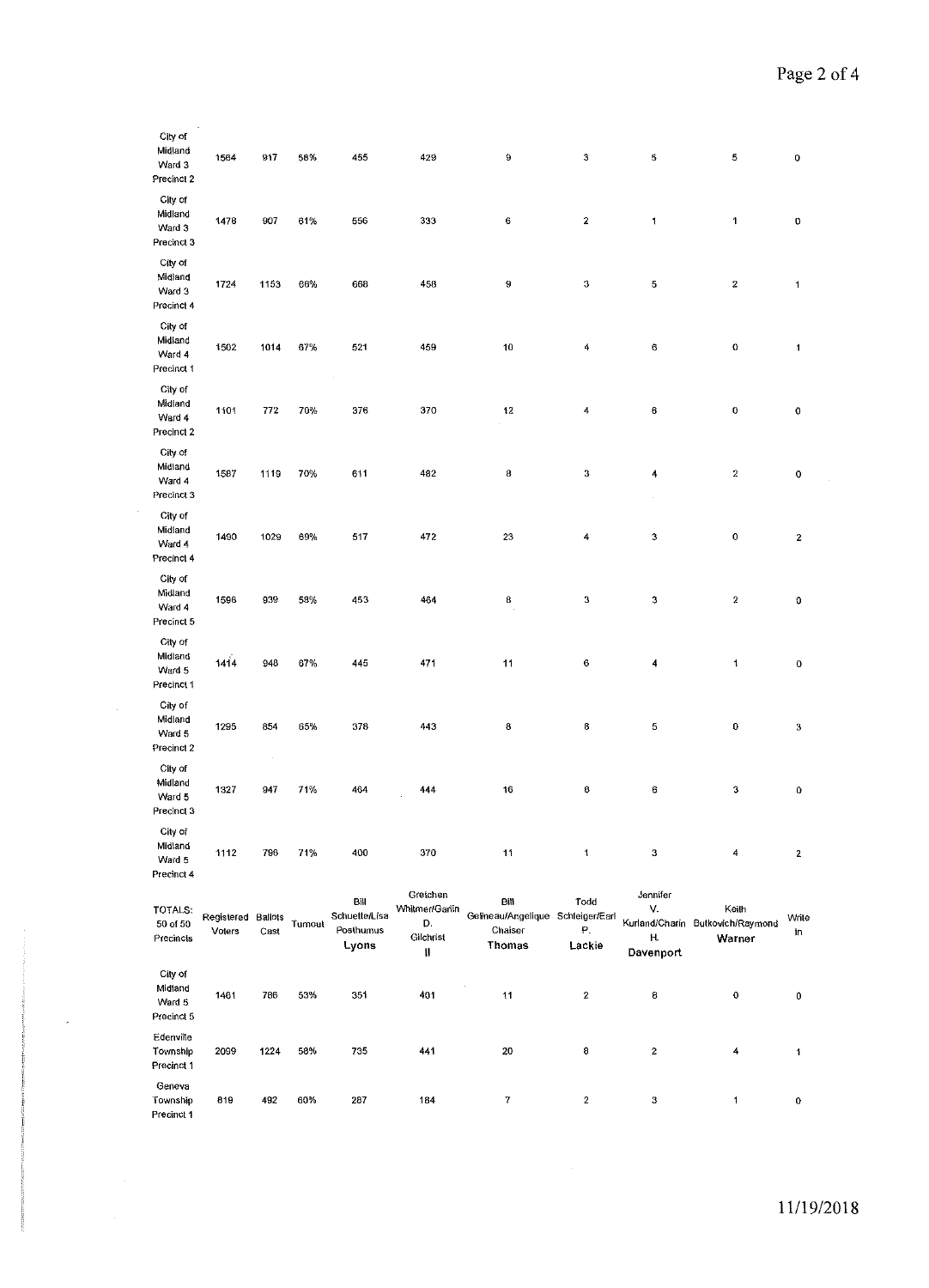| City of Midland Ward 3 Precinct 2 | 1564 | 917 | 58% | 455 | 429 | 9 | 3 | 5 | 5 | 0 |
|---|---|---|---|---|---|---|---|---|---|---|
| City of Midland Ward 3 Precinct 3 | 1478 | 907 | 61% | 556 | 333 | 6 | 2 | 1 | 1 | 0 |
| City of Midland Ward 3 Precinct 4 | 1724 | 1153 | 66% | 668 | 458 | 9 | 3 | 5 | 2 | 1 |
| City of Midland Ward 4 Precinct 1 | 1502 | 1014 | 67% | 521 | 459 | 10 | 4 | 6 | 0 | 1 |
| City of Midland Ward 4 Precinct 2 | 1101 | 772 | 70% | 376 | 370 | 12 | 4 | 6 | 0 | 0 |
| City of Midland Ward 4 Precinct 3 | 1587 | 1119 | 70% | 611 | 482 | 8 | 3 | 4 | 2 | 0 |
| City of Midland Ward 4 Precinct 4 | 1490 | 1029 | 69% | 517 | 472 | 23 | 4 | 3 | 0 | 2 |
| City of Midland Ward 4 Precinct 5 | 1596 | 939 | 58% | 453 | 464 | 8 | 3 | 3 | 2 | 0 |
| City of Midland Ward 5 Precinct 1 | 1414 | 948 | 67% | 445 | 471 | 11 | 6 | 4 | 1 | 0 |
| City of Midland Ward 5 Precinct 2 | 1295 | 854 | 65% | 378 | 443 | 8 | 8 | 5 | 0 | 3 |
| City of Midland Ward 5 Precinct 3 | 1327 | 947 | 71% | 464 | 444 | 16 | 6 | 6 | 3 | 0 |
| City of Midland Ward 5 Precinct 4 | 1112 | 796 | 71% | 400 | 370 | 11 | 1 | 3 | 4 | 2 |
| TOTALS: 50 of 50 Precincts | Registered Voters | Ballots Cast | Turnout | Bill Schuette/Lisa Posthumus Lyons | Gretchen Whitmer/Garlin D. Gilchrist II | Bill Gelineau/Angelique Chaiser Thomas | Todd Schleiger/Earl P. Lackie | Jennifer V. Kurland/Charin H. Davenport | Keith Butkovich/Raymond Warner | Write In |
| City of Midland Ward 5 Precinct 5 | 1461 | 786 | 53% | 351 | 401 | 11 | 2 | 8 | 0 | 0 |
| Edenville Township Precinct 1 | 2099 | 1224 | 58% | 735 | 441 | 20 | 8 | 2 | 4 | 1 |
| Geneva Township Precinct 1 | 819 | 492 | 60% | 287 | 184 | 7 | 2 | 3 | 1 | 0 |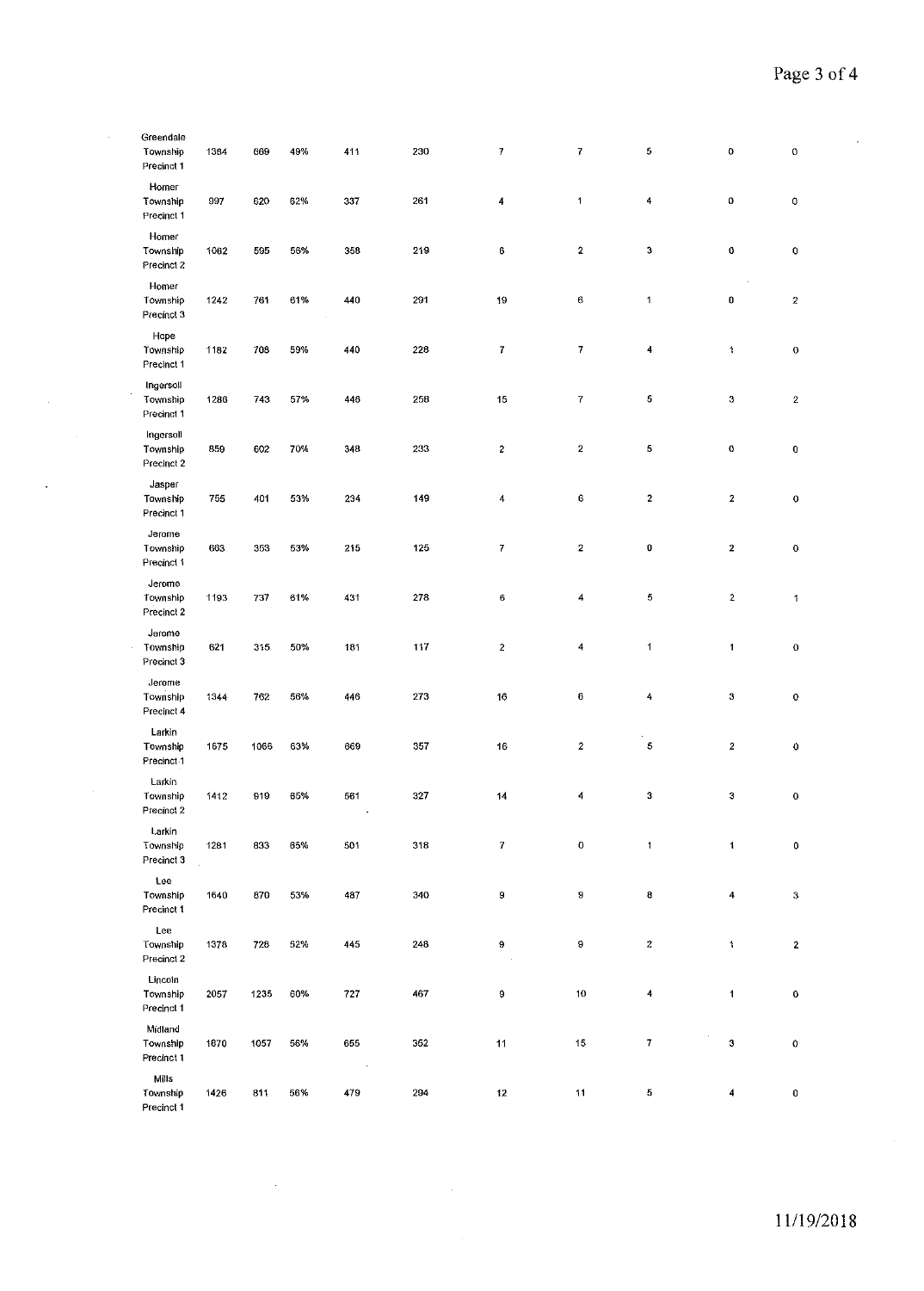| | | | | | | | | | | |
|---|---|---|---|---|---|---|---|---|---|---|
| Greendale Township Precinct 1 | 1384 | 669 | 49% | 411 | 230 | 7 | 7 | 5 | 0 | 0 |
| Homer Township Precinct 1 | 997 | 620 | 62% | 337 | 261 | 4 | 1 | 4 | 0 | 0 |
| Homer Township Precinct 2 | 1062 | 595 | 56% | 358 | 219 | 6 | 2 | 3 | 0 | 0 |
| Homer Township Precinct 3 | 1242 | 761 | 61% | 440 | 291 | 19 | 6 | 1 | 0 | 2 |
| Hope Township Precinct 1 | 1182 | 708 | 59% | 440 | 228 | 7 | 7 | 4 | 1 | 0 |
| Ingersoll Township Precinct 1 | 1286 | 743 | 57% | 446 | 258 | 15 | 7 | 5 | 3 | 2 |
| Ingersoll Township Precinct 2 | 859 | 602 | 70% | 348 | 233 | 2 | 2 | 5 | 0 | 0 |
| Jasper Township Precinct 1 | 755 | 401 | 53% | 234 | 149 | 4 | 6 | 2 | 2 | 0 |
| Jerome Township Precinct 1 | 663 | 353 | 53% | 215 | 125 | 7 | 2 | 0 | 2 | 0 |
| Jerome Township Precinct 2 | 1193 | 737 | 61% | 431 | 278 | 6 | 4 | 5 | 2 | 1 |
| Jerome Township Precinct 3 | 621 | 315 | 50% | 181 | 117 | 2 | 4 | 1 | 1 | 0 |
| Jerome Township Precinct 4 | 1344 | 762 | 56% | 446 | 273 | 16 | 6 | 4 | 3 | 0 |
| Larkin Township Precinct 1 | 1675 | 1066 | 63% | 669 | 357 | 16 | 2 | 5 | 2 | 0 |
| Larkin Township Precinct 2 | 1412 | 919 | 65% | 561 | 327 | 14 | 4 | 3 | 3 | 0 |
| Larkin Township Precinct 3 | 1281 | 833 | 65% | 501 | 318 | 7 | 0 | 1 | 1 | 0 |
| Lee Township Precinct 1 | 1640 | 870 | 53% | 487 | 340 | 9 | 9 | 8 | 4 | 3 |
| Lee Township Precinct 2 | 1378 | 728 | 52% | 445 | 248 | 9 | 9 | 2 | 1 | 2 |
| Lincoln Township Precinct 1 | 2057 | 1235 | 60% | 727 | 467 | 9 | 10 | 4 | 1 | 0 |
| Midland Township Precinct 1 | 1870 | 1057 | 56% | 655 | 362 | 11 | 15 | 7 | 3 | 0 |
| Mills Township Precinct 1 | 1426 | 811 | 56% | 479 | 294 | 12 | 11 | 5 | 4 | 0 |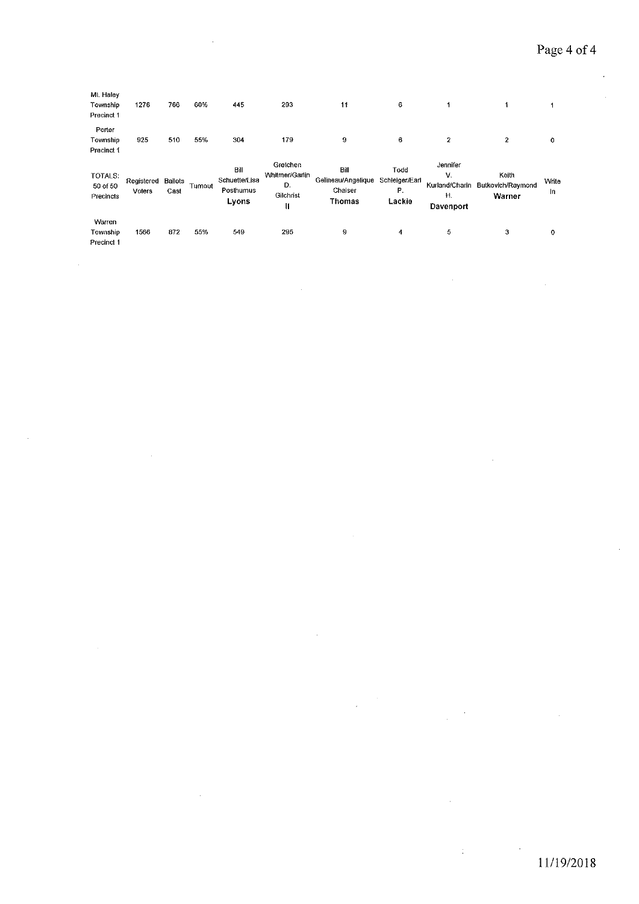| Mt. Haley Township Precinct 1 | 1276 | 766 | 60% | 445 | 293 | 11 | 6 | 1 | 1 | 1 |
|---|---|---|---|---|---|---|---|---|---|---|
| Porter Township Precinct 1 | 925 | 510 | 55% | 304 | 179 | 9 | 6 | 2 | 2 | 0 |
| TOTALS: 50 of 50 Precincts | Registered Voters | Ballots Cast | Turnout | Bill Schuette/Lisa Posthumus **Lyons** | Gretchen Whitmer/Garlin D. Gilchrist **II** | Bill Gelineau/Angelique Chaiser **Thomas** | Todd Schleiger/Earl P. **Lackie** | Jennifer V. Kurland/Charin H. **Davenport** | Keith Butkovich/Raymond **Warner** | Write In |
| Warren Township Precinct 1 | 1566 | 872 | 55% | 549 | 295 | 9 | 4 | 5 | 3 | 0 |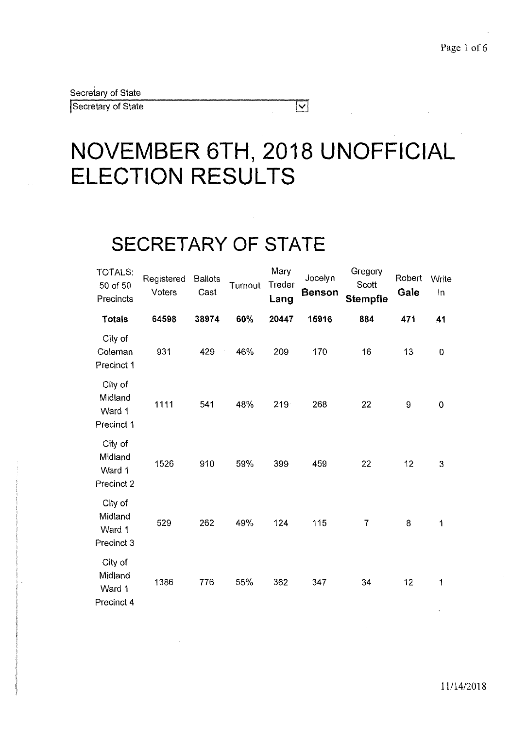Secretary of State

Secretary of State

# NOVEMBER 6TH, 2018 UNOFFICIAL ELECTION RESULTS

## SECRETARY OF STATE

| TOTALS: 50 of 50 Precincts | Registered Voters | Ballots Cast | Turnout | Mary Treder **Lang** | Jocelyn **Benson** | Gregory Scott **Stempfle** | Robert **Gale** | Write In |
|---|---|---|---|---|---|---|---|---|
| **Totals** | **64598** | **38974** | **60%** | **20447** | **15916** | **884** | **471** | **41** |
| City of Coleman Precinct 1 | 931 | 429 | 46% | 209 | 170 | 16 | 13 | 0 |
| City of Midland Ward 1 Precinct 1 | 1111 | 541 | 48% | 219 | 268 | 22 | 9 | 0 |
| City of Midland Ward 1 Precinct 2 | 1526 | 910 | 59% | 399 | 459 | 22 | 12 | 3 |
| City of Midland Ward 1 Precinct 3 | 529 | 262 | 49% | 124 | 115 | 7 | 8 | 1 |
| City of Midland Ward 1 Precinct 4 | 1386 | 776 | 55% | 362 | 347 | 34 | 12 | 1 |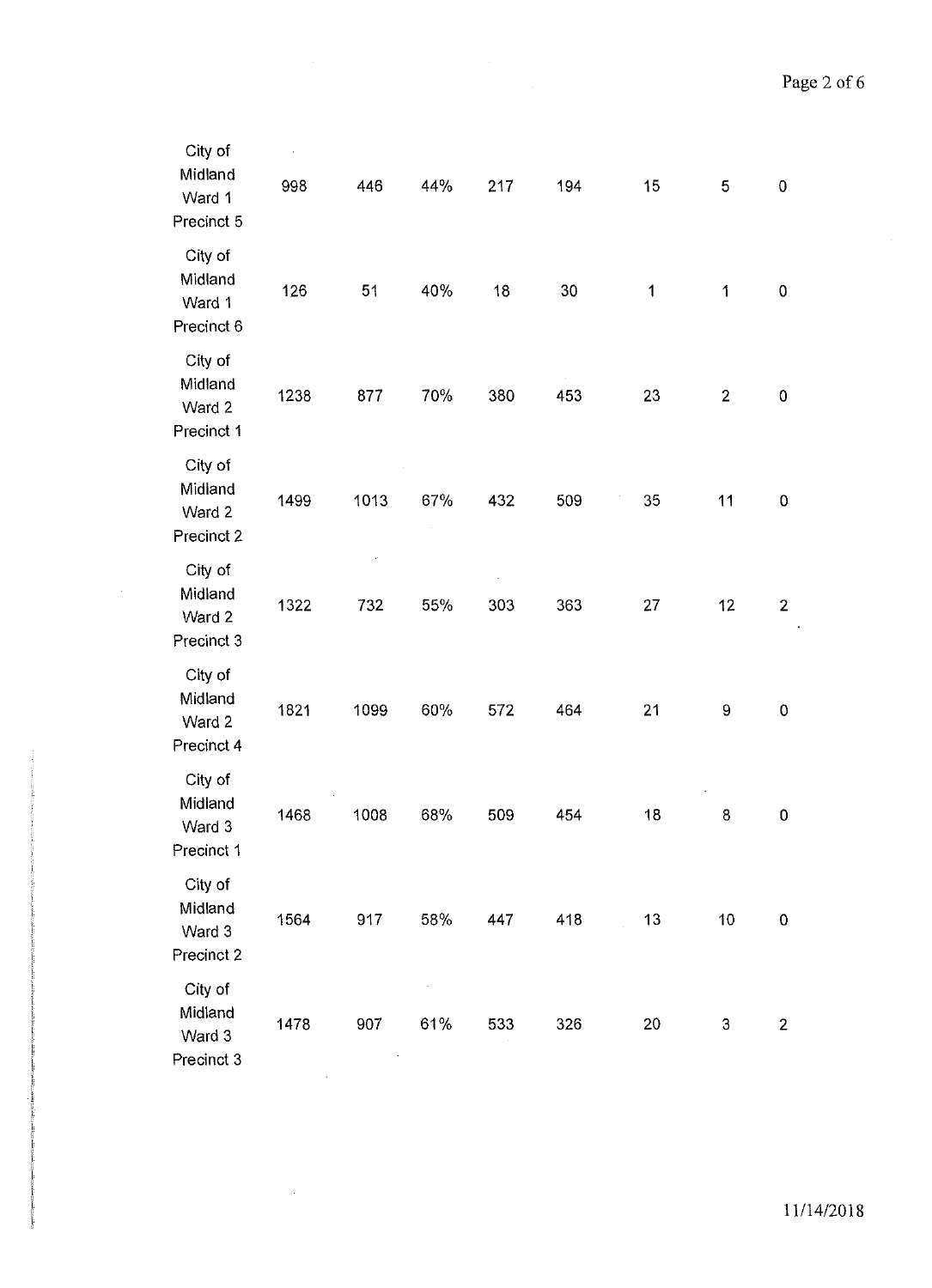| | | | | | | | | |
|---|---|---|---|---|---|---|---|---|
| City of Midland Ward 1 Precinct 5 | 998 | 446 | 44% | 217 | 194 | 15 | 5 | 0 |
| City of Midland Ward 1 Precinct 6 | 126 | 51 | 40% | 18 | 30 | 1 | 1 | 0 |
| City of Midland Ward 2 Precinct 1 | 1238 | 877 | 70% | 380 | 453 | 23 | 2 | 0 |
| City of Midland Ward 2 Precinct 2 | 1499 | 1013 | 67% | 432 | 509 | 35 | 11 | 0 |
| City of Midland Ward 2 Precinct 3 | 1322 | 732 | 55% | 303 | 363 | 27 | 12 | 2 |
| City of Midland Ward 2 Precinct 4 | 1821 | 1099 | 60% | 572 | 464 | 21 | 9 | 0 |
| City of Midland Ward 3 Precinct 1 | 1468 | 1008 | 68% | 509 | 454 | 18 | 8 | 0 |
| City of Midland Ward 3 Precinct 2 | 1564 | 917 | 58% | 447 | 418 | 13 | 10 | 0 |
| City of Midland Ward 3 Precinct 3 | 1478 | 907 | 61% | 533 | 326 | 20 | 3 | 2 |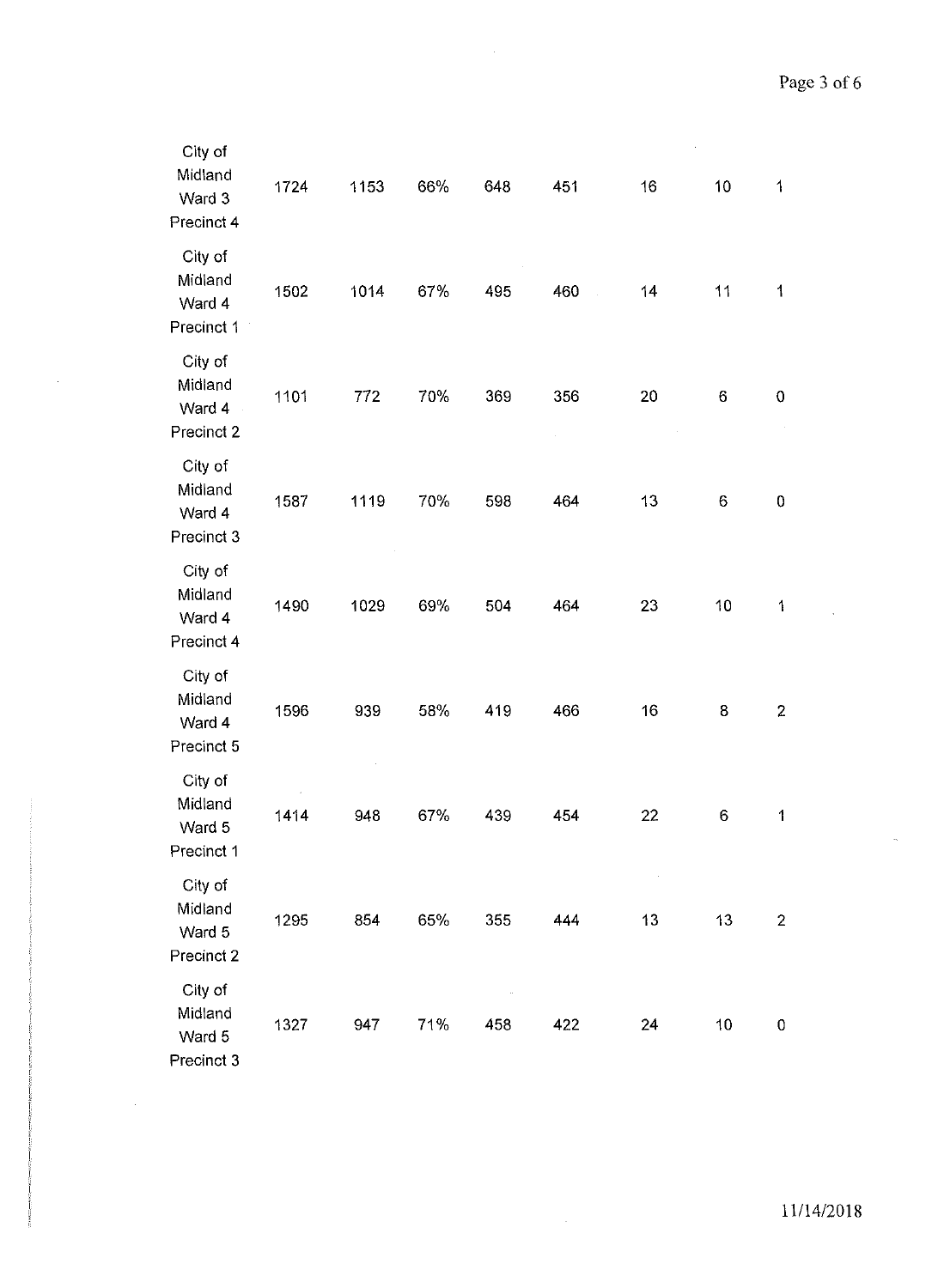| | | | | | | | | |
|---|---|---|---|---|---|---|---|---|
| City of Midland Ward 3 Precinct 4 | 1724 | 1153 | 66% | 648 | 451 | 16 | 10 | 1 |
| City of Midland Ward 4 Precinct 1 | 1502 | 1014 | 67% | 495 | 460 | 14 | 11 | 1 |
| City of Midland Ward 4 Precinct 2 | 1101 | 772 | 70% | 369 | 356 | 20 | 6 | 0 |
| City of Midland Ward 4 Precinct 3 | 1587 | 1119 | 70% | 598 | 464 | 13 | 6 | 0 |
| City of Midland Ward 4 Precinct 4 | 1490 | 1029 | 69% | 504 | 464 | 23 | 10 | 1 |
| City of Midland Ward 4 Precinct 5 | 1596 | 939 | 58% | 419 | 466 | 16 | 8 | 2 |
| City of Midland Ward 5 Precinct 1 | 1414 | 948 | 67% | 439 | 454 | 22 | 6 | 1 |
| City of Midland Ward 5 Precinct 2 | 1295 | 854 | 65% | 355 | 444 | 13 | 13 | 2 |
| City of Midland Ward 5 Precinct 3 | 1327 | 947 | 71% | 458 | 422 | 24 | 10 | 0 |

11/14/2018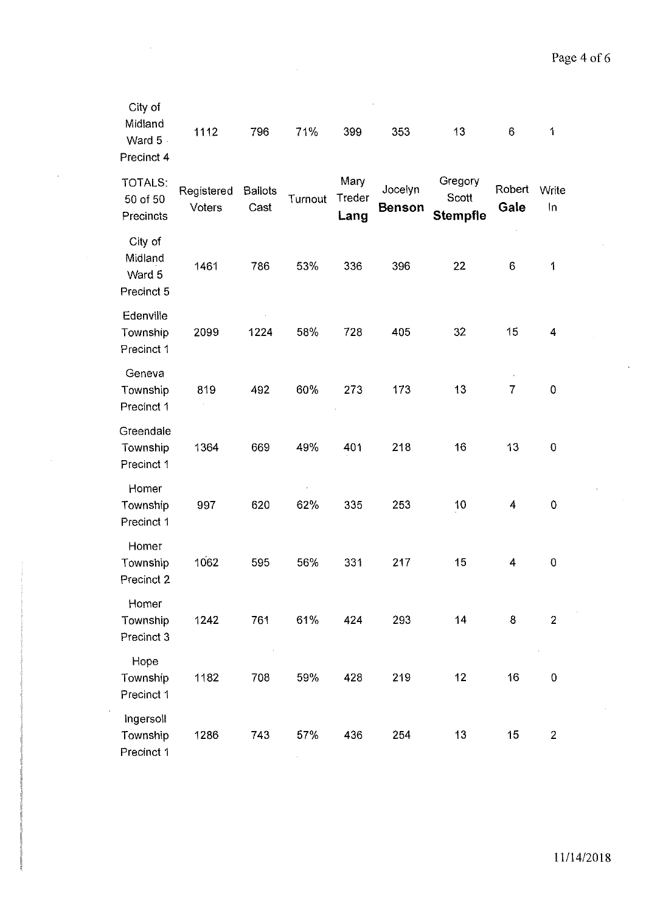| City of Midland Ward 5 Precinct 4 | 1112 | 796 | 71% | 399 | 353 | 13 | 6 | 1 |
|---|---|---|---|---|---|---|---|---|
| TOTALS: 50 of 50 Precincts | Registered Voters | Ballots Cast | Turnout | Mary Treder **Lang** | Jocelyn **Benson** | Gregory Scott **Stempfle** | Robert **Gale** | Write In |
| City of Midland Ward 5 Precinct 5 | 1461 | 786 | 53% | 336 | 396 | 22 | 6 | 1 |
| Edenville Township Precinct 1 | 2099 | 1224 | 58% | 728 | 405 | 32 | 15 | 4 |
| Geneva Township Precinct 1 | 819 | 492 | 60% | 273 | 173 | 13 | 7 | 0 |
| Greendale Township Precinct 1 | 1364 | 669 | 49% | 401 | 218 | 16 | 13 | 0 |
| Homer Township Precinct 1 | 997 | 620 | 62% | 335 | 253 | 10 | 4 | 0 |
| Homer Township Precinct 2 | 1062 | 595 | 56% | 331 | 217 | 15 | 4 | 0 |
| Homer Township Precinct 3 | 1242 | 761 | 61% | 424 | 293 | 14 | 8 | 2 |
| Hope Township Precinct 1 | 1182 | 708 | 59% | 428 | 219 | 12 | 16 | 0 |
| Ingersoll Township Precinct 1 | 1286 | 743 | 57% | 436 | 254 | 13 | 15 | 2 |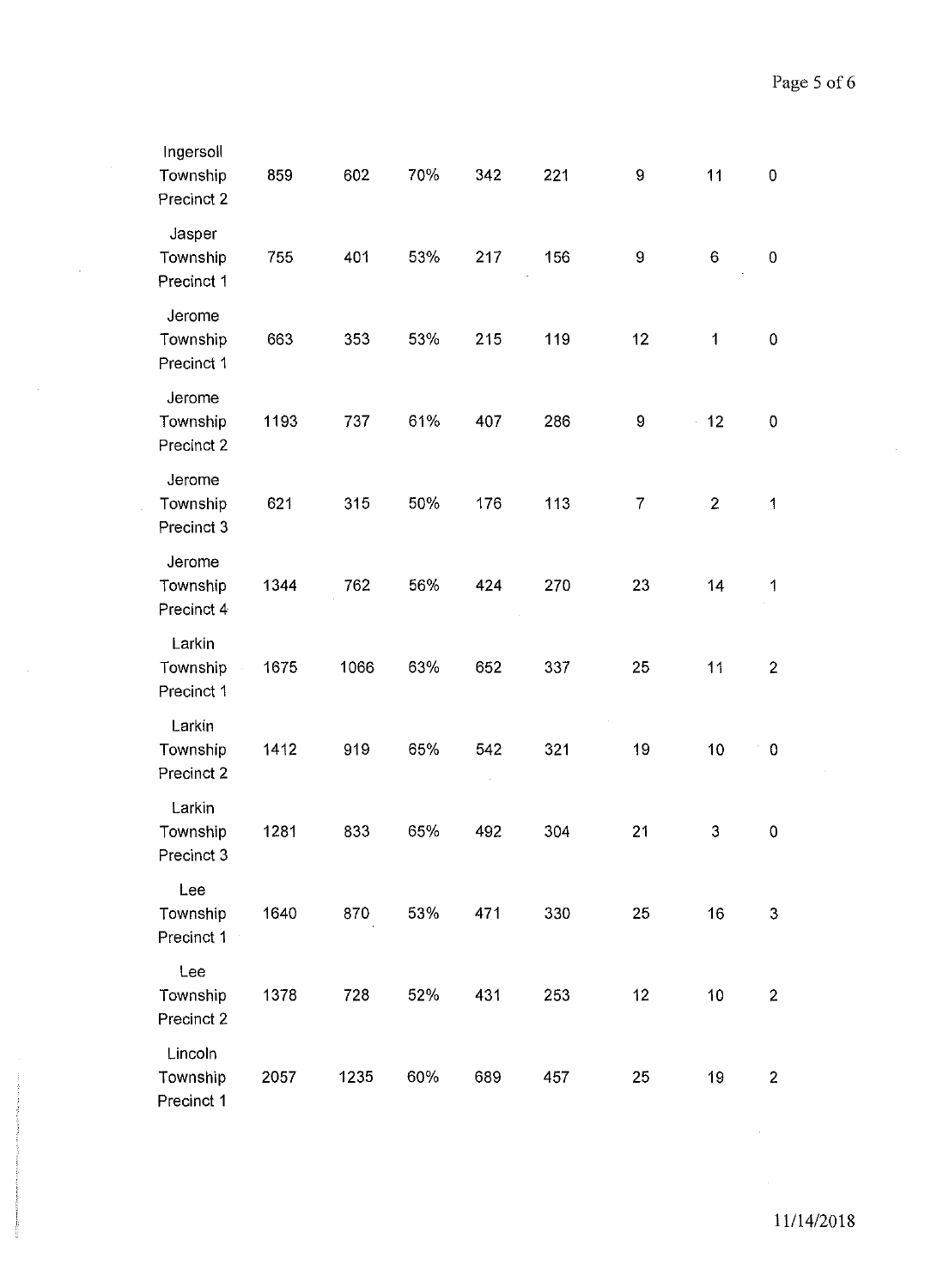| | | | | | | | | |
|---|---|---|---|---|---|---|---|---|
| Ingersoll Township Precinct 2 | 859 | 602 | 70% | 342 | 221 | 9 | 11 | 0 |
| Jasper Township Precinct 1 | 755 | 401 | 53% | 217 | 156 | 9 | 6 | 0 |
| Jerome Township Precinct 1 | 663 | 353 | 53% | 215 | 119 | 12 | 1 | 0 |
| Jerome Township Precinct 2 | 1193 | 737 | 61% | 407 | 286 | 9 | 12 | 0 |
| Jerome Township Precinct 3 | 621 | 315 | 50% | 176 | 113 | 7 | 2 | 1 |
| Jerome Township Precinct 4 | 1344 | 762 | 56% | 424 | 270 | 23 | 14 | 1 |
| Larkin Township Precinct 1 | 1675 | 1066 | 63% | 652 | 337 | 25 | 11 | 2 |
| Larkin Township Precinct 2 | 1412 | 919 | 65% | 542 | 321 | 19 | 10 | 0 |
| Larkin Township Precinct 3 | 1281 | 833 | 65% | 492 | 304 | 21 | 3 | 0 |
| Lee Township Precinct 1 | 1640 | 870 | 53% | 471 | 330 | 25 | 16 | 3 |
| Lee Township Precinct 2 | 1378 | 728 | 52% | 431 | 253 | 12 | 10 | 2 |
| Lincoln Township Precinct 1 | 2057 | 1235 | 60% | 689 | 457 | 25 | 19 | 2 |

11/14/2018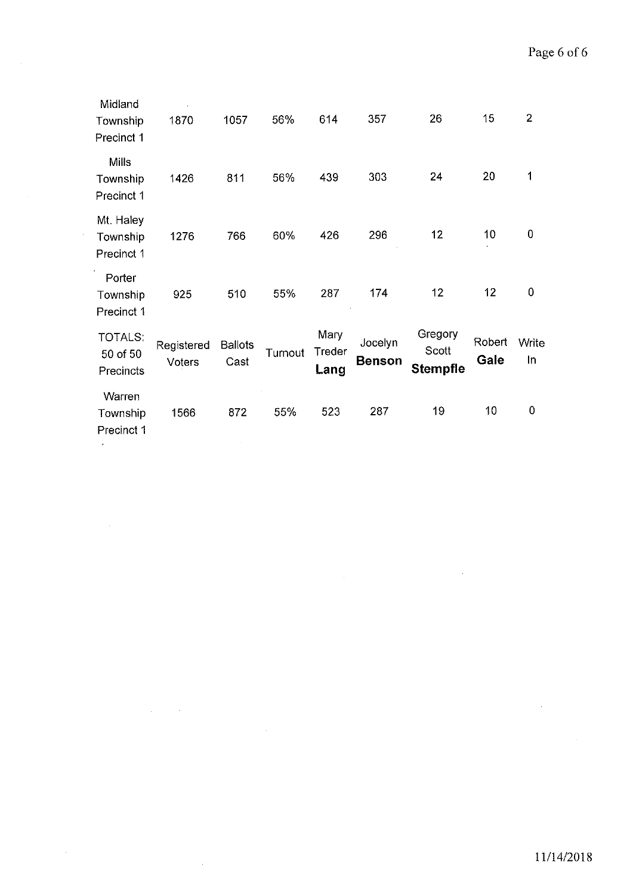| | | | | | | | | |
|---|---|---|---|---|---|---|---|---|
| Midland Township Precinct 1 | 1870 | 1057 | 56% | 614 | 357 | 26 | 15 | 2 |
| Mills Township Precinct 1 | 1426 | 811 | 56% | 439 | 303 | 24 | 20 | 1 |
| Mt. Haley Township Precinct 1 | 1276 | 766 | 60% | 426 | 296 | 12 | 10 | 0 |
| Porter Township Precinct 1 | 925 | 510 | 55% | 287 | 174 | 12 | 12 | 0 |
| TOTALS: 50 of 50 Precincts | Registered Voters | Ballots Cast | Turnout | Mary Treder **Lang** | Jocelyn **Benson** | Gregory Scott **Stempfle** | Robert **Gale** | Write In |
| Warren Township Precinct 1 | 1566 | 872 | 55% | 523 | 287 | 19 | 10 | 0 |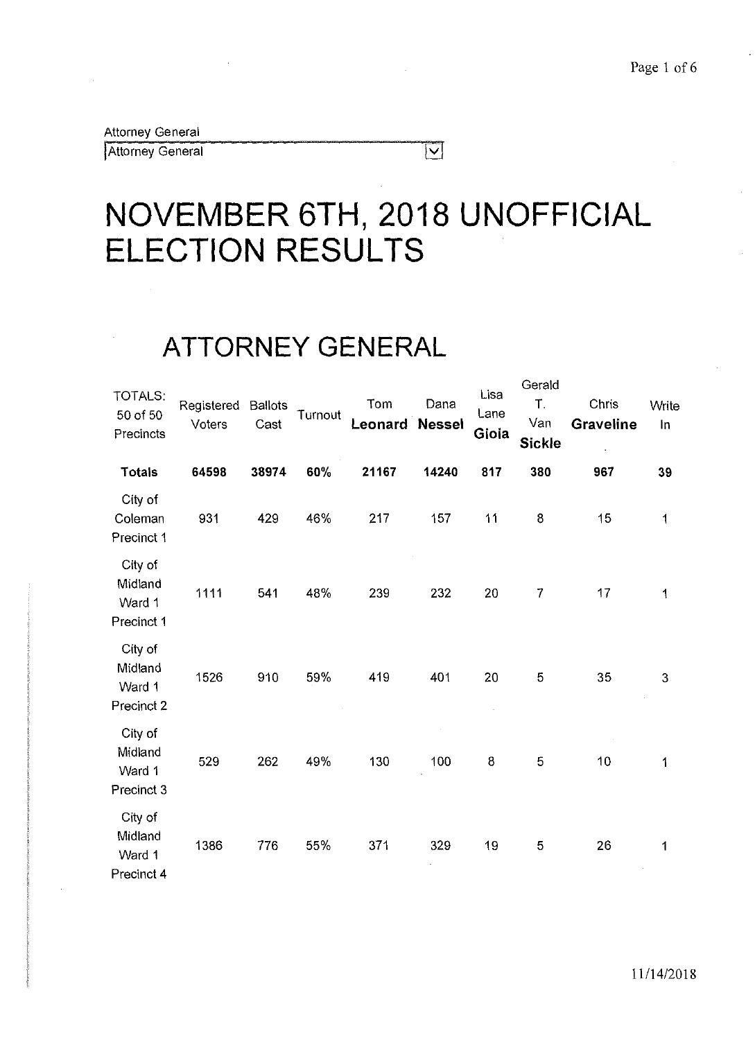Attorney General

Attorney General

# NOVEMBER 6TH, 2018 UNOFFICIAL ELECTION RESULTS

## ATTORNEY GENERAL

| TOTALS: 50 of 50 Precincts | Registered Voters | Ballots Cast | Turnout | Tom **Leonard** | Dana **Nessel** | Lisa Lane **Gioia** | Gerald T. Van **Sickle** | Chris **Graveline** | Write In |
|---|---|---|---|---|---|---|---|---|---|
| **Totals** | **64598** | **38974** | **60%** | **21167** | **14240** | **817** | **380** | **967** | **39** |
| City of Coleman Precinct 1 | 931 | 429 | 46% | 217 | 157 | 11 | 8 | 15 | 1 |
| City of Midland Ward 1 Precinct 1 | 1111 | 541 | 48% | 239 | 232 | 20 | 7 | 17 | 1 |
| City of Midland Ward 1 Precinct 2 | 1526 | 910 | 59% | 419 | 401 | 20 | 5 | 35 | 3 |
| City of Midland Ward 1 Precinct 3 | 529 | 262 | 49% | 130 | 100 | 8 | 5 | 10 | 1 |
| City of Midland Ward 1 Precinct 4 | 1386 | 776 | 55% | 371 | 329 | 19 | 5 | 26 | 1 |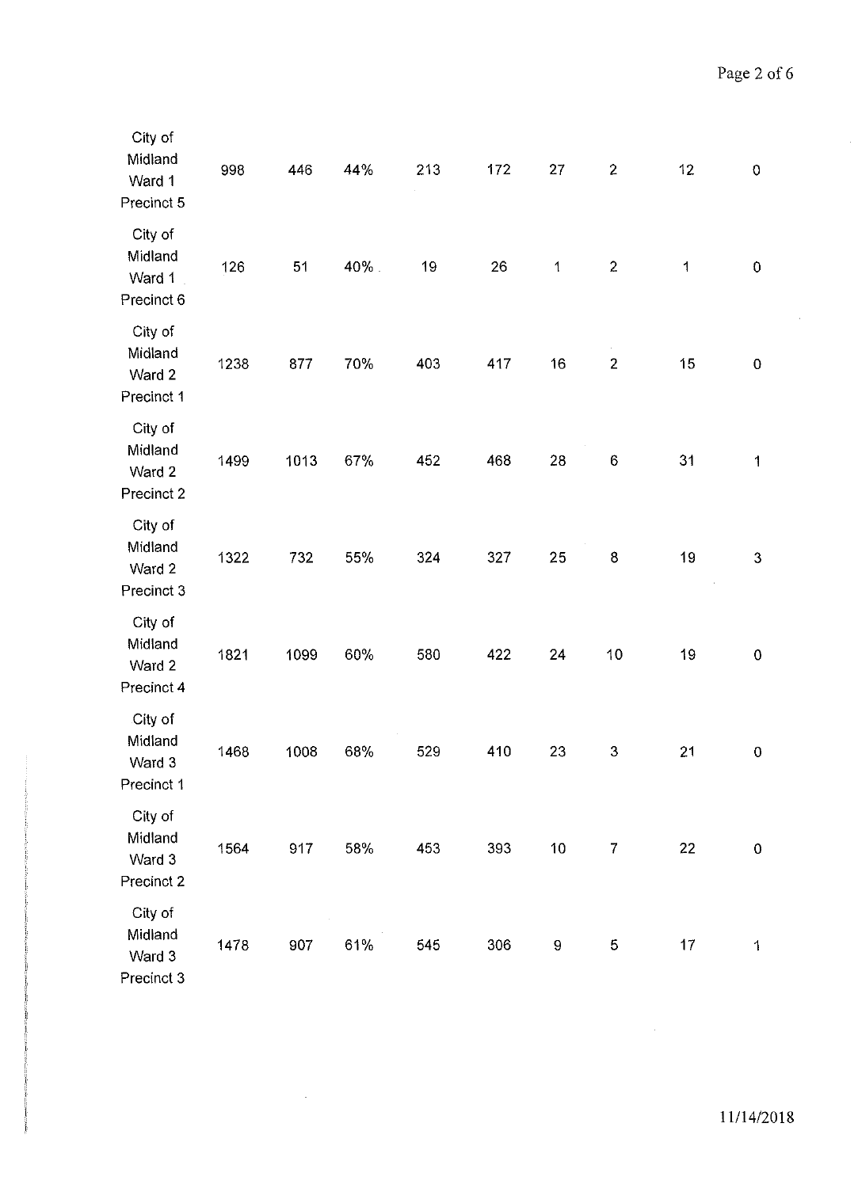| | | | | | | | | | |
|---|---|---|---|---|---|---|---|---|---|
| City of Midland Ward 1 Precinct 5 | 998 | 446 | 44% | 213 | 172 | 27 | 2 | 12 | 0 |
| City of Midland Ward 1 Precinct 6 | 126 | 51 | 40% | 19 | 26 | 1 | 2 | 1 | 0 |
| City of Midland Ward 2 Precinct 1 | 1238 | 877 | 70% | 403 | 417 | 16 | 2 | 15 | 0 |
| City of Midland Ward 2 Precinct 2 | 1499 | 1013 | 67% | 452 | 468 | 28 | 6 | 31 | 1 |
| City of Midland Ward 2 Precinct 3 | 1322 | 732 | 55% | 324 | 327 | 25 | 8 | 19 | 3 |
| City of Midland Ward 2 Precinct 4 | 1821 | 1099 | 60% | 580 | 422 | 24 | 10 | 19 | 0 |
| City of Midland Ward 3 Precinct 1 | 1468 | 1008 | 68% | 529 | 410 | 23 | 3 | 21 | 0 |
| City of Midland Ward 3 Precinct 2 | 1564 | 917 | 58% | 453 | 393 | 10 | 7 | 22 | 0 |
| City of Midland Ward 3 Precinct 3 | 1478 | 907 | 61% | 545 | 306 | 9 | 5 | 17 | 1 |

11/14/2018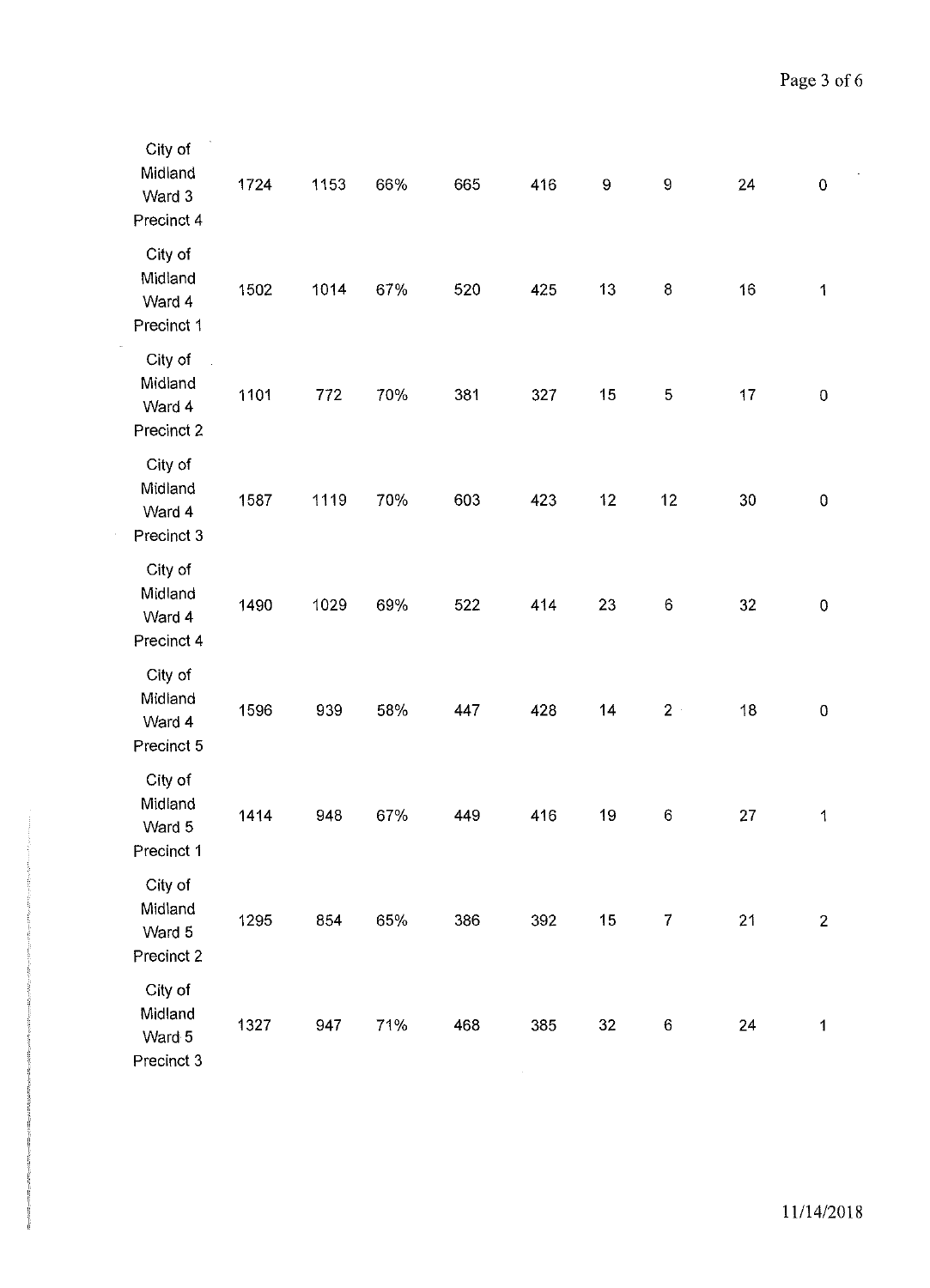| | | | | | | | | | |
|---|---|---|---|---|---|---|---|---|---|
| City of Midland Ward 3 Precinct 4 | 1724 | 1153 | 66% | 665 | 416 | 9 | 9 | 24 | 0 |
| City of Midland Ward 4 Precinct 1 | 1502 | 1014 | 67% | 520 | 425 | 13 | 8 | 16 | 1 |
| City of Midland Ward 4 Precinct 2 | 1101 | 772 | 70% | 381 | 327 | 15 | 5 | 17 | 0 |
| City of Midland Ward 4 Precinct 3 | 1587 | 1119 | 70% | 603 | 423 | 12 | 12 | 30 | 0 |
| City of Midland Ward 4 Precinct 4 | 1490 | 1029 | 69% | 522 | 414 | 23 | 6 | 32 | 0 |
| City of Midland Ward 4 Precinct 5 | 1596 | 939 | 58% | 447 | 428 | 14 | 2 | 18 | 0 |
| City of Midland Ward 5 Precinct 1 | 1414 | 948 | 67% | 449 | 416 | 19 | 6 | 27 | 1 |
| City of Midland Ward 5 Precinct 2 | 1295 | 854 | 65% | 386 | 392 | 15 | 7 | 21 | 2 |
| City of Midland Ward 5 Precinct 3 | 1327 | 947 | 71% | 468 | 385 | 32 | 6 | 24 | 1 |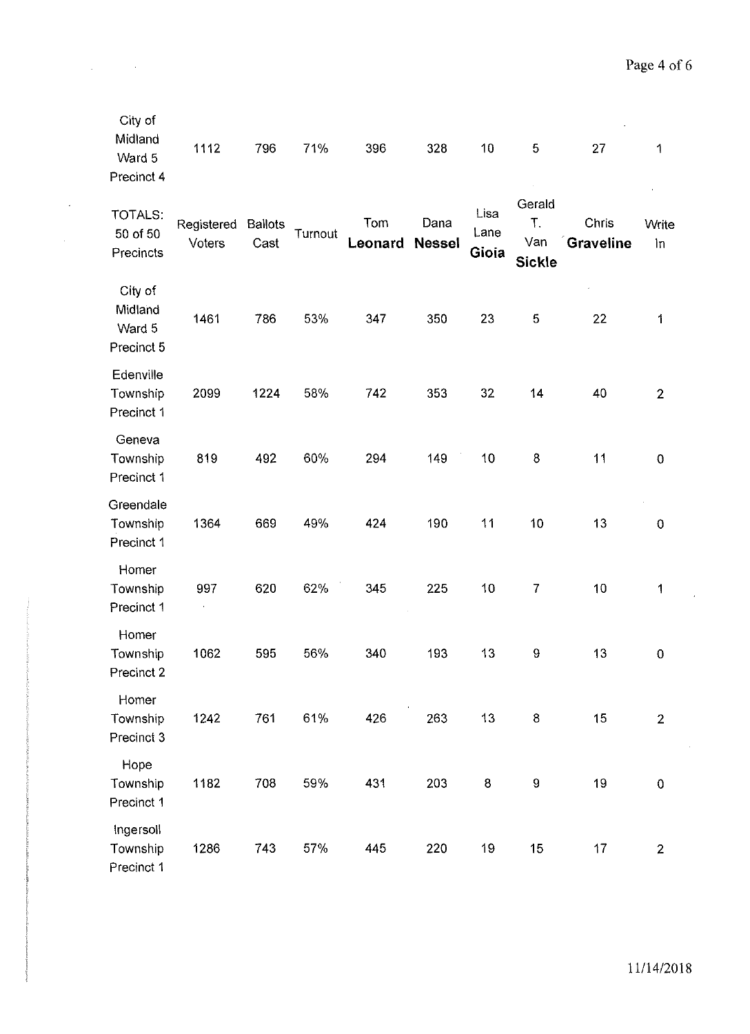| City of Midland Ward 5 Precinct 4 | 1112 | 796 | 71% | 396 | 328 | 10 | 5 | 27 | 1 |
|---|---|---|---|---|---|---|---|---|---|
| TOTALS: 50 of 50 Precincts | Registered Voters | Ballots Cast | Turnout | Tom **Leonard** | Dana **Nessel** | Lisa Lane **Gioia** | Gerald T. Van **Sickle** | Chris **Graveline** | Write In |
| City of Midland Ward 5 Precinct 5 | 1461 | 786 | 53% | 347 | 350 | 23 | 5 | 22 | 1 |
| Edenville Township Precinct 1 | 2099 | 1224 | 58% | 742 | 353 | 32 | 14 | 40 | 2 |
| Geneva Township Precinct 1 | 819 | 492 | 60% | 294 | 149 | 10 | 8 | 11 | 0 |
| Greendale Township Precinct 1 | 1364 | 669 | 49% | 424 | 190 | 11 | 10 | 13 | 0 |
| Homer Township Precinct 1 | 997 | 620 | 62% | 345 | 225 | 10 | 7 | 10 | 1 |
| Homer Township Precinct 2 | 1062 | 595 | 56% | 340 | 193 | 13 | 9 | 13 | 0 |
| Homer Township Precinct 3 | 1242 | 761 | 61% | 426 | 263 | 13 | 8 | 15 | 2 |
| Hope Township Precinct 1 | 1182 | 708 | 59% | 431 | 203 | 8 | 9 | 19 | 0 |
| Ingersoll Township Precinct 1 | 1286 | 743 | 57% | 445 | 220 | 19 | 15 | 17 | 2 |

11/14/2018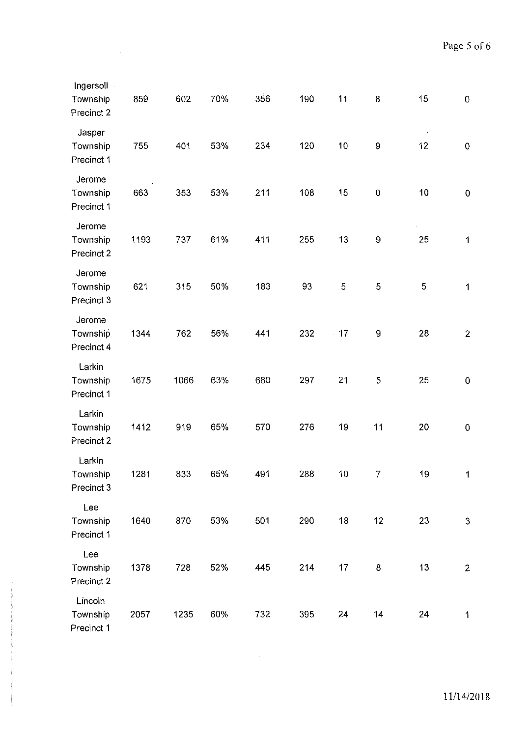| | | | | | | | | | |
|---|---|---|---|---|---|---|---|---|---|
| Ingersoll Township Precinct 2 | 859 | 602 | 70% | 356 | 190 | 11 | 8 | 15 | 0 |
| Jasper Township Precinct 1 | 755 | 401 | 53% | 234 | 120 | 10 | 9 | 12 | 0 |
| Jerome Township Precinct 1 | 663 | 353 | 53% | 211 | 108 | 15 | 0 | 10 | 0 |
| Jerome Township Precinct 2 | 1193 | 737 | 61% | 411 | 255 | 13 | 9 | 25 | 1 |
| Jerome Township Precinct 3 | 621 | 315 | 50% | 183 | 93 | 5 | 5 | 5 | 1 |
| Jerome Township Precinct 4 | 1344 | 762 | 56% | 441 | 232 | 17 | 9 | 28 | 2 |
| Larkin Township Precinct 1 | 1675 | 1066 | 63% | 680 | 297 | 21 | 5 | 25 | 0 |
| Larkin Township Precinct 2 | 1412 | 919 | 65% | 570 | 276 | 19 | 11 | 20 | 0 |
| Larkin Township Precinct 3 | 1281 | 833 | 65% | 491 | 288 | 10 | 7 | 19 | 1 |
| Lee Township Precinct 1 | 1640 | 870 | 53% | 501 | 290 | 18 | 12 | 23 | 3 |
| Lee Township Precinct 2 | 1378 | 728 | 52% | 445 | 214 | 17 | 8 | 13 | 2 |
| Lincoln Township Precinct 1 | 2057 | 1235 | 60% | 732 | 395 | 24 | 14 | 24 | 1 |

11/14/2018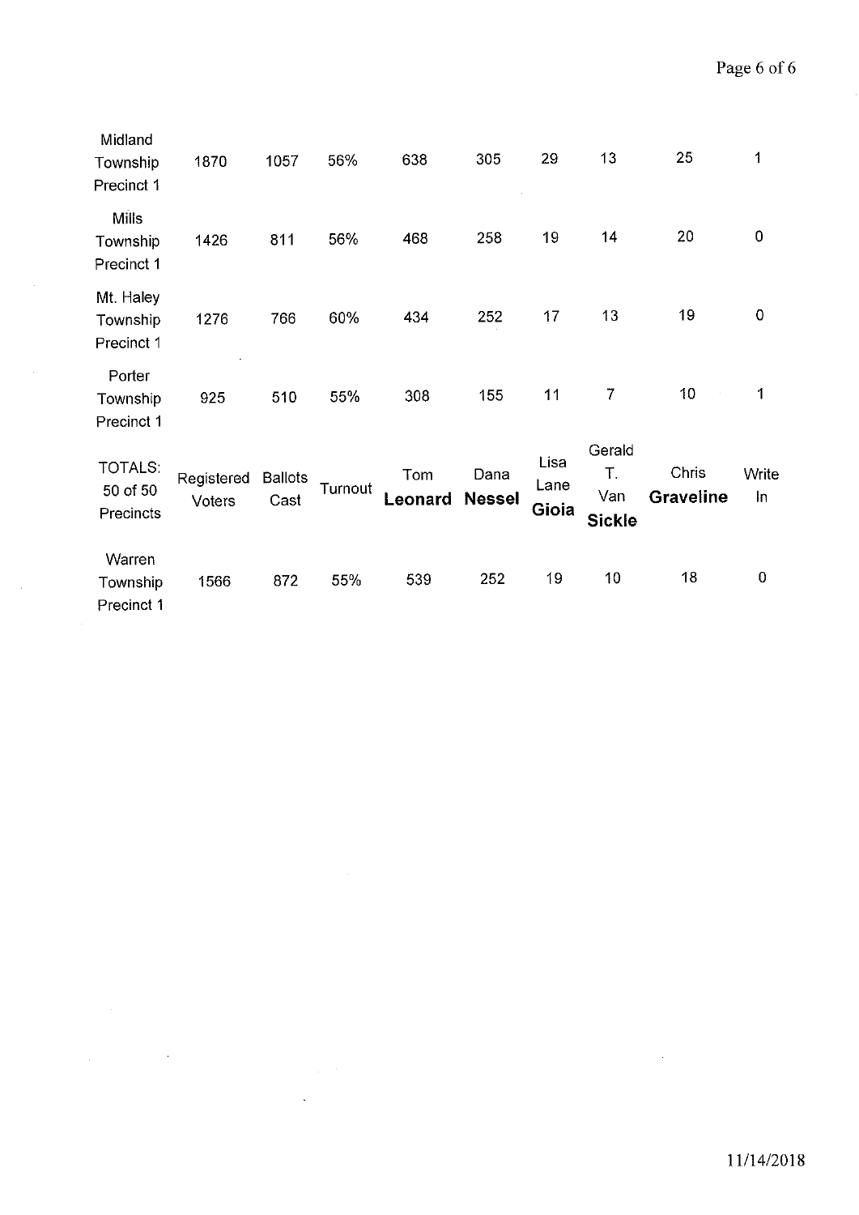| | | | | | | | | | |
|---|---|---|---|---|---|---|---|---|---|
| Midland Township Precinct 1 | 1870 | 1057 | 56% | 638 | 305 | 29 | 13 | 25 | 1 |
| Mills Township Precinct 1 | 1426 | 811 | 56% | 468 | 258 | 19 | 14 | 20 | 0 |
| Mt. Haley Township Precinct 1 | 1276 | 766 | 60% | 434 | 252 | 17 | 13 | 19 | 0 |
| Porter Township Precinct 1 | 925 | 510 | 55% | 308 | 155 | 11 | 7 | 10 | 1 |
| TOTALS: 50 of 50 Precincts | Registered Voters | Ballots Cast | Turnout | Tom **Leonard** | Dana **Nessel** | Lisa Lane **Gioia** | Gerald T. Van **Sickle** | Chris **Graveline** | Write In |
| Warren Township Precinct 1 | 1566 | 872 | 55% | 539 | 252 | 19 | 10 | 18 | 0 |

11/14/2018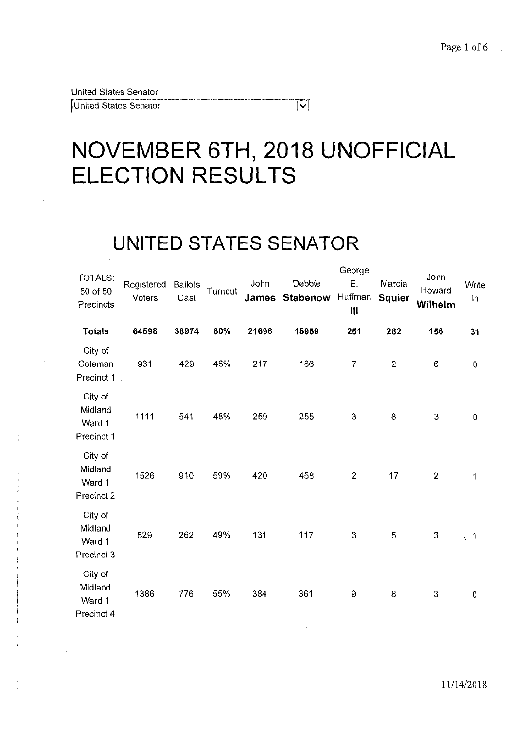United States Senator

United States Senator

# NOVEMBER 6TH, 2018 UNOFFICIAL ELECTION RESULTS

## UNITED STATES SENATOR

| TOTALS: 50 of 50 Precincts | Registered Voters | Ballots Cast | Turnout | John **James** | Debbie **Stabenow** | George E. Huffman III | Marcia **Squier** | John Howard **Wilhelm** | Write In |
|---|---|---|---|---|---|---|---|---|---|
| **Totals** | **64598** | **38974** | **60%** | **21696** | **15959** | **251** | **282** | **156** | **31** |
| City of Coleman Precinct 1 | 931 | 429 | 46% | 217 | 186 | 7 | 2 | 6 | 0 |
| City of Midland Ward 1 Precinct 1 | 1111 | 541 | 48% | 259 | 255 | 3 | 8 | 3 | 0 |
| City of Midland Ward 1 Precinct 2 | 1526 | 910 | 59% | 420 | 458 | 2 | 17 | 2 | 1 |
| City of Midland Ward 1 Precinct 3 | 529 | 262 | 49% | 131 | 117 | 3 | 5 | 3 | 1 |
| City of Midland Ward 1 Precinct 4 | 1386 | 776 | 55% | 384 | 361 | 9 | 8 | 3 | 0 |

11/14/2018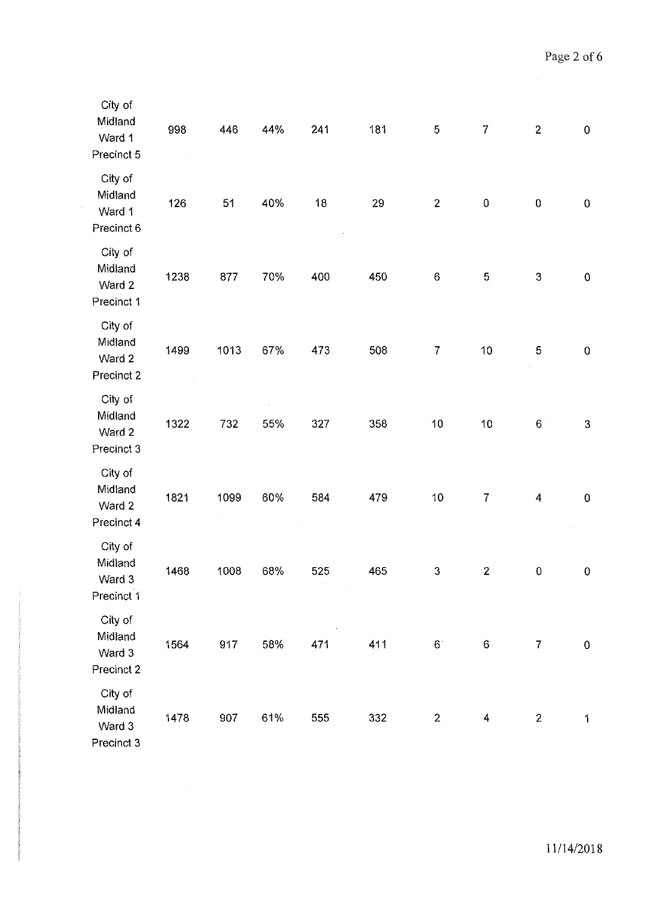| | | | | | | | | | |
|---|---|---|---|---|---|---|---|---|---|
| City of Midland Ward 1 Precinct 5 | 998 | 446 | 44% | 241 | 181 | 5 | 7 | 2 | 0 |
| City of Midland Ward 1 Precinct 6 | 126 | 51 | 40% | 18 | 29 | 2 | 0 | 0 | 0 |
| City of Midland Ward 2 Precinct 1 | 1238 | 877 | 70% | 400 | 450 | 6 | 5 | 3 | 0 |
| City of Midland Ward 2 Precinct 2 | 1499 | 1013 | 67% | 473 | 508 | 7 | 10 | 5 | 0 |
| City of Midland Ward 2 Precinct 3 | 1322 | 732 | 55% | 327 | 358 | 10 | 10 | 6 | 3 |
| City of Midland Ward 2 Precinct 4 | 1821 | 1099 | 60% | 584 | 479 | 10 | 7 | 4 | 0 |
| City of Midland Ward 3 Precinct 1 | 1468 | 1008 | 68% | 525 | 465 | 3 | 2 | 0 | 0 |
| City of Midland Ward 3 Precinct 2 | 1564 | 917 | 58% | 471 | 411 | 6 | 6 | 7 | 0 |
| City of Midland Ward 3 Precinct 3 | 1478 | 907 | 61% | 555 | 332 | 2 | 4 | 2 | 1 |

11/14/2018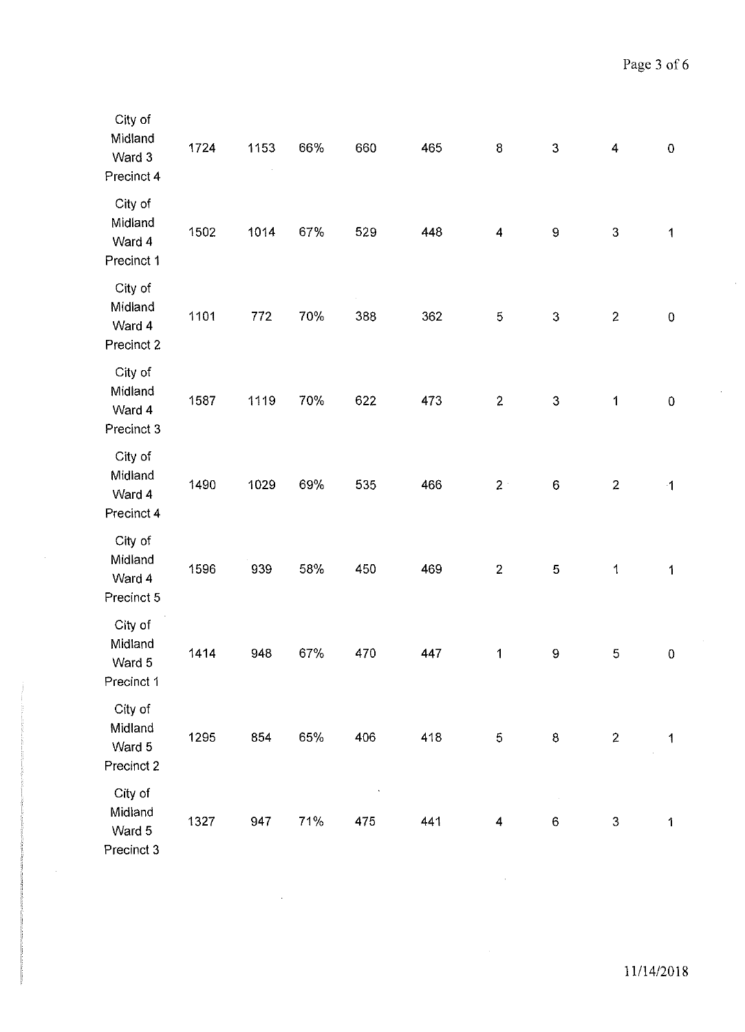| | | | | | | | | | |
|---|---|---|---|---|---|---|---|---|---|
| City of Midland Ward 3 Precinct 4 | 1724 | 1153 | 66% | 660 | 465 | 8 | 3 | 4 | 0 |
| City of Midland Ward 4 Precinct 1 | 1502 | 1014 | 67% | 529 | 448 | 4 | 9 | 3 | 1 |
| City of Midland Ward 4 Precinct 2 | 1101 | 772 | 70% | 388 | 362 | 5 | 3 | 2 | 0 |
| City of Midland Ward 4 Precinct 3 | 1587 | 1119 | 70% | 622 | 473 | 2 | 3 | 1 | 0 |
| City of Midland Ward 4 Precinct 4 | 1490 | 1029 | 69% | 535 | 466 | 2 | 6 | 2 | 1 |
| City of Midland Ward 4 Precinct 5 | 1596 | 939 | 58% | 450 | 469 | 2 | 5 | 1 | 1 |
| City of Midland Ward 5 Precinct 1 | 1414 | 948 | 67% | 470 | 447 | 1 | 9 | 5 | 0 |
| City of Midland Ward 5 Precinct 2 | 1295 | 854 | 65% | 406 | 418 | 5 | 8 | 2 | 1 |
| City of Midland Ward 5 Precinct 3 | 1327 | 947 | 71% | 475 | 441 | 4 | 6 | 3 | 1 |

11/14/2018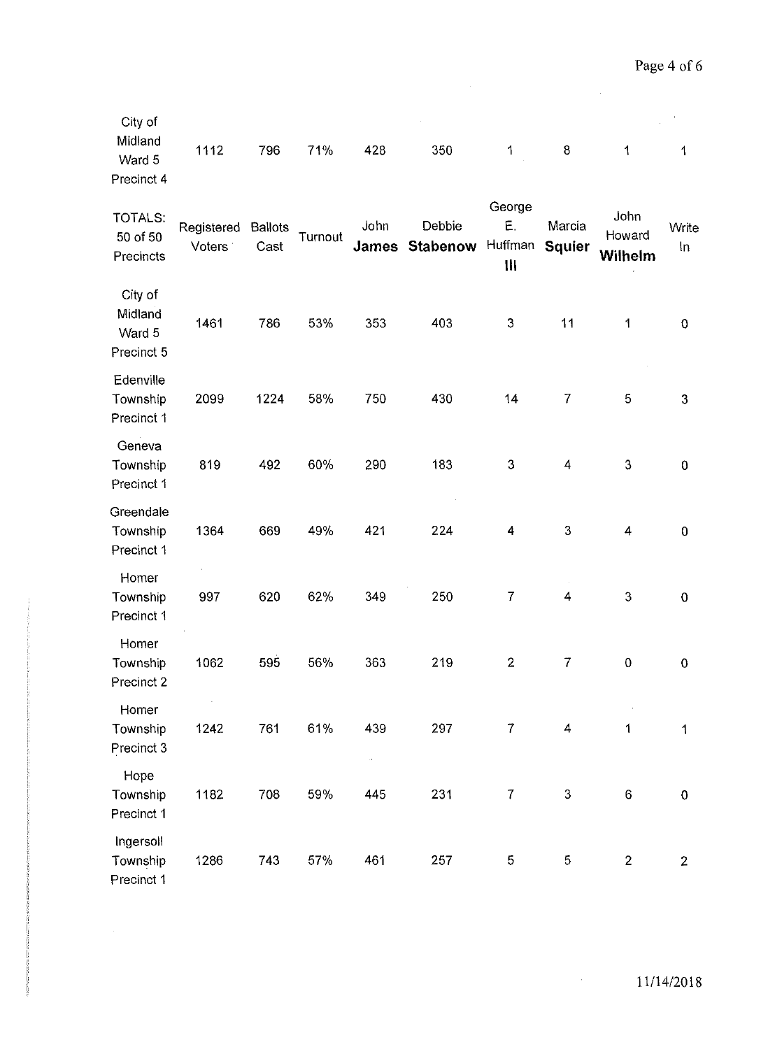| City of Midland Ward 5 Precinct 4 | 1112 | 796 | 71% | 428 | 350 | 1 | 8 | 1 | 1 |
|---|---|---|---|---|---|---|---|---|---|
| TOTALS: 50 of 50 Precincts | Registered Voters | Ballots Cast | Turnout | John **James** | Debbie **Stabenow** | George E. Huffman III | Marcia **Squier** | John Howard **Wilhelm** | Write In |
| City of Midland Ward 5 Precinct 5 | 1461 | 786 | 53% | 353 | 403 | 3 | 11 | 1 | 0 |
| Edenville Township Precinct 1 | 2099 | 1224 | 58% | 750 | 430 | 14 | 7 | 5 | 3 |
| Geneva Township Precinct 1 | 819 | 492 | 60% | 290 | 183 | 3 | 4 | 3 | 0 |
| Greendale Township Precinct 1 | 1364 | 669 | 49% | 421 | 224 | 4 | 3 | 4 | 0 |
| Homer Township Precinct 1 | 997 | 620 | 62% | 349 | 250 | 7 | 4 | 3 | 0 |
| Homer Township Precinct 2 | 1062 | 595 | 56% | 363 | 219 | 2 | 7 | 0 | 0 |
| Homer Township Precinct 3 | 1242 | 761 | 61% | 439 | 297 | 7 | 4 | 1 | 1 |
| Hope Township Precinct 1 | 1182 | 708 | 59% | 445 | 231 | 7 | 3 | 6 | 0 |
| Ingersoll Township Precinct 1 | 1286 | 743 | 57% | 461 | 257 | 5 | 5 | 2 | 2 |

11/14/2018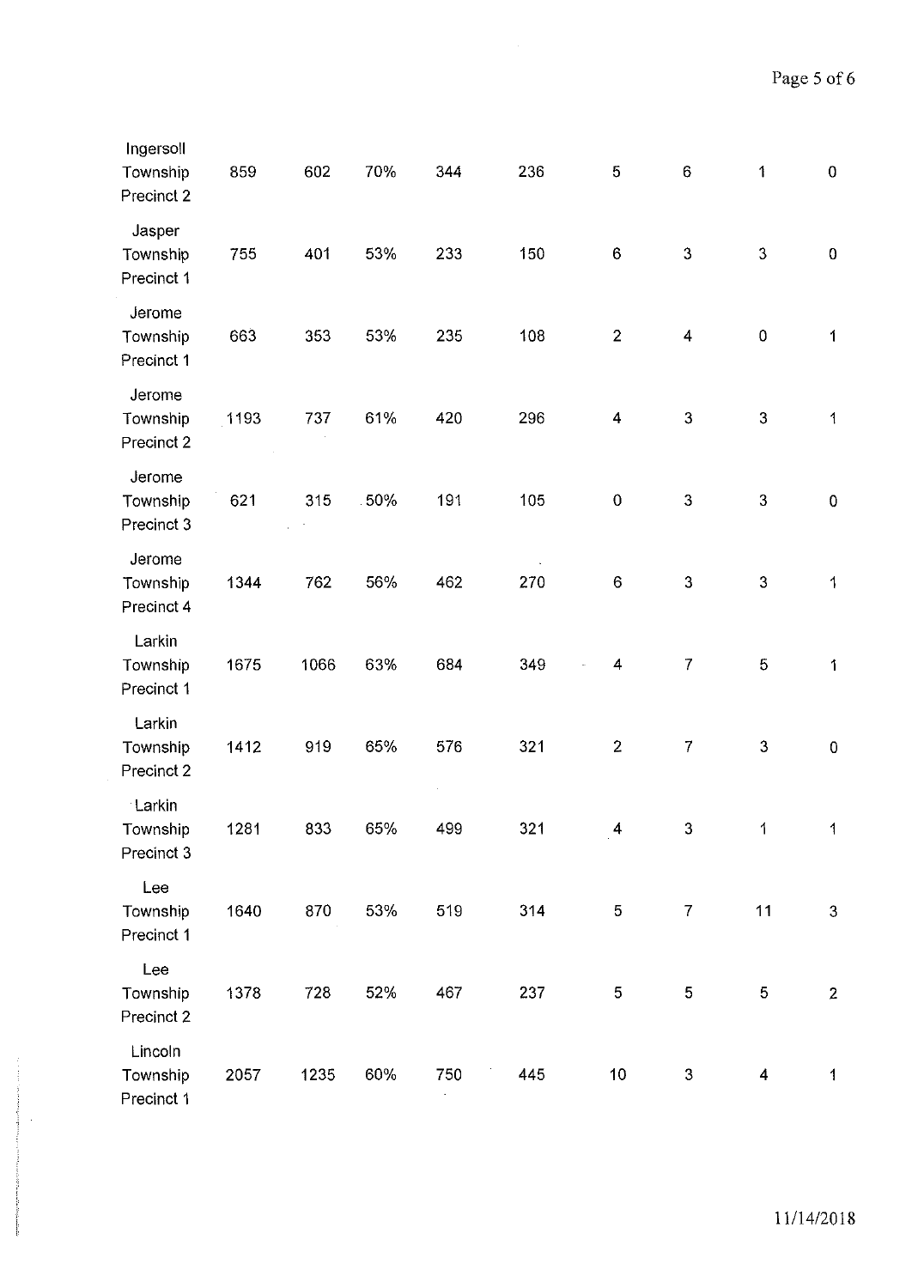| | | | | | | | | | |
|---|---|---|---|---|---|---|---|---|---|
| Ingersoll Township Precinct 2 | 859 | 602 | 70% | 344 | 236 | 5 | 6 | 1 | 0 |
| Jasper Township Precinct 1 | 755 | 401 | 53% | 233 | 150 | 6 | 3 | 3 | 0 |
| Jerome Township Precinct 1 | 663 | 353 | 53% | 235 | 108 | 2 | 4 | 0 | 1 |
| Jerome Township Precinct 2 | 1193 | 737 | 61% | 420 | 296 | 4 | 3 | 3 | 1 |
| Jerome Township Precinct 3 | 621 | 315 | 50% | 191 | 105 | 0 | 3 | 3 | 0 |
| Jerome Township Precinct 4 | 1344 | 762 | 56% | 462 | 270 | 6 | 3 | 3 | 1 |
| Larkin Township Precinct 1 | 1675 | 1066 | 63% | 684 | 349 | 4 | 7 | 5 | 1 |
| Larkin Township Precinct 2 | 1412 | 919 | 65% | 576 | 321 | 2 | 7 | 3 | 0 |
| Larkin Township Precinct 3 | 1281 | 833 | 65% | 499 | 321 | 4 | 3 | 1 | 1 |
| Lee Township Precinct 1 | 1640 | 870 | 53% | 519 | 314 | 5 | 7 | 11 | 3 |
| Lee Township Precinct 2 | 1378 | 728 | 52% | 467 | 237 | 5 | 5 | 5 | 2 |
| Lincoln Township Precinct 1 | 2057 | 1235 | 60% | 750 | 445 | 10 | 3 | 4 | 1 |

11/14/2018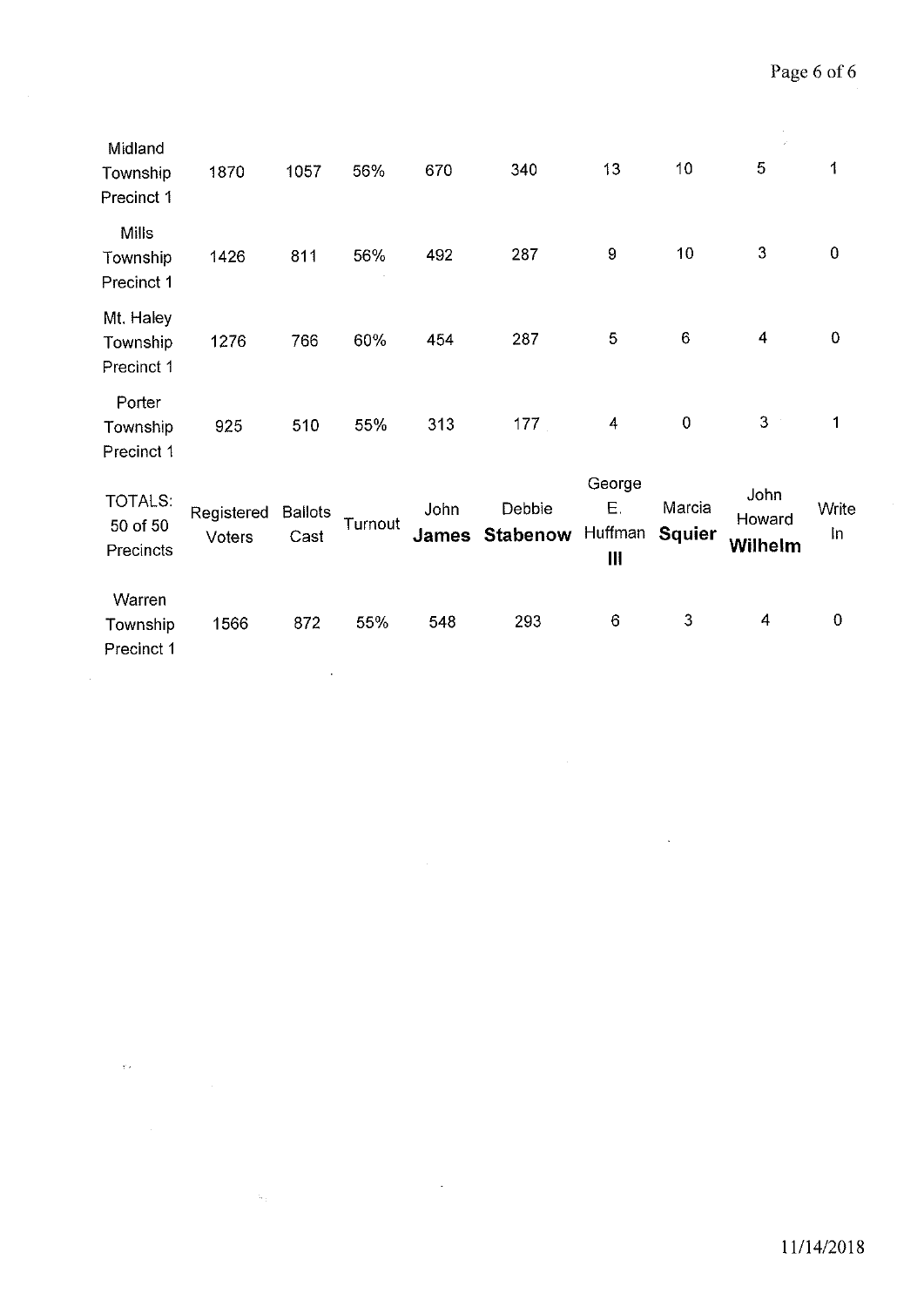| Midland Township Precinct 1 | 1870 | 1057 | 56% | 670 | 340 | 13 | 10 | 5 | 1 |
|---|---|---|---|---|---|---|---|---|---|
| Mills Township Precinct 1 | 1426 | 811 | 56% | 492 | 287 | 9 | 10 | 3 | 0 |
| Mt. Haley Township Precinct 1 | 1276 | 766 | 60% | 454 | 287 | 5 | 6 | 4 | 0 |
| Porter Township Precinct 1 | 925 | 510 | 55% | 313 | 177 | 4 | 0 | 3 | 1 |
| TOTALS: 50 of 50 Precincts | Registered Voters | Ballots Cast | Turnout | John **James** | Debbie **Stabenow** | George E. Huffman **III** | Marcia **Squier** | John Howard **Wilhelm** | Write In |
| Warren Township Precinct 1 | 1566 | 872 | 55% | 548 | 293 | 6 | 3 | 4 | 0 |

11/14/2018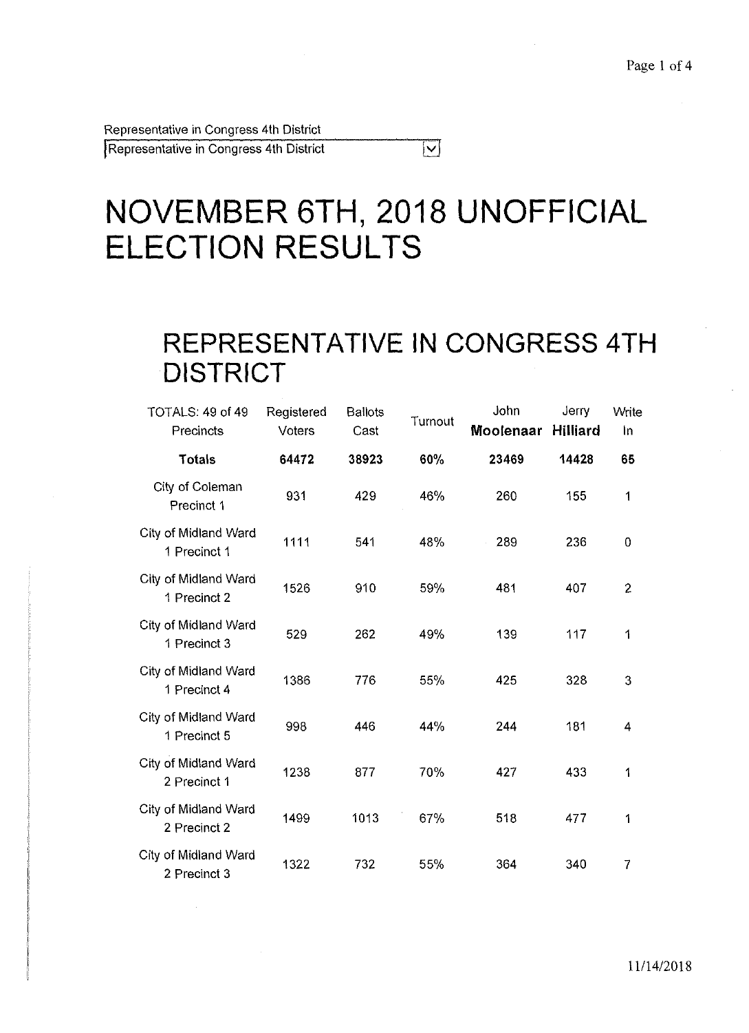Representative in Congress 4th District

Representative in Congress 4th District

# NOVEMBER 6TH, 2018 UNOFFICIAL ELECTION RESULTS

## REPRESENTATIVE IN CONGRESS 4TH DISTRICT

| TOTALS: 49 of 49 Precincts | Registered Voters | Ballots Cast | Turnout | John **Moolenaar** | Jerry **Hilliard** | Write In |
|---|---|---|---|---|---|---|
| **Totals** | **64472** | **38923** | **60%** | **23469** | **14428** | **65** |
| City of Coleman Precinct 1 | 931 | 429 | 46% | 260 | 155 | 1 |
| City of Midland Ward 1 Precinct 1 | 1111 | 541 | 48% | 289 | 236 | 0 |
| City of Midland Ward 1 Precinct 2 | 1526 | 910 | 59% | 481 | 407 | 2 |
| City of Midland Ward 1 Precinct 3 | 529 | 262 | 49% | 139 | 117 | 1 |
| City of Midland Ward 1 Precinct 4 | 1386 | 776 | 55% | 425 | 328 | 3 |
| City of Midland Ward 1 Precinct 5 | 998 | 446 | 44% | 244 | 181 | 4 |
| City of Midland Ward 2 Precinct 1 | 1238 | 877 | 70% | 427 | 433 | 1 |
| City of Midland Ward 2 Precinct 2 | 1499 | 1013 | 67% | 518 | 477 | 1 |
| City of Midland Ward 2 Precinct 3 | 1322 | 732 | 55% | 364 | 340 | 7 |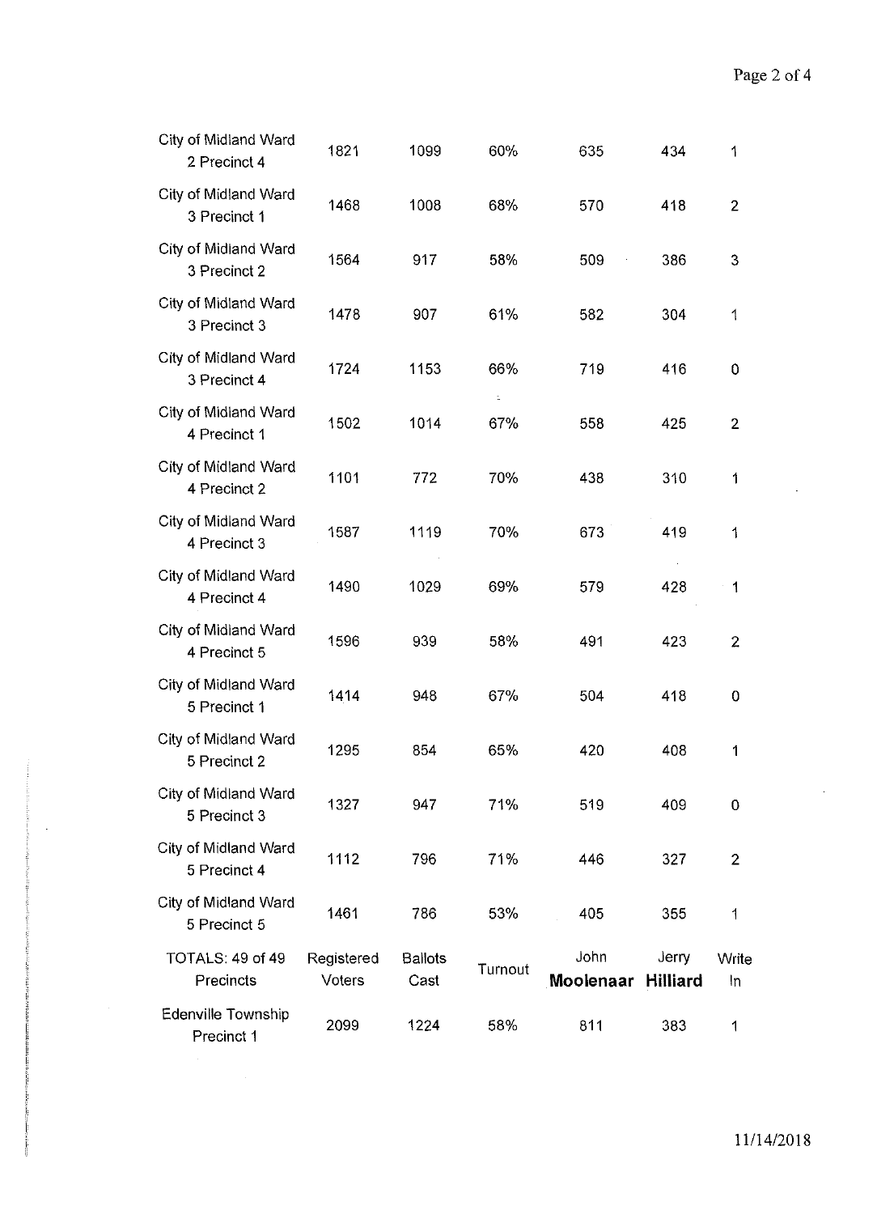| | | | | | | |
|---|---|---|---|---|---|---|
| City of Midland Ward 2 Precinct 4 | 1821 | 1099 | 60% | 635 | 434 | 1 |
| City of Midland Ward 3 Precinct 1 | 1468 | 1008 | 68% | 570 | 418 | 2 |
| City of Midland Ward 3 Precinct 2 | 1564 | 917 | 58% | 509 | 386 | 3 |
| City of Midland Ward 3 Precinct 3 | 1478 | 907 | 61% | 582 | 304 | 1 |
| City of Midland Ward 3 Precinct 4 | 1724 | 1153 | 66% | 719 | 416 | 0 |
| City of Midland Ward 4 Precinct 1 | 1502 | 1014 | 67% | 558 | 425 | 2 |
| City of Midland Ward 4 Precinct 2 | 1101 | 772 | 70% | 438 | 310 | 1 |
| City of Midland Ward 4 Precinct 3 | 1587 | 1119 | 70% | 673 | 419 | 1 |
| City of Midland Ward 4 Precinct 4 | 1490 | 1029 | 69% | 579 | 428 | 1 |
| City of Midland Ward 4 Precinct 5 | 1596 | 939 | 58% | 491 | 423 | 2 |
| City of Midland Ward 5 Precinct 1 | 1414 | 948 | 67% | 504 | 418 | 0 |
| City of Midland Ward 5 Precinct 2 | 1295 | 854 | 65% | 420 | 408 | 1 |
| City of Midland Ward 5 Precinct 3 | 1327 | 947 | 71% | 519 | 409 | 0 |
| City of Midland Ward 5 Precinct 4 | 1112 | 796 | 71% | 446 | 327 | 2 |
| City of Midland Ward 5 Precinct 5 | 1461 | 786 | 53% | 405 | 355 | 1 |

| TOTALS: 49 of 49 Precincts | Registered Voters | Ballots Cast | Turnout | John **Moolenaar** | Jerry **Hilliard** | Write In |
|---|---|---|---|---|---|---|
| Edenville Township Precinct 1 | 2099 | 1224 | 58% | 811 | 383 | 1 |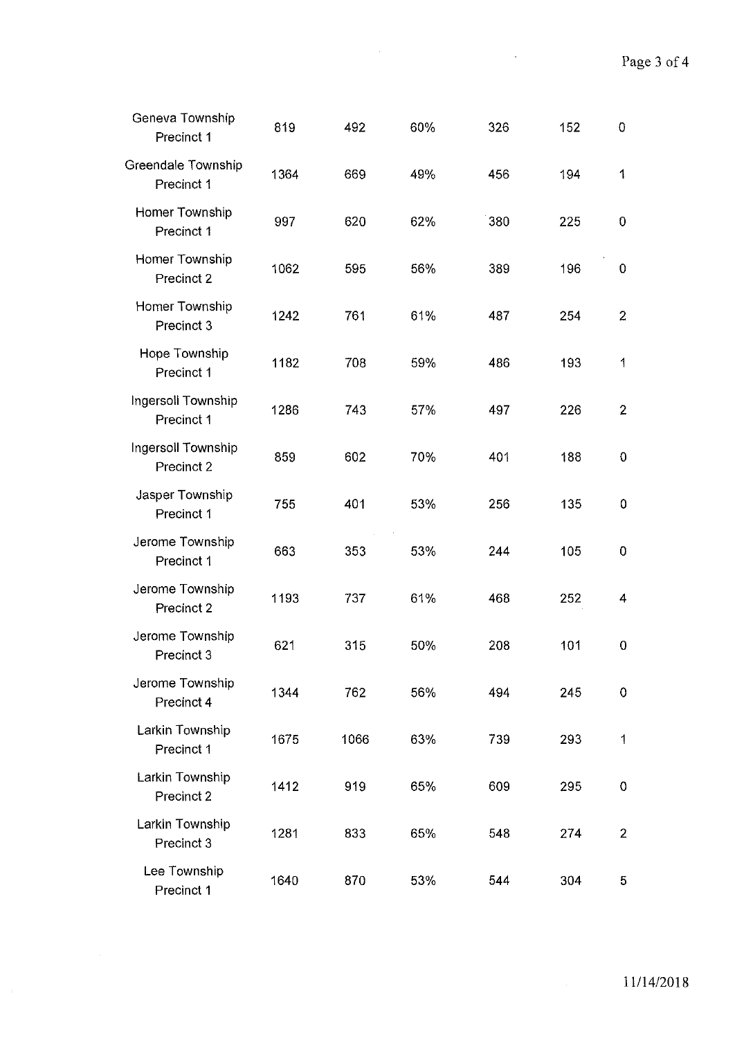| | | | | | | |
|---|---|---|---|---|---|---|
| Geneva Township Precinct 1 | 819 | 492 | 60% | 326 | 152 | 0 |
| Greendale Township Precinct 1 | 1364 | 669 | 49% | 456 | 194 | 1 |
| Homer Township Precinct 1 | 997 | 620 | 62% | 380 | 225 | 0 |
| Homer Township Precinct 2 | 1062 | 595 | 56% | 389 | 196 | 0 |
| Homer Township Precinct 3 | 1242 | 761 | 61% | 487 | 254 | 2 |
| Hope Township Precinct 1 | 1182 | 708 | 59% | 486 | 193 | 1 |
| Ingersoll Township Precinct 1 | 1286 | 743 | 57% | 497 | 226 | 2 |
| Ingersoll Township Precinct 2 | 859 | 602 | 70% | 401 | 188 | 0 |
| Jasper Township Precinct 1 | 755 | 401 | 53% | 256 | 135 | 0 |
| Jerome Township Precinct 1 | 663 | 353 | 53% | 244 | 105 | 0 |
| Jerome Township Precinct 2 | 1193 | 737 | 61% | 468 | 252 | 4 |
| Jerome Township Precinct 3 | 621 | 315 | 50% | 208 | 101 | 0 |
| Jerome Township Precinct 4 | 1344 | 762 | 56% | 494 | 245 | 0 |
| Larkin Township Precinct 1 | 1675 | 1066 | 63% | 739 | 293 | 1 |
| Larkin Township Precinct 2 | 1412 | 919 | 65% | 609 | 295 | 0 |
| Larkin Township Precinct 3 | 1281 | 833 | 65% | 548 | 274 | 2 |
| Lee Township Precinct 1 | 1640 | 870 | 53% | 544 | 304 | 5 |

11/14/2018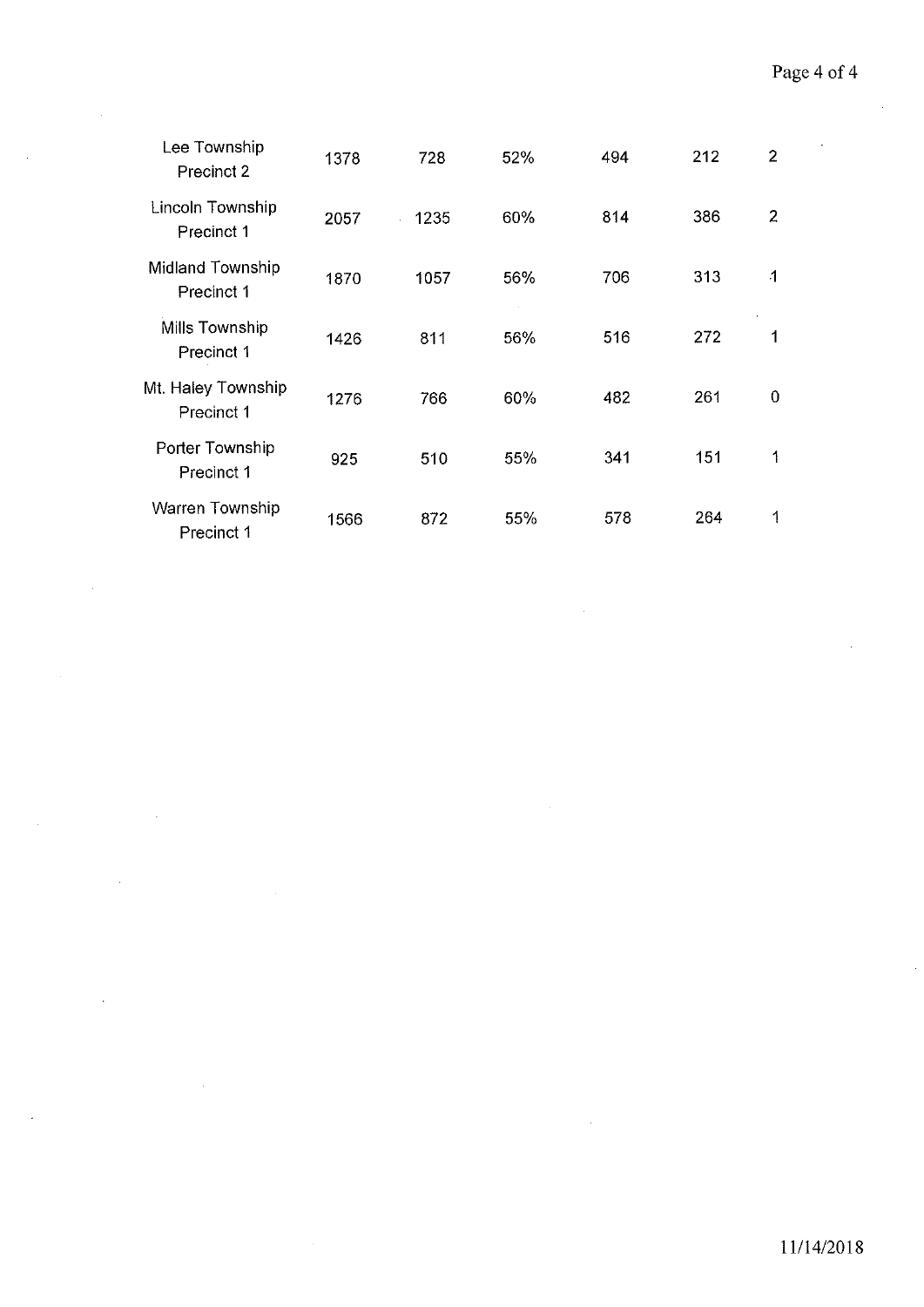| | | | | | | |
|---|---|---|---|---|---|---|
| Lee Township Precinct 2 | 1378 | 728 | 52% | 494 | 212 | 2 |
| Lincoln Township Precinct 1 | 2057 | 1235 | 60% | 814 | 386 | 2 |
| Midland Township Precinct 1 | 1870 | 1057 | 56% | 706 | 313 | 1 |
| Mills Township Precinct 1 | 1426 | 811 | 56% | 516 | 272 | 1 |
| Mt. Haley Township Precinct 1 | 1276 | 766 | 60% | 482 | 261 | 0 |
| Porter Township Precinct 1 | 925 | 510 | 55% | 341 | 151 | 1 |
| Warren Township Precinct 1 | 1566 | 872 | 55% | 578 | 264 | 1 |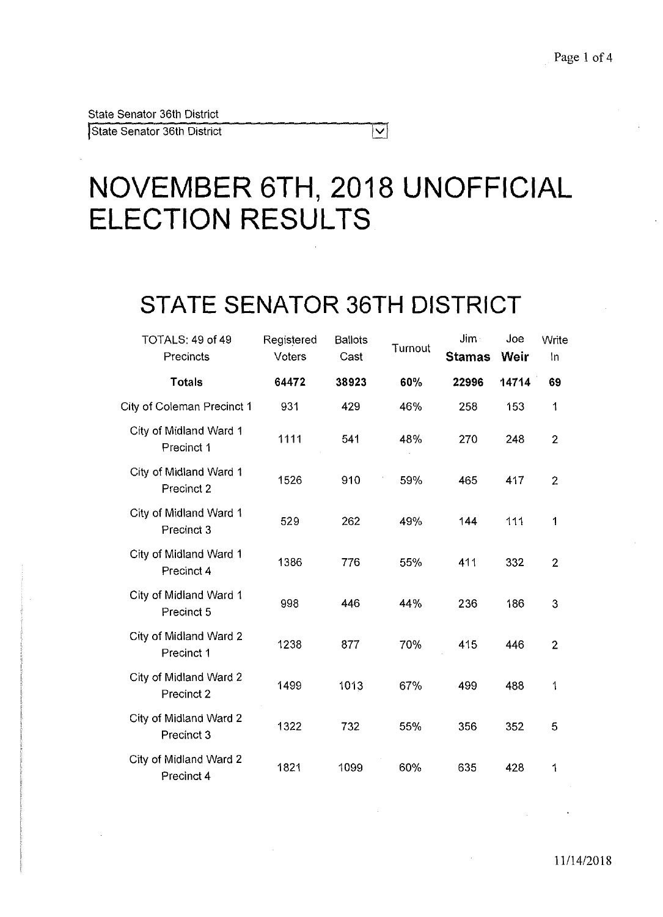State Senator 36th District

State Senator 36th District

# NOVEMBER 6TH, 2018 UNOFFICIAL ELECTION RESULTS

## STATE SENATOR 36TH DISTRICT

| TOTALS: 49 of 49 Precincts | Registered Voters | Ballots Cast | Turnout | Jim **Stamas** | Joe **Weir** | Write In |
|---|---|---|---|---|---|---|
| **Totals** | **64472** | **38923** | **60%** | **22996** | **14714** | **69** |
| City of Coleman Precinct 1 | 931 | 429 | 46% | 258 | 153 | 1 |
| City of Midland Ward 1 Precinct 1 | 1111 | 541 | 48% | 270 | 248 | 2 |
| City of Midland Ward 1 Precinct 2 | 1526 | 910 | 59% | 465 | 417 | 2 |
| City of Midland Ward 1 Precinct 3 | 529 | 262 | 49% | 144 | 111 | 1 |
| City of Midland Ward 1 Precinct 4 | 1386 | 776 | 55% | 411 | 332 | 2 |
| City of Midland Ward 1 Precinct 5 | 998 | 446 | 44% | 236 | 186 | 3 |
| City of Midland Ward 2 Precinct 1 | 1238 | 877 | 70% | 415 | 446 | 2 |
| City of Midland Ward 2 Precinct 2 | 1499 | 1013 | 67% | 499 | 488 | 1 |
| City of Midland Ward 2 Precinct 3 | 1322 | 732 | 55% | 356 | 352 | 5 |
| City of Midland Ward 2 Precinct 4 | 1821 | 1099 | 60% | 635 | 428 | 1 |

11/14/2018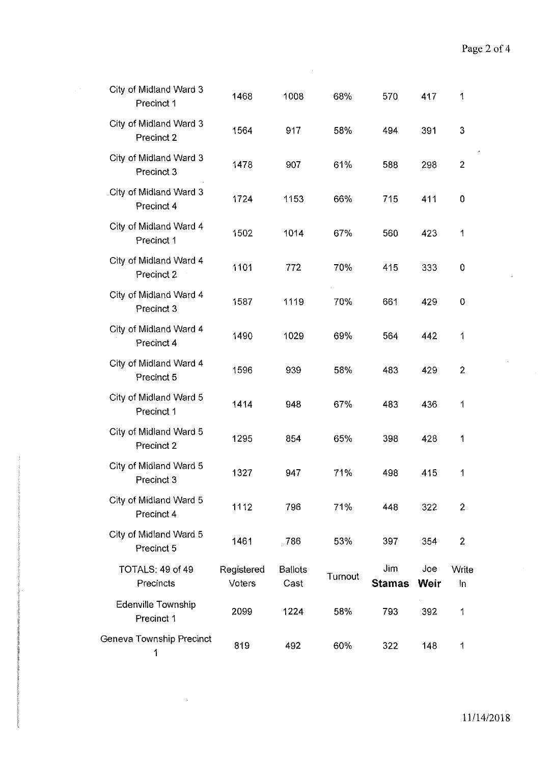| City of Midland Ward 3 Precinct 1 | 1468 | 1008 | 68% | 570 | 417 | 1 |
|---|---|---|---|---|---|---|
| City of Midland Ward 3 Precinct 2 | 1564 | 917 | 58% | 494 | 391 | 3 |
| City of Midland Ward 3 Precinct 3 | 1478 | 907 | 61% | 588 | 298 | 2 |
| City of Midland Ward 3 Precinct 4 | 1724 | 1153 | 66% | 715 | 411 | 0 |
| City of Midland Ward 4 Precinct 1 | 1502 | 1014 | 67% | 560 | 423 | 1 |
| City of Midland Ward 4 Precinct 2 | 1101 | 772 | 70% | 415 | 333 | 0 |
| City of Midland Ward 4 Precinct 3 | 1587 | 1119 | 70% | 661 | 429 | 0 |
| City of Midland Ward 4 Precinct 4 | 1490 | 1029 | 69% | 564 | 442 | 1 |
| City of Midland Ward 4 Precinct 5 | 1596 | 939 | 58% | 483 | 429 | 2 |
| City of Midland Ward 5 Precinct 1 | 1414 | 948 | 67% | 483 | 436 | 1 |
| City of Midland Ward 5 Precinct 2 | 1295 | 854 | 65% | 398 | 428 | 1 |
| City of Midland Ward 5 Precinct 3 | 1327 | 947 | 71% | 498 | 415 | 1 |
| City of Midland Ward 5 Precinct 4 | 1112 | 796 | 71% | 448 | 322 | 2 |
| City of Midland Ward 5 Precinct 5 | 1461 | 786 | 53% | 397 | 354 | 2 |

| TOTALS: 49 of 49 Precincts | Registered Voters | Ballots Cast | Turnout | Jim **Stamas** | Joe **Weir** | Write In |
|---|---|---|---|---|---|---|
| Edenville Township Precinct 1 | 2099 | 1224 | 58% | 793 | 392 | 1 |
| Geneva Township Precinct 1 | 819 | 492 | 60% | 322 | 148 | 1 |

11/14/2018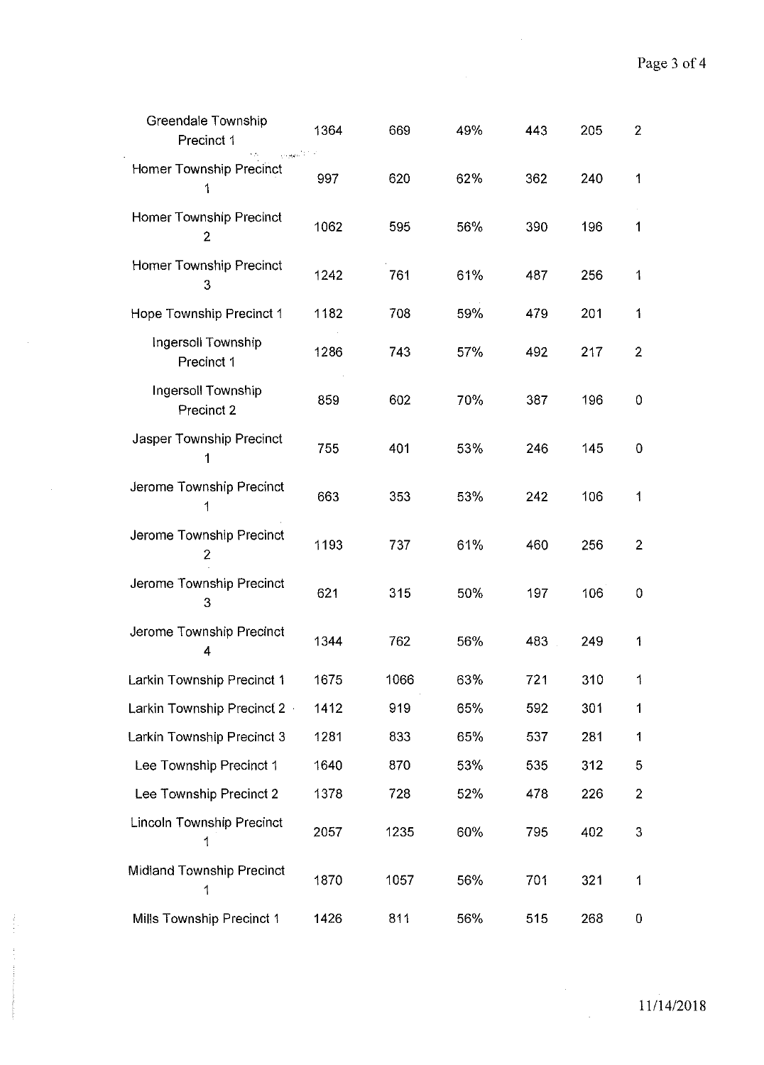| | | | | | | |
|---|---|---|---|---|---|---|
| Greendale Township Precinct 1 | 1364 | 669 | 49% | 443 | 205 | 2 |
| Homer Township Precinct 1 | 997 | 620 | 62% | 362 | 240 | 1 |
| Homer Township Precinct 2 | 1062 | 595 | 56% | 390 | 196 | 1 |
| Homer Township Precinct 3 | 1242 | 761 | 61% | 487 | 256 | 1 |
| Hope Township Precinct 1 | 1182 | 708 | 59% | 479 | 201 | 1 |
| Ingersoll Township Precinct 1 | 1286 | 743 | 57% | 492 | 217 | 2 |
| Ingersoll Township Precinct 2 | 859 | 602 | 70% | 387 | 196 | 0 |
| Jasper Township Precinct 1 | 755 | 401 | 53% | 246 | 145 | 0 |
| Jerome Township Precinct 1 | 663 | 353 | 53% | 242 | 106 | 1 |
| Jerome Township Precinct 2 | 1193 | 737 | 61% | 460 | 256 | 2 |
| Jerome Township Precinct 3 | 621 | 315 | 50% | 197 | 106 | 0 |
| Jerome Township Precinct 4 | 1344 | 762 | 56% | 483 | 249 | 1 |
| Larkin Township Precinct 1 | 1675 | 1066 | 63% | 721 | 310 | 1 |
| Larkin Township Precinct 2 | 1412 | 919 | 65% | 592 | 301 | 1 |
| Larkin Township Precinct 3 | 1281 | 833 | 65% | 537 | 281 | 1 |
| Lee Township Precinct 1 | 1640 | 870 | 53% | 535 | 312 | 5 |
| Lee Township Precinct 2 | 1378 | 728 | 52% | 478 | 226 | 2 |
| Lincoln Township Precinct 1 | 2057 | 1235 | 60% | 795 | 402 | 3 |
| Midland Township Precinct 1 | 1870 | 1057 | 56% | 701 | 321 | 1 |
| Mills Township Precinct 1 | 1426 | 811 | 56% | 515 | 268 | 0 |

11/14/2018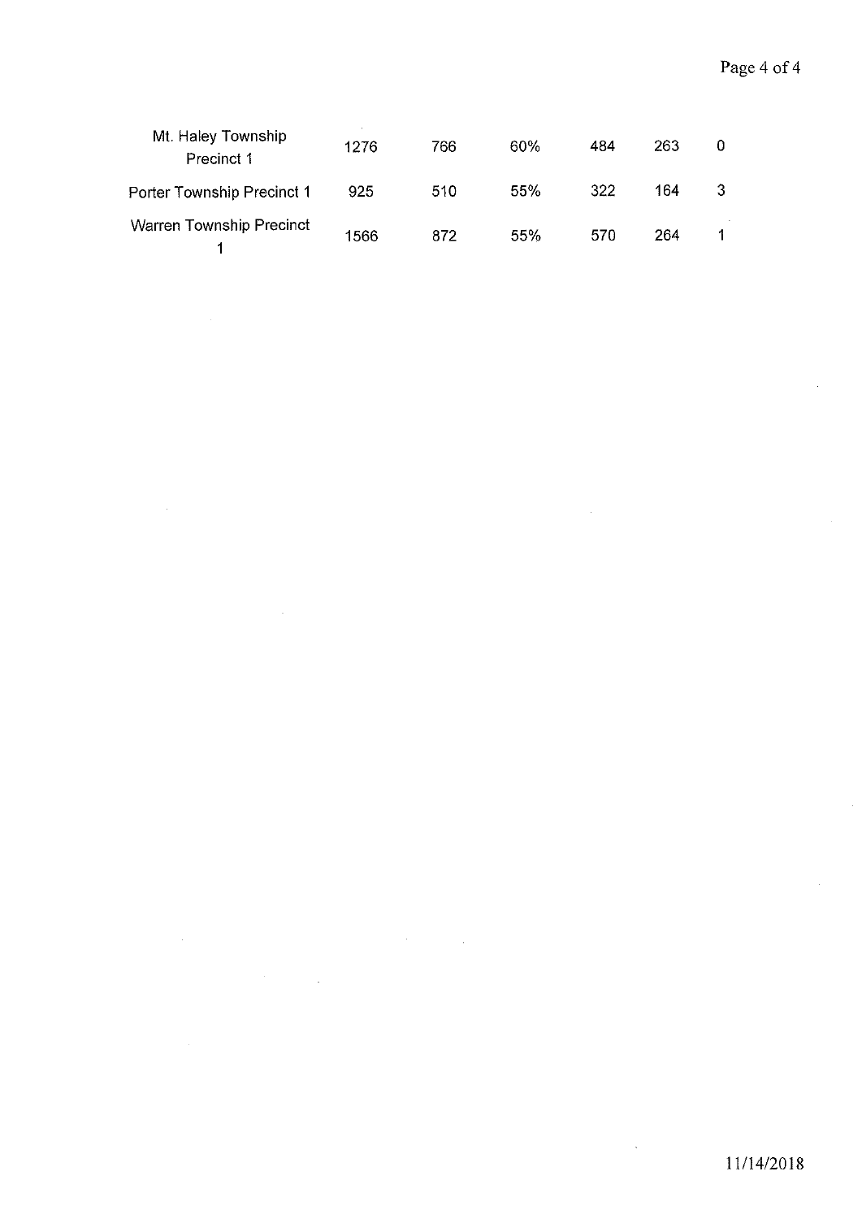| | | | | | | |
|---|---|---|---|---|---|---|
| Mt. Haley Township Precinct 1 | 1276 | 766 | 60% | 484 | 263 | 0 |
| Porter Township Precinct 1 | 925 | 510 | 55% | 322 | 164 | 3 |
| Warren Township Precinct 1 | 1566 | 872 | 55% | 570 | 264 | 1 |

11/14/2018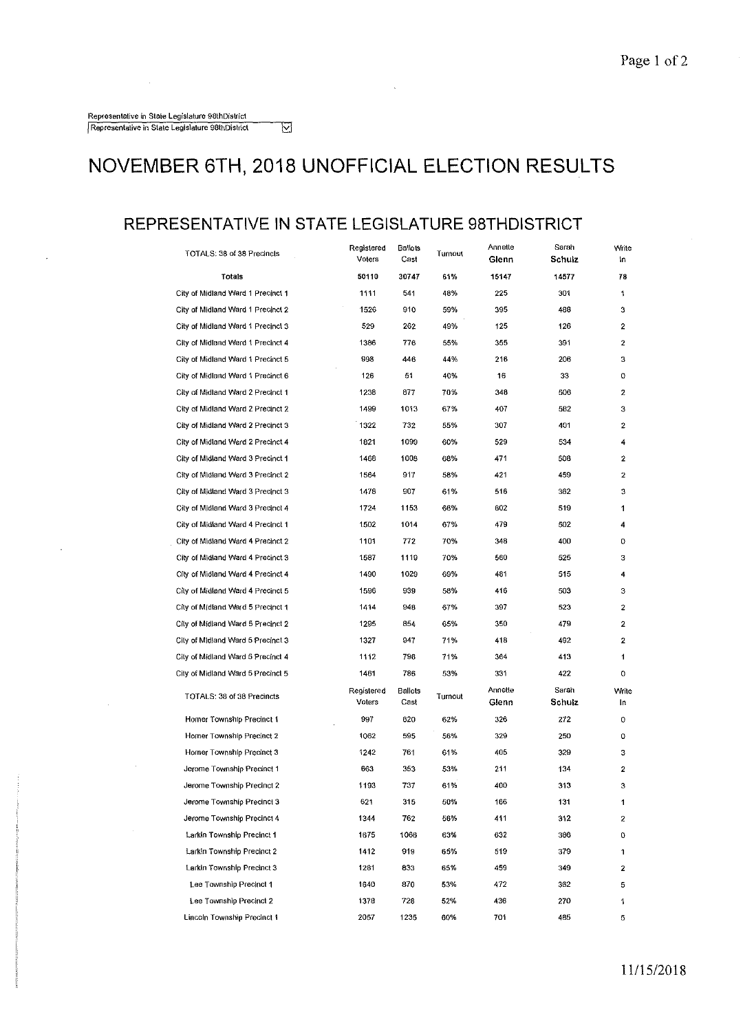Representative in State Legislature 98thDistrict

Representative in State Legislature 98thDistrict

# NOVEMBER 6TH, 2018 UNOFFICIAL ELECTION RESULTS

## REPRESENTATIVE IN STATE LEGISLATURE 98THDISTRICT

| TOTALS: 38 of 38 Precincts | Registered Voters | Ballots Cast | Turnout | Annette Glenn | Sarah Schulz | Write In |
|---|---|---|---|---|---|---|
| **Totals** | **50110** | **30747** | **61%** | **15147** | **14577** | **78** |
| City of Midland Ward 1 Precinct 1 | 1111 | 541 | 48% | 225 | 301 | 1 |
| City of Midland Ward 1 Precinct 2 | 1526 | 910 | 59% | 395 | 488 | 3 |
| City of Midland Ward 1 Precinct 3 | 529 | 262 | 49% | 125 | 126 | 2 |
| City of Midland Ward 1 Precinct 4 | 1386 | 776 | 55% | 355 | 391 | 2 |
| City of Midland Ward 1 Precinct 5 | 998 | 446 | 44% | 216 | 206 | 3 |
| City of Midland Ward 1 Precinct 6 | 126 | 51 | 40% | 16 | 33 | 0 |
| City of Midland Ward 2 Precinct 1 | 1238 | 877 | 70% | 348 | 506 | 2 |
| City of Midland Ward 2 Precinct 2 | 1499 | 1013 | 67% | 407 | 582 | 3 |
| City of Midland Ward 2 Precinct 3 | 1322 | 732 | 55% | 307 | 401 | 2 |
| City of Midland Ward 2 Precinct 4 | 1821 | 1099 | 60% | 529 | 534 | 4 |
| City of Midland Ward 3 Precinct 1 | 1466 | 1006 | 68% | 471 | 508 | 2 |
| City of Midland Ward 3 Precinct 2 | 1564 | 917 | 58% | 421 | 459 | 2 |
| City of Midland Ward 3 Precinct 3 | 1476 | 907 | 61% | 516 | 362 | 3 |
| City of Midland Ward 3 Precinct 4 | 1724 | 1153 | 66% | 602 | 519 | 1 |
| City of Midland Ward 4 Precinct 1 | 1502 | 1014 | 67% | 479 | 502 | 4 |
| City of Midland Ward 4 Precinct 2 | 1101 | 772 | 70% | 348 | 400 | 0 |
| City of Midland Ward 4 Precinct 3 | 1587 | 1119 | 70% | 560 | 525 | 3 |
| City of Midland Ward 4 Precinct 4 | 1490 | 1029 | 69% | 481 | 515 | 4 |
| City of Midland Ward 4 Precinct 5 | 1596 | 939 | 58% | 416 | 503 | 3 |
| City of Midland Ward 5 Precinct 1 | 1414 | 948 | 67% | 397 | 523 | 2 |
| City of Midland Ward 5 Precinct 2 | 1295 | 854 | 65% | 350 | 479 | 2 |
| City of Midland Ward 5 Precinct 3 | 1327 | 947 | 71% | 418 | 492 | 2 |
| City of Midland Ward 5 Precinct 4 | 1112 | 796 | 71% | 364 | 413 | 1 |
| City of Midland Ward 5 Precinct 5 | 1461 | 786 | 53% | 331 | 422 | 0 |
| TOTALS: 38 of 38 Precincts | Registered Voters | Ballots Cast | Turnout | Annette Glenn | Sarah Schulz | Write In |
| Homer Township Precinct 1 | 997 | 620 | 62% | 326 | 272 | 0 |
| Homer Township Precinct 2 | 1062 | 595 | 56% | 329 | 250 | 0 |
| Homer Township Precinct 3 | 1242 | 761 | 61% | 405 | 329 | 3 |
| Jerome Township Precinct 1 | 663 | 353 | 53% | 211 | 134 | 2 |
| Jerome Township Precinct 2 | 1193 | 737 | 61% | 400 | 313 | 3 |
| Jerome Township Precinct 3 | 621 | 315 | 50% | 166 | 131 | 1 |
| Jerome Township Precinct 4 | 1344 | 762 | 56% | 411 | 312 | 2 |
| Larkin Township Precinct 1 | 1675 | 1066 | 63% | 632 | 386 | 0 |
| Larkin Township Precinct 2 | 1412 | 919 | 65% | 519 | 379 | 1 |
| Larkin Township Precinct 3 | 1281 | 833 | 65% | 459 | 349 | 2 |
| Lee Township Precinct 1 | 1640 | 870 | 53% | 472 | 362 | 5 |
| Lee Township Precinct 2 | 1378 | 728 | 52% | 436 | 270 | 1 |
| Lincoln Township Precinct 1 | 2057 | 1235 | 60% | 701 | 485 | 5 |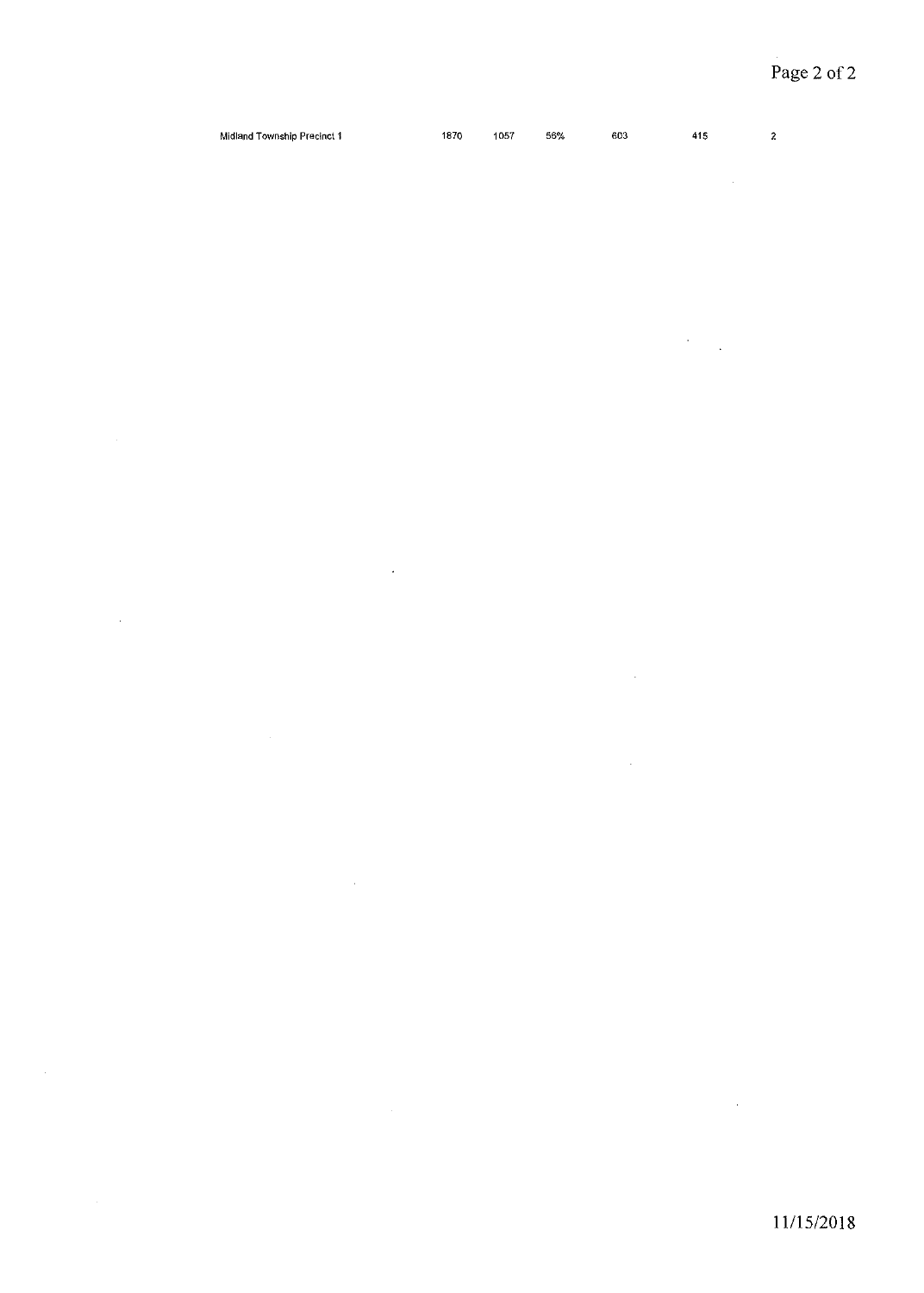| | | | | | | |
|---|---|---|---|---|---|---|
| Midland Township Precinct 1 | 1870 | 1057 | 56% | 603 | 415 | 2 |

11/15/2018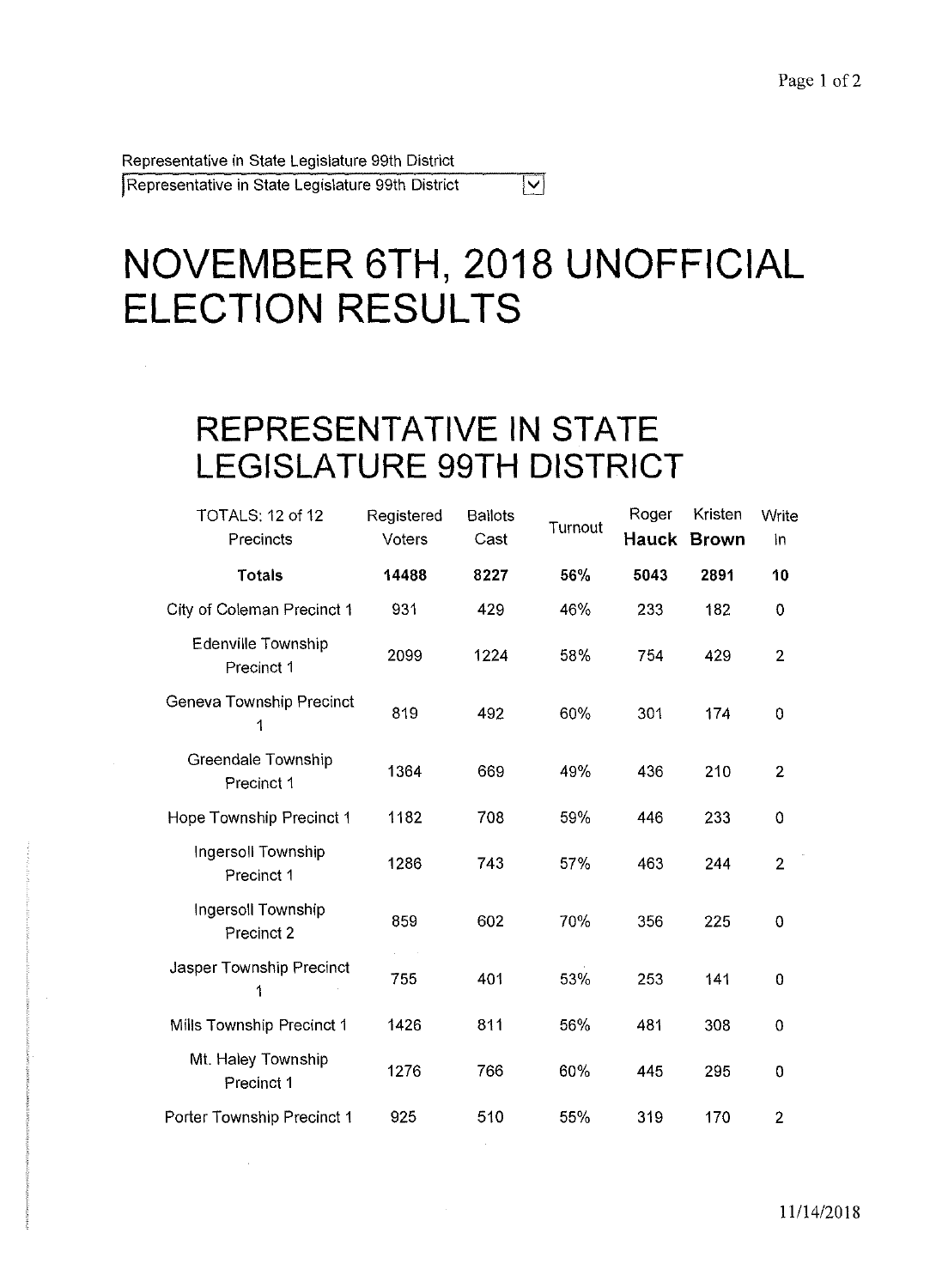Representative in State Legislature 99th District

Representative in State Legislature 99th District

# NOVEMBER 6TH, 2018 UNOFFICIAL ELECTION RESULTS

## REPRESENTATIVE IN STATE LEGISLATURE 99TH DISTRICT

| TOTALS: 12 of 12 Precincts | Registered Voters | Ballots Cast | Turnout | Roger **Hauck** | Kristen **Brown** | Write In |
|---|---|---|---|---|---|---|
| **Totals** | **14488** | **8227** | **56%** | **5043** | **2891** | **10** |
| City of Coleman Precinct 1 | 931 | 429 | 46% | 233 | 182 | 0 |
| Edenville Township Precinct 1 | 2099 | 1224 | 58% | 754 | 429 | 2 |
| Geneva Township Precinct 1 | 819 | 492 | 60% | 301 | 174 | 0 |
| Greendale Township Precinct 1 | 1364 | 669 | 49% | 436 | 210 | 2 |
| Hope Township Precinct 1 | 1182 | 708 | 59% | 446 | 233 | 0 |
| Ingersoll Township Precinct 1 | 1286 | 743 | 57% | 463 | 244 | 2 |
| Ingersoll Township Precinct 2 | 859 | 602 | 70% | 356 | 225 | 0 |
| Jasper Township Precinct 1 | 755 | 401 | 53% | 253 | 141 | 0 |
| Mills Township Precinct 1 | 1426 | 811 | 56% | 481 | 308 | 0 |
| Mt. Haley Township Precinct 1 | 1276 | 766 | 60% | 445 | 295 | 0 |
| Porter Township Precinct 1 | 925 | 510 | 55% | 319 | 170 | 2 |

11/14/2018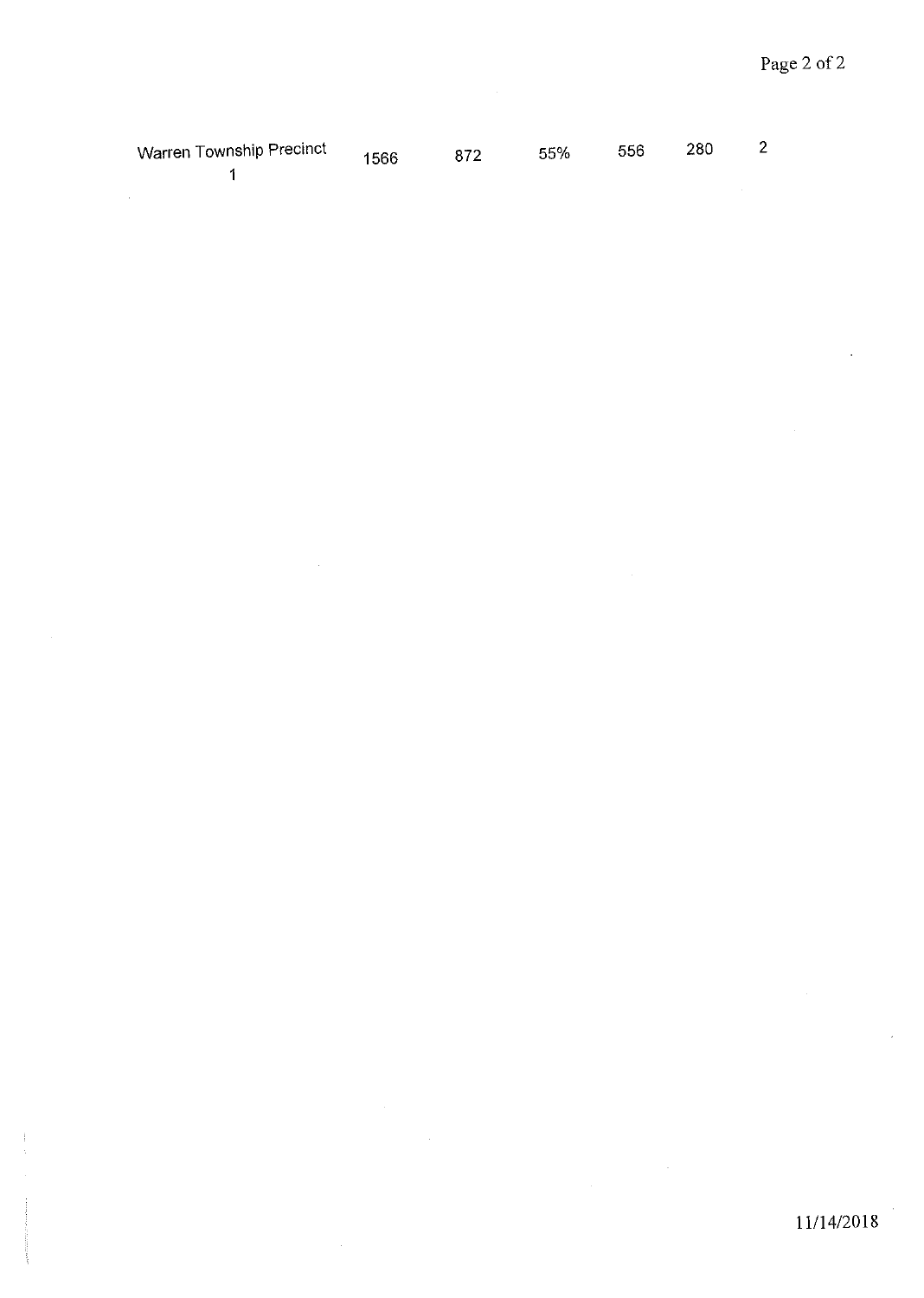| | | | | | | |
|---|---|---|---|---|---|---|
| Warren Township Precinct 1 | 1566 | 872 | 55% | 556 | 280 | 2 |

11/14/2018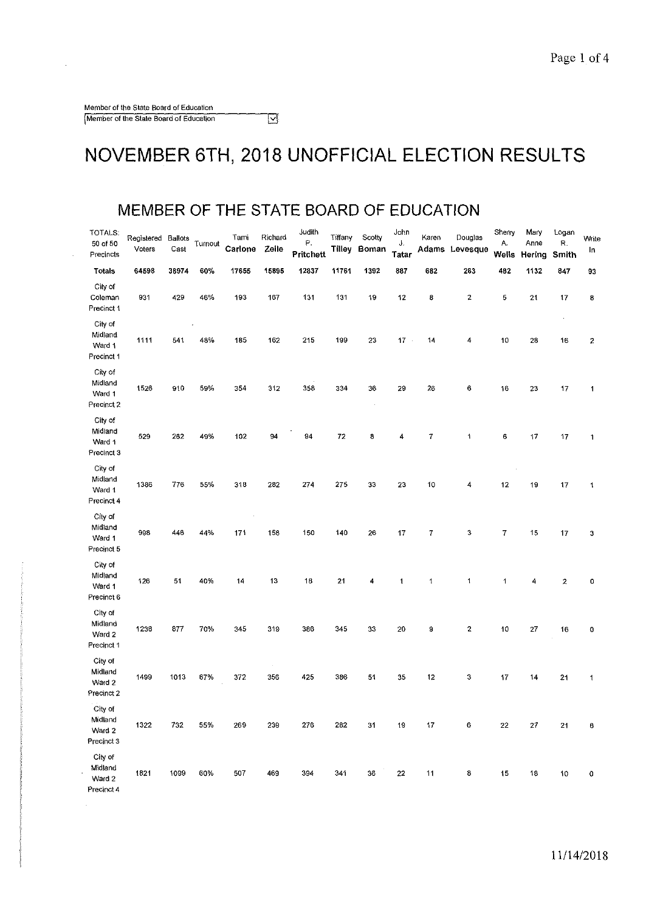Member of the State Board of Education
Member of the State Board of Education

# NOVEMBER 6TH, 2018 UNOFFICIAL ELECTION RESULTS

## MEMBER OF THE STATE BOARD OF EDUCATION

| TOTALS: 50 of 50 Precincts | Registered Voters | Ballots Cast | Turnout | Tami Carlone | Richard Zeile | Judith P. Pritchett | Tiffany Tilley | Scotty Boman | John J. Tatar | Karen Adams | Douglas Levesque | Sherry A. Wells | Mary Anne Hering | Logan R. Smith | Write In |
|---|---|---|---|---|---|---|---|---|---|---|---|---|---|---|---|
| **Totals** | 64598 | 38974 | 60% | 17655 | 15895 | 12837 | 11761 | 1392 | 887 | 682 | 263 | 482 | 1132 | 847 | 93 |
| City of Coleman Precinct 1 | 931 | 429 | 46% | 193 | 167 | 131 | 131 | 19 | 12 | 8 | 2 | 5 | 21 | 17 | 8 |
| City of Midland Ward 1 Precinct 1 | 1111 | 541 | 48% | 185 | 162 | 215 | 199 | 23 | 17 | 14 | 4 | 10 | 28 | 16 | 2 |
| City of Midland Ward 1 Precinct 2 | 1526 | 910 | 59% | 354 | 312 | 358 | 334 | 36 | 29 | 26 | 6 | 16 | 23 | 17 | 1 |
| City of Midland Ward 1 Precinct 3 | 529 | 262 | 49% | 102 | 94 | 94 | 72 | 8 | 4 | 7 | 1 | 6 | 17 | 17 | 1 |
| City of Midland Ward 1 Precinct 4 | 1386 | 776 | 55% | 318 | 282 | 274 | 275 | 33 | 23 | 10 | 4 | 12 | 19 | 17 | 1 |
| City of Midland Ward 1 Precinct 5 | 998 | 446 | 44% | 171 | 158 | 150 | 140 | 26 | 17 | 7 | 3 | 7 | 15 | 17 | 3 |
| City of Midland Ward 1 Precinct 6 | 126 | 51 | 40% | 14 | 13 | 18 | 21 | 4 | 1 | 1 | 1 | 1 | 4 | 2 | 0 |
| City of Midland Ward 2 Precinct 1 | 1238 | 877 | 70% | 345 | 319 | 386 | 345 | 33 | 20 | 9 | 2 | 10 | 27 | 16 | 0 |
| City of Midland Ward 2 Precinct 2 | 1499 | 1013 | 67% | 372 | 356 | 425 | 386 | 51 | 35 | 12 | 3 | 17 | 14 | 21 | 1 |
| City of Midland Ward 2 Precinct 3 | 1322 | 732 | 55% | 269 | 239 | 276 | 282 | 31 | 19 | 17 | 6 | 22 | 27 | 21 | 6 |
| City of Midland Ward 2 Precinct 4 | 1821 | 1099 | 60% | 507 | 469 | 394 | 341 | 36 | 22 | 11 | 8 | 15 | 18 | 10 | 0 |

11/14/2018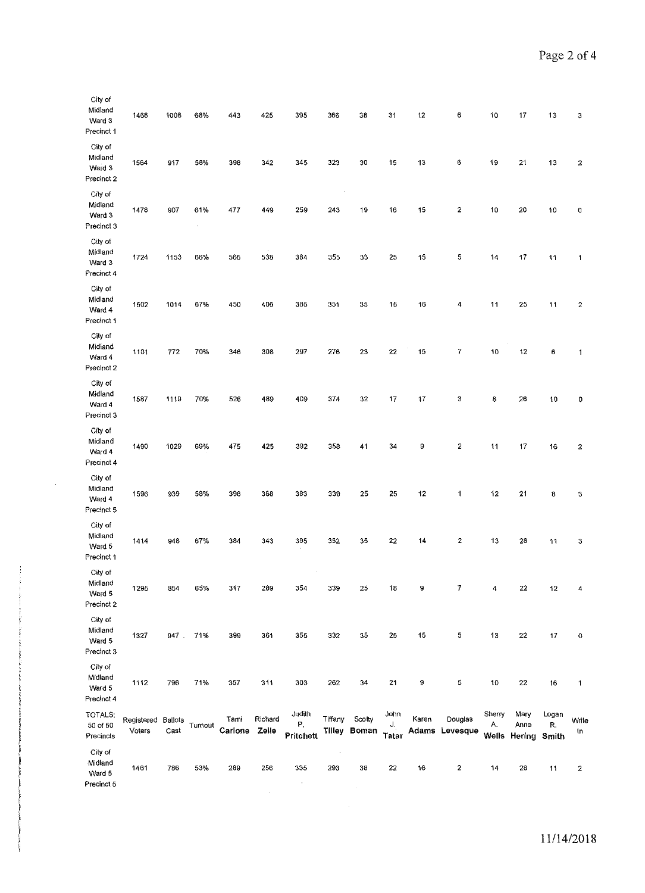| City of Midland Ward 3 Precinct 1 | 1468 | 1008 | 68% | 443 | 425 | 395 | 366 | 38 | 31 | 12 | 6 | 10 | 17 | 13 | 3 |
|---|---|---|---|---|---|---|---|---|---|---|---|---|---|---|---|
| City of Midland Ward 3 Precinct 2 | 1564 | 917 | 58% | 398 | 342 | 345 | 323 | 30 | 15 | 13 | 6 | 19 | 21 | 13 | 2 |
| City of Midland Ward 3 Precinct 3 | 1478 | 907 | 61% | 477 | 449 | 259 | 243 | 19 | 16 | 15 | 2 | 10 | 20 | 10 | 0 |
| City of Midland Ward 3 Precinct 4 | 1724 | 1153 | 66% | 565 | 538 | 384 | 355 | 33 | 25 | 15 | 5 | 14 | 17 | 11 | 1 |
| City of Midland Ward 4 Precinct 1 | 1502 | 1014 | 67% | 450 | 406 | 385 | 351 | 35 | 15 | 16 | 4 | 11 | 25 | 11 | 2 |
| City of Midland Ward 4 Precinct 2 | 1101 | 772 | 70% | 346 | 308 | 297 | 276 | 23 | 22 | 15 | 7 | 10 | 12 | 6 | 1 |
| City of Midland Ward 4 Precinct 3 | 1587 | 1119 | 70% | 526 | 489 | 409 | 374 | 32 | 17 | 17 | 3 | 8 | 26 | 10 | 0 |
| City of Midland Ward 4 Precinct 4 | 1490 | 1029 | 69% | 475 | 425 | 392 | 358 | 41 | 34 | 9 | 2 | 11 | 17 | 16 | 2 |
| City of Midland Ward 4 Precinct 5 | 1596 | 939 | 58% | 398 | 368 | 383 | 339 | 25 | 25 | 12 | 1 | 12 | 21 | 8 | 3 |
| City of Midland Ward 5 Precinct 1 | 1414 | 948 | 67% | 384 | 343 | 395 | 352 | 35 | 22 | 14 | 2 | 13 | 28 | 11 | 3 |
| City of Midland Ward 5 Precinct 2 | 1295 | 854 | 65% | 317 | 289 | 354 | 339 | 25 | 18 | 9 | 7 | 4 | 22 | 12 | 4 |
| City of Midland Ward 5 Precinct 3 | 1327 | 947 | 71% | 399 | 361 | 355 | 332 | 35 | 25 | 15 | 5 | 13 | 22 | 17 | 0 |
| City of Midland Ward 5 Precinct 4 | 1112 | 796 | 71% | 357 | 311 | 303 | 262 | 34 | 21 | 9 | 5 | 10 | 22 | 16 | 1 |
| TOTALS: 50 of 50 Precincts | Registered Voters | Ballots Cast | Turnout | Tami Carlone | Richard Zelle | Judith P. Pritchett | Tiffany Tilley | Scotty Boman | John J. Tatar | Karen Adams | Douglas Levesque | Sherry A. Wells | Mary Anne Hering | Logan R. Smith | Write In |
| City of Midland Ward 5 Precinct 5 | 1461 | 786 | 53% | 289 | 256 | 335 | 293 | 38 | 22 | 16 | 2 | 14 | 28 | 11 | 2 |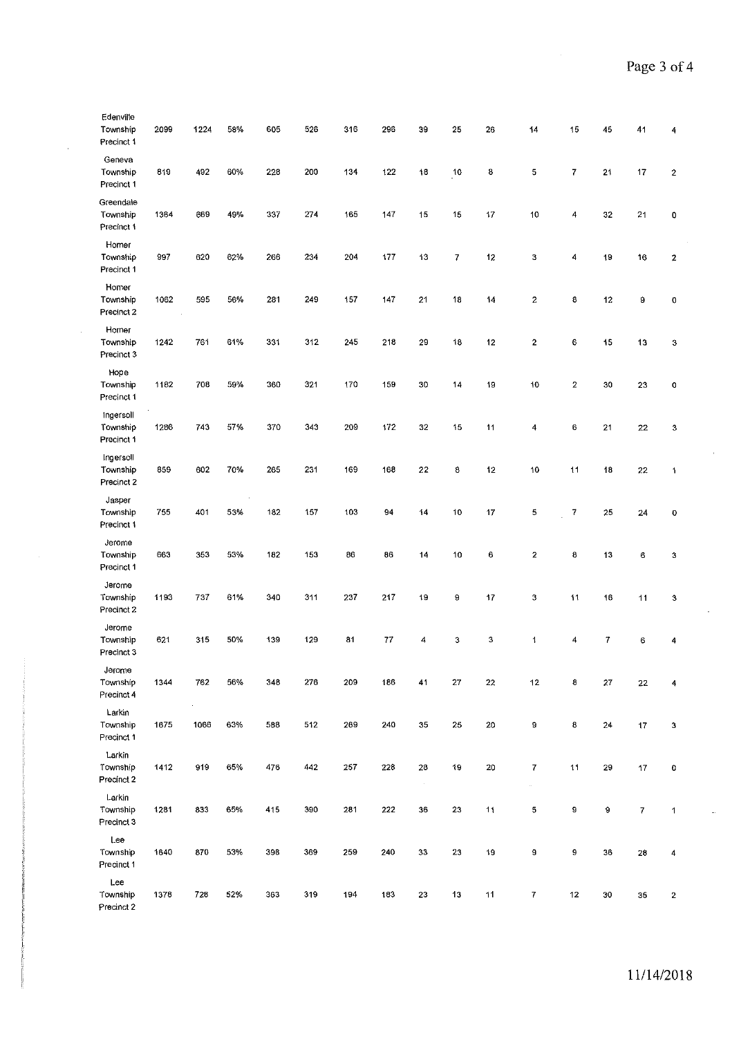| | | | | | | | | | | | | | | | |
|---|---|---|---|---|---|---|---|---|---|---|---|---|---|---|---|
| Edenville Township Precinct 1 | 2099 | 1224 | 58% | 605 | 526 | 316 | 296 | 39 | 25 | 26 | 14 | 15 | 45 | 41 | 4 |
| Geneva Township Precinct 1 | 819 | 492 | 60% | 228 | 200 | 134 | 122 | 18 | 10 | 8 | 5 | 7 | 21 | 17 | 2 |
| Greendale Township Precinct 1 | 1364 | 669 | 49% | 337 | 274 | 165 | 147 | 15 | 15 | 17 | 10 | 4 | 32 | 21 | 0 |
| Homer Township Precinct 1 | 997 | 620 | 62% | 266 | 234 | 204 | 177 | 13 | 7 | 12 | 3 | 4 | 19 | 16 | 2 |
| Homer Township Precinct 2 | 1062 | 595 | 56% | 281 | 249 | 157 | 147 | 21 | 18 | 14 | 2 | 6 | 12 | 9 | 0 |
| Homer Township Precinct 3 | 1242 | 761 | 61% | 331 | 312 | 245 | 218 | 29 | 18 | 12 | 2 | 6 | 15 | 13 | 3 |
| Hope Township Precinct 1 | 1182 | 708 | 59% | 360 | 321 | 170 | 159 | 30 | 14 | 19 | 10 | 2 | 30 | 23 | 0 |
| Ingersoll Township Precinct 1 | 1286 | 743 | 57% | 370 | 343 | 209 | 172 | 32 | 15 | 11 | 4 | 6 | 21 | 22 | 3 |
| Ingersoll Township Precinct 2 | 859 | 602 | 70% | 265 | 231 | 169 | 168 | 22 | 8 | 12 | 10 | 11 | 18 | 22 | 1 |
| Jasper Township Precinct 1 | 755 | 401 | 53% | 182 | 157 | 103 | 94 | 14 | 10 | 17 | 5 | 7 | 25 | 24 | 0 |
| Jerome Township Precinct 1 | 663 | 353 | 53% | 182 | 153 | 86 | 86 | 14 | 10 | 6 | 2 | 8 | 13 | 6 | 3 |
| Jerome Township Precinct 2 | 1193 | 737 | 61% | 340 | 311 | 237 | 217 | 19 | 9 | 17 | 3 | 11 | 16 | 11 | 3 |
| Jerome Township Precinct 3 | 621 | 315 | 50% | 139 | 129 | 81 | 77 | 4 | 3 | 3 | 1 | 4 | 7 | 6 | 4 |
| Jerome Township Precinct 4 | 1344 | 762 | 56% | 348 | 276 | 209 | 186 | 41 | 27 | 22 | 12 | 8 | 27 | 22 | 4 |
| Larkin Township Precinct 1 | 1675 | 1066 | 63% | 588 | 512 | 269 | 240 | 35 | 25 | 20 | 9 | 8 | 24 | 17 | 3 |
| Larkin Township Precinct 2 | 1412 | 919 | 65% | 476 | 442 | 257 | 228 | 28 | 19 | 20 | 7 | 11 | 29 | 17 | 0 |
| Larkin Township Precinct 3 | 1281 | 833 | 65% | 415 | 390 | 281 | 222 | 36 | 23 | 11 | 5 | 9 | 9 | 7 | 1 |
| Lee Township Precinct 1 | 1640 | 870 | 53% | 398 | 369 | 259 | 240 | 33 | 23 | 19 | 9 | 9 | 36 | 28 | 4 |
| Lee Township Precinct 2 | 1378 | 728 | 52% | 363 | 319 | 194 | 183 | 23 | 13 | 11 | 7 | 12 | 30 | 35 | 2 |

11/14/2018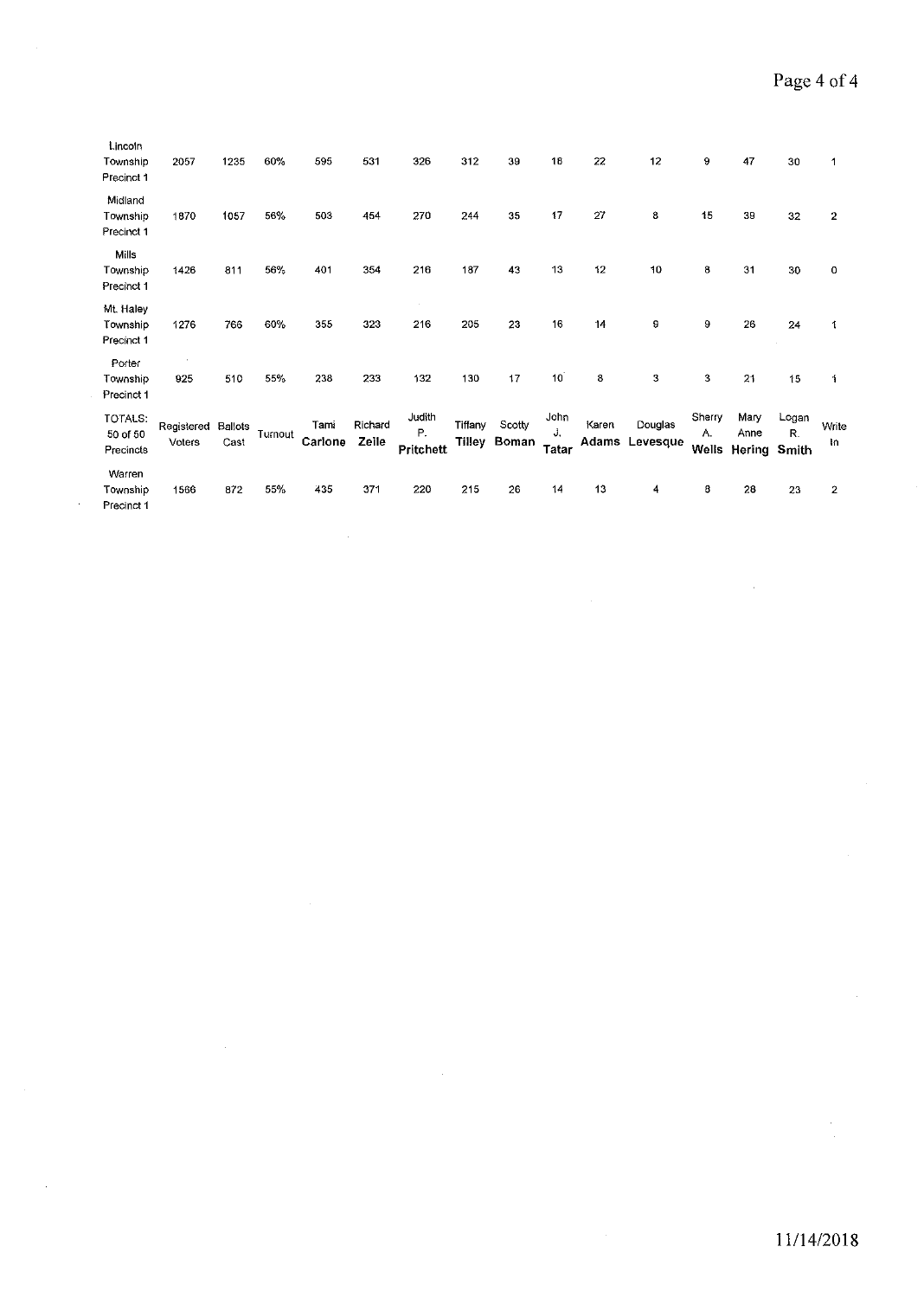| Lincoln Township Precinct 1 | 2057 | 1235 | 60% | 595 | 531 | 326 | 312 | 39 | 18 | 22 | 12 | 9 | 47 | 30 | 1 |
|---|---|---|---|---|---|---|---|---|---|---|---|---|---|---|---|
| Midland Township Precinct 1 | 1870 | 1057 | 56% | 503 | 454 | 270 | 244 | 35 | 17 | 27 | 8 | 15 | 39 | 32 | 2 |
| Mills Township Precinct 1 | 1426 | 811 | 56% | 401 | 354 | 216 | 187 | 43 | 13 | 12 | 10 | 8 | 31 | 30 | 0 |
| Mt. Haley Township Precinct 1 | 1276 | 766 | 60% | 355 | 323 | 216 | 205 | 23 | 16 | 14 | 9 | 9 | 26 | 24 | 1 |
| Porter Township Precinct 1 | 925 | 510 | 55% | 238 | 233 | 132 | 130 | 17 | 10 | 8 | 3 | 3 | 21 | 15 | 1 |
| TOTALS: 50 of 50 Precincts | Registered Voters | Ballots Cast | Turnout | Tami **Carlone** | Richard **Zeile** | Judith P. **Pritchett** | Tiffany **Tilley** | Scotty **Boman** | John J. **Tatar** | Karen **Adams** | Douglas **Levesque** | Sherry A. **Wells** | Mary Anne **Hering** | Logan R. **Smith** | Write In |
| Warren Township Precinct 1 | 1566 | 872 | 55% | 435 | 371 | 220 | 215 | 26 | 14 | 13 | 4 | 8 | 28 | 23 | 2 |

11/14/2018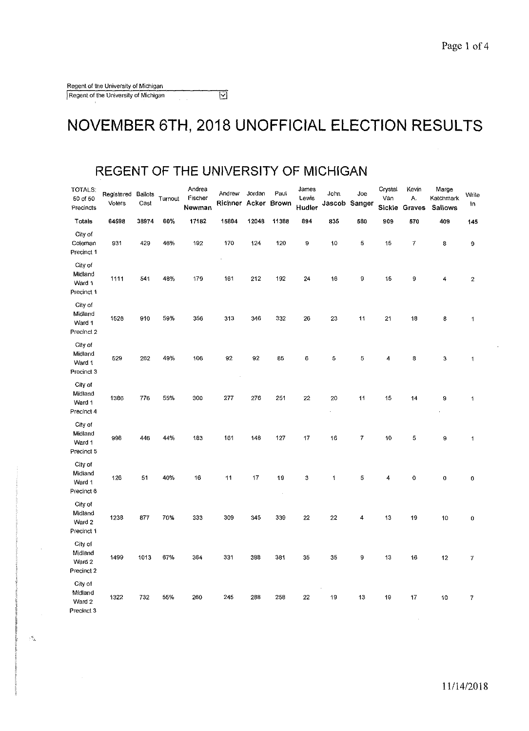Regent of the University of Michigan

Regent of the University of Michigan

# NOVEMBER 6TH, 2018 UNOFFICIAL ELECTION RESULTS

## REGENT OF THE UNIVERSITY OF MICHIGAN

| TOTALS: 50 of 50 Precincts | Registered Voters | Ballots Cast | Turnout | Andrea Fischer Newman | Andrew Richner | Jordan Acker | Paul Brown | James Lewis Hudler | John Jascob | Joe Sanger | Crystal Van Sickle | Kevin A. Graves | Marge Katchmark Sallows | Write In |
|---|---|---|---|---|---|---|---|---|---|---|---|---|---|---|
| **Totals** | **64598** | **38974** | **60%** | **17182** | **15804** | **12048** | **11388** | **894** | **835** | **580** | **909** | **570** | **409** | **145** |
| City of Coleman Precinct 1 | 931 | 429 | 46% | 192 | 170 | 124 | 120 | 9 | 10 | 5 | 15 | 7 | 8 | 9 |
| City of Midland Ward 1 Precinct 1 | 1111 | 541 | 48% | 179 | 161 | 212 | 192 | 24 | 16 | 9 | 15 | 9 | 4 | 2 |
| City of Midland Ward 1 Precinct 2 | 1526 | 910 | 59% | 356 | 313 | 346 | 332 | 26 | 23 | 11 | 21 | 18 | 8 | 1 |
| City of Midland Ward 1 Precinct 3 | 529 | 262 | 49% | 106 | 92 | 92 | 85 | 6 | 5 | 5 | 4 | 8 | 3 | 1 |
| City of Midland Ward 1 Precinct 4 | 1386 | 776 | 55% | 300 | 277 | 276 | 251 | 22 | 20 | 11 | 15 | 14 | 9 | 1 |
| City of Midland Ward 1 Precinct 5 | 998 | 446 | 44% | 183 | 161 | 148 | 127 | 17 | 16 | 7 | 10 | 5 | 9 | 1 |
| City of Midland Ward 1 Precinct 6 | 126 | 51 | 40% | 16 | 11 | 17 | 19 | 3 | 1 | 5 | 4 | 0 | 0 | 0 |
| City of Midland Ward 2 Precinct 1 | 1238 | 877 | 70% | 333 | 309 | 345 | 339 | 22 | 22 | 4 | 13 | 19 | 10 | 0 |
| City of Midland Ward 2 Precinct 2 | 1499 | 1013 | 67% | 364 | 331 | 388 | 381 | 35 | 35 | 9 | 13 | 16 | 12 | 7 |
| City of Midland Ward 2 Precinct 3 | 1322 | 732 | 55% | 260 | 245 | 288 | 258 | 22 | 19 | 13 | 19 | 17 | 10 | 7 |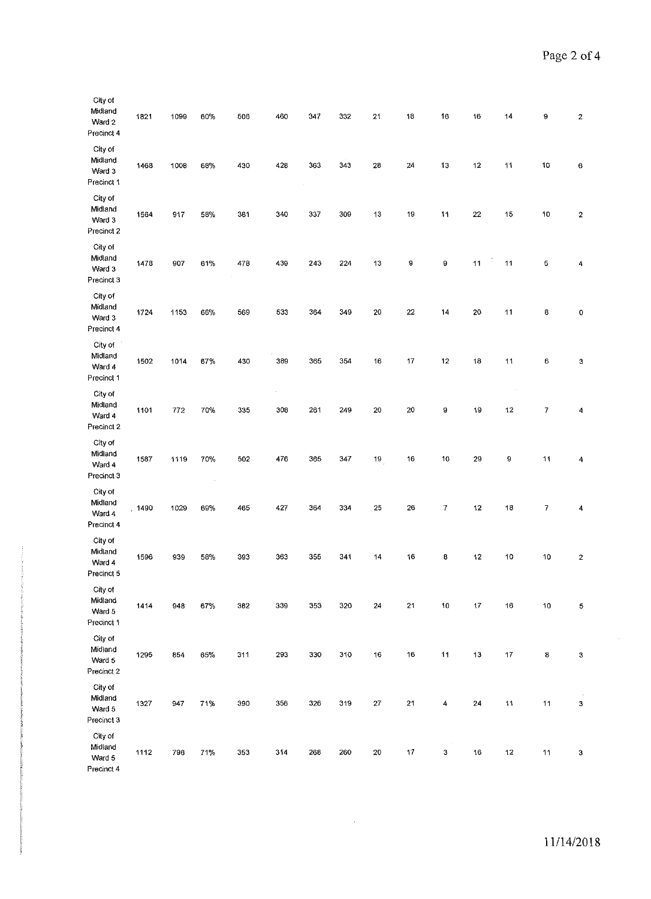| | | | | | | | | | | | | | | |
|---|---|---|---|---|---|---|---|---|---|---|---|---|---|---|
| City of Midland Ward 2 Precinct 4 | 1821 | 1099 | 60% | 506 | 460 | 347 | 332 | 21 | 18 | 16 | 16 | 14 | 9 | 2 |
| City of Midland Ward 3 Precinct 1 | 1468 | 1008 | 68% | 430 | 426 | 363 | 343 | 28 | 24 | 13 | 12 | 11 | 10 | 6 |
| City of Midland Ward 3 Precinct 2 | 1564 | 917 | 58% | 381 | 340 | 337 | 309 | 13 | 19 | 11 | 22 | 15 | 10 | 2 |
| City of Midland Ward 3 Precinct 3 | 1478 | 907 | 61% | 478 | 439 | 243 | 224 | 13 | 9 | 9 | 11 | 11 | 5 | 4 |
| City of Midland Ward 3 Precinct 4 | 1724 | 1153 | 66% | 569 | 533 | 364 | 349 | 20 | 22 | 14 | 20 | 11 | 8 | 0 |
| City of Midland Ward 4 Precinct 1 | 1502 | 1014 | 67% | 430 | 389 | 365 | 354 | 16 | 17 | 12 | 18 | 11 | 6 | 3 |
| City of Midland Ward 4 Precinct 2 | 1101 | 772 | 70% | 335 | 308 | 261 | 249 | 20 | 20 | 9 | 19 | 12 | 7 | 4 |
| City of Midland Ward 4 Precinct 3 | 1587 | 1119 | 70% | 502 | 476 | 365 | 347 | 19 | 16 | 10 | 29 | 9 | 11 | 4 |
| City of Midland Ward 4 Precinct 4 | 1490 | 1029 | 69% | 465 | 427 | 364 | 334 | 25 | 26 | 7 | 12 | 18 | 7 | 4 |
| City of Midland Ward 4 Precinct 5 | 1596 | 939 | 58% | 393 | 363 | 355 | 341 | 14 | 16 | 8 | 12 | 10 | 10 | 2 |
| City of Midland Ward 5 Precinct 1 | 1414 | 948 | 67% | 382 | 339 | 353 | 320 | 24 | 21 | 10 | 17 | 16 | 10 | 5 |
| City of Midland Ward 5 Precinct 2 | 1295 | 854 | 65% | 311 | 293 | 330 | 310 | 16 | 16 | 11 | 13 | 17 | 8 | 3 |
| City of Midland Ward 5 Precinct 3 | 1327 | 947 | 71% | 390 | 356 | 326 | 319 | 27 | 21 | 4 | 24 | 11 | 11 | 3 |
| City of Midland Ward 5 Precinct 4 | 1112 | 796 | 71% | 353 | 314 | 268 | 260 | 20 | 17 | 3 | 16 | 12 | 11 | 3 |

11/14/2018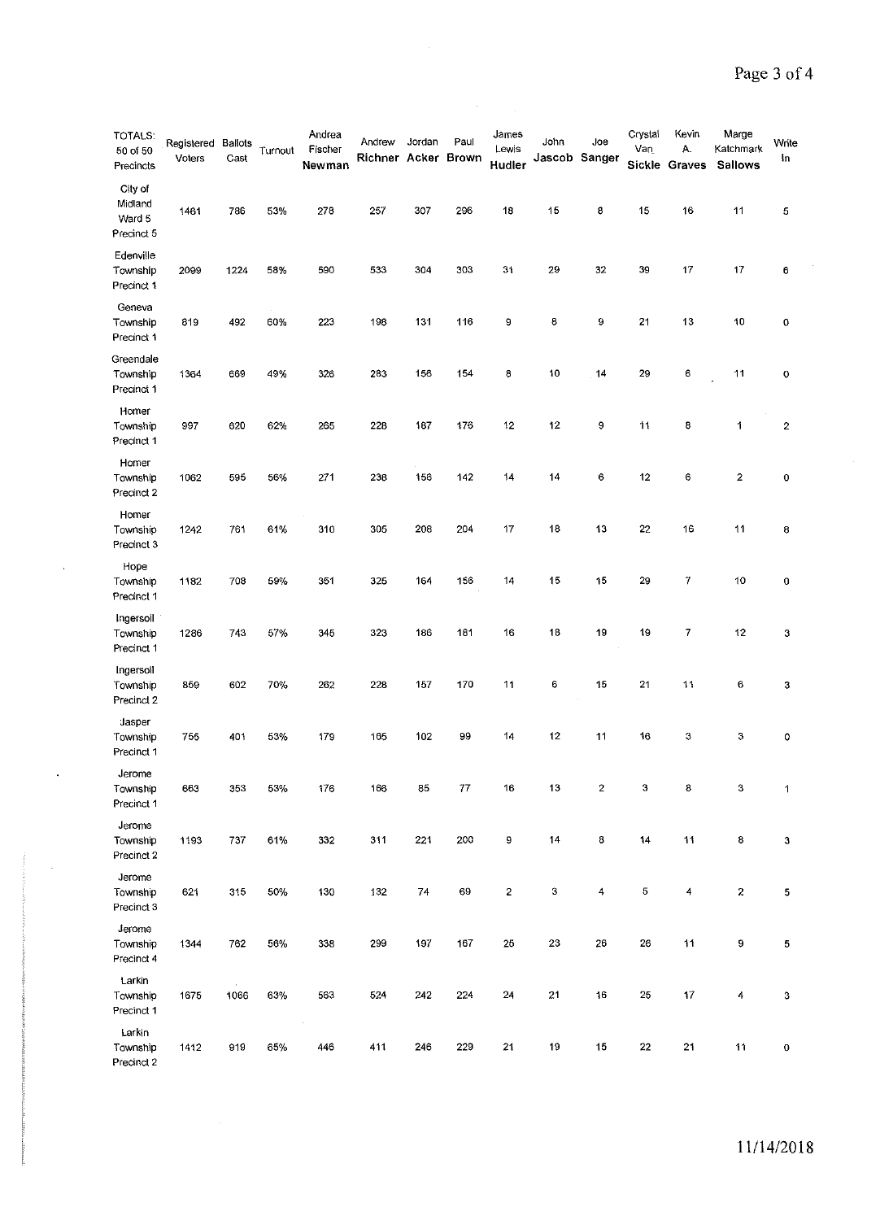| TOTALS: 50 of 50 Precincts | Registered Voters | Ballots Cast | Turnout | Andrea Fischer Newman | Andrew Richner | Jordan Acker | Paul Brown | James Lewis Hudler | John Jascob | Joe Sanger | Crystal Van Sickle | Kevin A. Graves | Marge Katchmark Sallows | Write In |
|---|---|---|---|---|---|---|---|---|---|---|---|---|---|---|
| City of Midland Ward 5 Precinct 5 | 1461 | 786 | 53% | 278 | 257 | 307 | 296 | 18 | 15 | 8 | 15 | 16 | 11 | 5 |
| Edenville Township Precinct 1 | 2099 | 1224 | 58% | 590 | 533 | 304 | 303 | 31 | 29 | 32 | 39 | 17 | 17 | 6 |
| Geneva Township Precinct 1 | 819 | 492 | 60% | 223 | 198 | 131 | 116 | 9 | 8 | 9 | 21 | 13 | 10 | 0 |
| Greendale Township Precinct 1 | 1364 | 669 | 49% | 326 | 283 | 156 | 154 | 8 | 10 | 14 | 29 | 6 | 11 | 0 |
| Homer Township Precinct 1 | 997 | 620 | 62% | 265 | 228 | 187 | 176 | 12 | 12 | 9 | 11 | 8 | 1 | 2 |
| Homer Township Precinct 2 | 1062 | 595 | 56% | 271 | 238 | 156 | 142 | 14 | 14 | 6 | 12 | 6 | 2 | 0 |
| Homer Township Precinct 3 | 1242 | 761 | 61% | 310 | 305 | 208 | 204 | 17 | 18 | 13 | 22 | 16 | 11 | 8 |
| Hope Township Precinct 1 | 1182 | 708 | 59% | 351 | 325 | 164 | 156 | 14 | 15 | 15 | 29 | 7 | 10 | 0 |
| Ingersoll Township Precinct 1 | 1286 | 743 | 57% | 345 | 323 | 186 | 181 | 16 | 18 | 19 | 19 | 7 | 12 | 3 |
| Ingersoll Township Precinct 2 | 859 | 602 | 70% | 262 | 228 | 157 | 170 | 11 | 6 | 15 | 21 | 11 | 6 | 3 |
| Jasper Township Precinct 1 | 755 | 401 | 53% | 179 | 165 | 102 | 99 | 14 | 12 | 11 | 16 | 3 | 3 | 0 |
| Jerome Township Precinct 1 | 663 | 353 | 53% | 176 | 166 | 85 | 77 | 16 | 13 | 2 | 3 | 8 | 3 | 1 |
| Jerome Township Precinct 2 | 1193 | 737 | 61% | 332 | 311 | 221 | 200 | 9 | 14 | 8 | 14 | 11 | 8 | 3 |
| Jerome Township Precinct 3 | 621 | 315 | 50% | 130 | 132 | 74 | 69 | 2 | 3 | 4 | 5 | 4 | 2 | 5 |
| Jerome Township Precinct 4 | 1344 | 762 | 56% | 338 | 299 | 197 | 167 | 25 | 23 | 26 | 26 | 11 | 9 | 5 |
| Larkin Township Precinct 1 | 1675 | 1066 | 63% | 563 | 524 | 242 | 224 | 24 | 21 | 16 | 25 | 17 | 4 | 3 |
| Larkin Township Precinct 2 | 1412 | 919 | 65% | 446 | 411 | 246 | 229 | 21 | 19 | 15 | 22 | 21 | 11 | 0 |

11/14/2018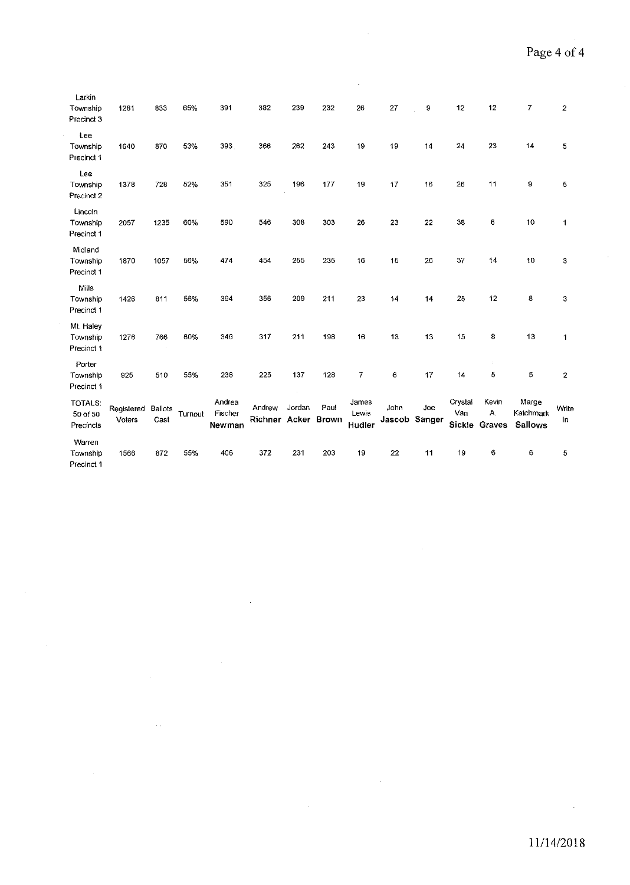| | | | | | | | | | | | | | | |
|---|---|---|---|---|---|---|---|---|---|---|---|---|---|---|
| Larkin Township Precinct 3 | 1281 | 833 | 65% | 391 | 382 | 239 | 232 | 26 | 27 | 9 | 12 | 12 | 7 | 2 |
| Lee Township Precinct 1 | 1640 | 870 | 53% | 393 | 366 | 262 | 243 | 19 | 19 | 14 | 24 | 23 | 14 | 5 |
| Lee Township Precinct 2 | 1378 | 728 | 52% | 351 | 325 | 196 | 177 | 19 | 17 | 16 | 26 | 11 | 9 | 5 |
| Lincoln Township Precinct 1 | 2057 | 1235 | 60% | 590 | 546 | 308 | 303 | 26 | 23 | 22 | 38 | 6 | 10 | 1 |
| Midland Township Precinct 1 | 1870 | 1057 | 56% | 474 | 454 | 255 | 235 | 16 | 15 | 26 | 37 | 14 | 10 | 3 |
| Mills Township Precinct 1 | 1426 | 811 | 56% | 394 | 356 | 209 | 211 | 23 | 14 | 14 | 25 | 12 | 8 | 3 |
| Mt. Haley Township Precinct 1 | 1276 | 766 | 60% | 346 | 317 | 211 | 198 | 16 | 13 | 13 | 15 | 8 | 13 | 1 |
| Porter Township Precinct 1 | 925 | 510 | 55% | 238 | 225 | 137 | 128 | 7 | 6 | 17 | 14 | 5 | 5 | 2 |
| TOTALS: 50 of 50 Precincts | Registered Voters | Ballots Cast | Turnout | Andrea Fischer **Newman** | Andrew **Richner** | Jordan **Acker** | Paul **Brown** | James Lewis **Hudler** | John **Jascob** | Joe **Sanger** | Crystal Van **Sickle** | Kevin A. **Graves** | Marge Katchmark **Sallows** | Write In |
| Warren Township Precinct 1 | 1566 | 872 | 55% | 406 | 372 | 231 | 203 | 19 | 22 | 11 | 19 | 6 | 6 | 5 |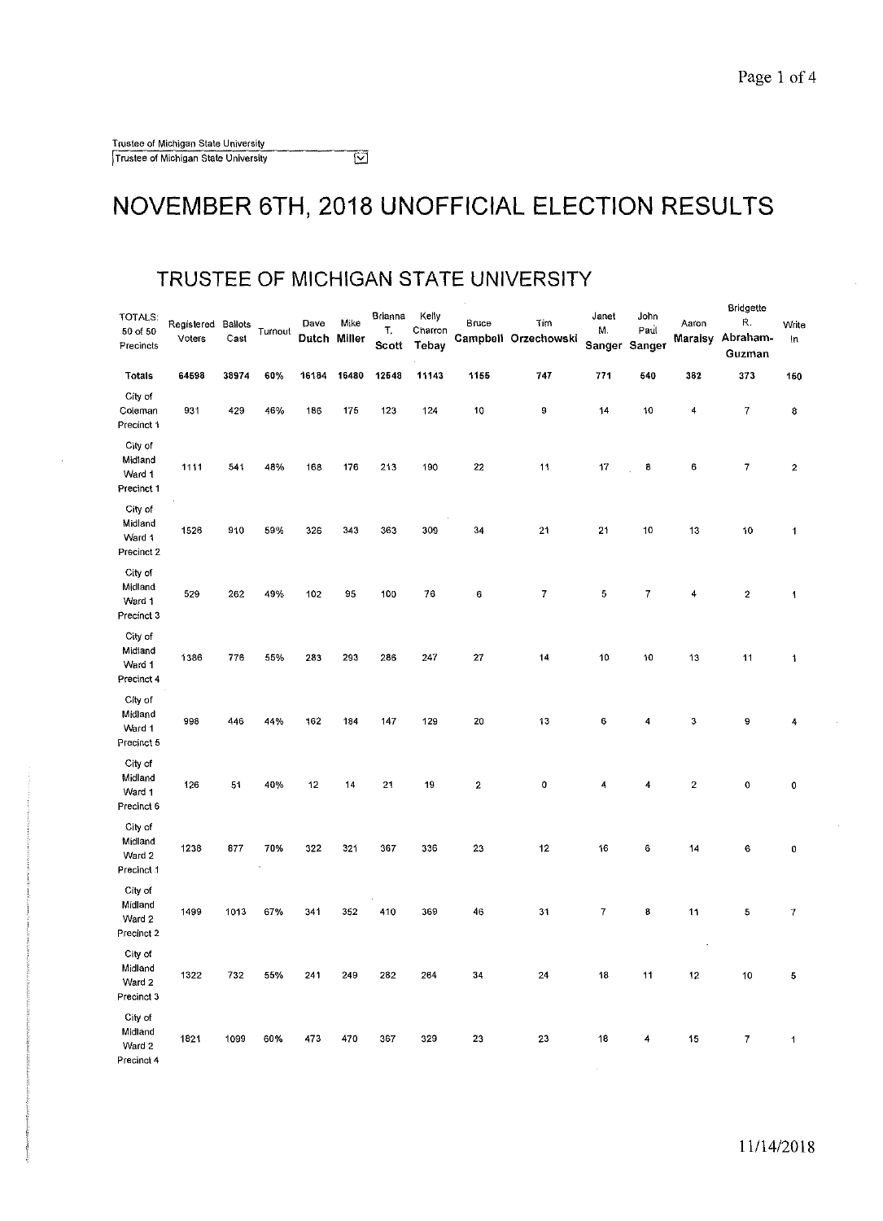Trustee of Michigan State University

Trustee of Michigan State University

# NOVEMBER 6TH, 2018 UNOFFICIAL ELECTION RESULTS

## TRUSTEE OF MICHIGAN STATE UNIVERSITY

| TOTALS: 50 of 50 Precincts | Registered Voters | Ballots Cast | Turnout | Dave Dutch | Mike Miller | Brianna T. Scott | Kelly Charron Tebay | Bruce Campbell | Tim Orzechowski | Janet M. Sanger | John Paul Sanger | Aaron Maraisy | Bridgette R. Abraham-Guzman | Write In |
|---|---|---|---|---|---|---|---|---|---|---|---|---|---|---|
| **Totals** | **64598** | **38974** | **60%** | **16184** | **16480** | **12548** | **11143** | **1155** | **747** | **771** | **540** | **382** | **373** | **160** |
| City of Coleman Precinct 1 | 931 | 429 | 46% | 186 | 175 | 123 | 124 | 10 | 9 | 14 | 10 | 4 | 7 | 8 |
| City of Midland Ward 1 Precinct 1 | 1111 | 541 | 48% | 168 | 176 | 213 | 190 | 22 | 11 | 17 | 8 | 6 | 7 | 2 |
| City of Midland Ward 1 Precinct 2 | 1526 | 910 | 59% | 326 | 343 | 363 | 309 | 34 | 21 | 21 | 10 | 13 | 10 | 1 |
| City of Midland Ward 1 Precinct 3 | 529 | 262 | 49% | 102 | 95 | 100 | 76 | 6 | 7 | 5 | 7 | 4 | 2 | 1 |
| City of Midland Ward 1 Precinct 4 | 1386 | 776 | 55% | 283 | 293 | 286 | 247 | 27 | 14 | 10 | 10 | 13 | 11 | 1 |
| City of Midland Ward 1 Precinct 5 | 998 | 446 | 44% | 162 | 184 | 147 | 129 | 20 | 13 | 6 | 4 | 3 | 9 | 4 |
| City of Midland Ward 1 Precinct 6 | 126 | 51 | 40% | 12 | 14 | 21 | 19 | 2 | 0 | 4 | 4 | 2 | 0 | 0 |
| City of Midland Ward 2 Precinct 1 | 1238 | 877 | 70% | 322 | 321 | 367 | 336 | 23 | 12 | 16 | 6 | 14 | 6 | 0 |
| City of Midland Ward 2 Precinct 2 | 1499 | 1013 | 67% | 341 | 352 | 410 | 369 | 46 | 31 | 7 | 8 | 11 | 5 | 7 |
| City of Midland Ward 2 Precinct 3 | 1322 | 732 | 55% | 241 | 249 | 282 | 264 | 34 | 24 | 18 | 11 | 12 | 10 | 5 |
| City of Midland Ward 2 Precinct 4 | 1821 | 1099 | 60% | 473 | 470 | 367 | 329 | 23 | 23 | 18 | 4 | 15 | 7 | 1 |

11/14/2018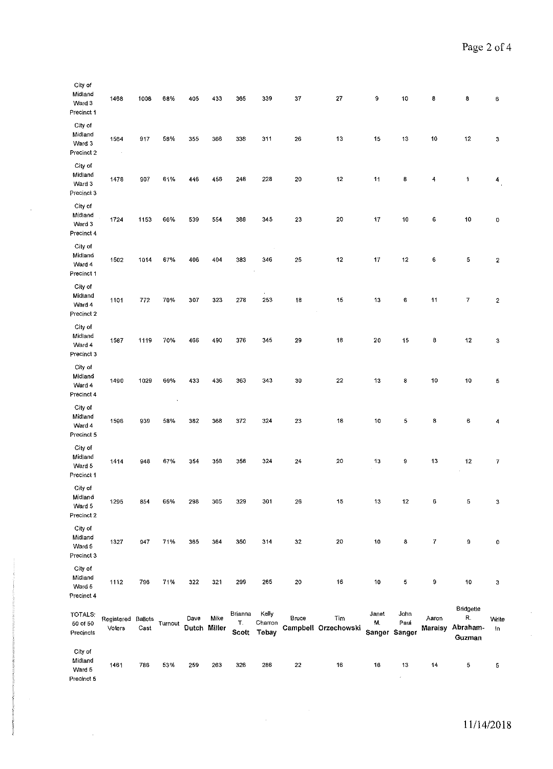| City of Midland Ward 3 Precinct 1 | 1468 | 1008 | 68% | 405 | 433 | 365 | 339 | 37 | 27 | 9 | 10 | 8 | 8 | 6 |
|---|---|---|---|---|---|---|---|---|---|---|---|---|---|---|
| City of Midland Ward 3 Precinct 2 | 1564 | 917 | 58% | 355 | 366 | 338 | 311 | 26 | 13 | 15 | 13 | 10 | 12 | 3 |
| City of Midland Ward 3 Precinct 3 | 1478 | 907 | 61% | 446 | 456 | 248 | 228 | 20 | 12 | 11 | 8 | 4 | 1 | 4 |
| City of Midland Ward 3 Precinct 4 | 1724 | 1153 | 66% | 539 | 554 | 388 | 345 | 23 | 20 | 17 | 10 | 6 | 10 | 0 |
| City of Midland Ward 4 Precinct 1 | 1502 | 1014 | 67% | 406 | 404 | 383 | 346 | 25 | 12 | 17 | 12 | 6 | 5 | 2 |
| City of Midland Ward 4 Precinct 2 | 1101 | 772 | 70% | 307 | 323 | 278 | 253 | 18 | 15 | 13 | 6 | 11 | 7 | 2 |
| City of Midland Ward 4 Precinct 3 | 1587 | 1119 | 70% | 466 | 490 | 376 | 345 | 29 | 18 | 20 | 15 | 8 | 12 | 3 |
| City of Midland Ward 4 Precinct 4 | 1490 | 1029 | 69% | 433 | 436 | 363 | 343 | 30 | 22 | 13 | 8 | 10 | 10 | 5 |
| City of Midland Ward 4 Precinct 5 | 1596 | 939 | 58% | 382 | 368 | 372 | 324 | 23 | 18 | 10 | 5 | 8 | 6 | 4 |
| City of Midland Ward 5 Precinct 1 | 1414 | 948 | 67% | 354 | 356 | 356 | 324 | 24 | 20 | 13 | 9 | 13 | 12 | 7 |
| City of Midland Ward 5 Precinct 2 | 1295 | 854 | 65% | 298 | 305 | 329 | 301 | 26 | 15 | 13 | 12 | 6 | 5 | 3 |
| City of Midland Ward 5 Precinct 3 | 1327 | 947 | 71% | 365 | 364 | 350 | 314 | 32 | 20 | 10 | 8 | 7 | 9 | 0 |
| City of Midland Ward 5 Precinct 4 | 1112 | 796 | 71% | 322 | 321 | 299 | 265 | 20 | 16 | 10 | 5 | 9 | 10 | 3 |
| TOTALS: 50 of 50 Precincts | Registered Voters | Ballots Cast | Turnout | Dave Dutch | Mike Miller | Brianna T. Scott | Kelly Charron Tebay | Bruce Campbell | Tim Orzechowski | Janet M. Sanger | John Paul Sanger | Aaron Maraisy | Bridgette R. Abraham-Guzman | Write In |
| City of Midland Ward 5 Precinct 5 | 1461 | 786 | 53% | 259 | 263 | 326 | 286 | 22 | 16 | 16 | 13 | 14 | 5 | 5 |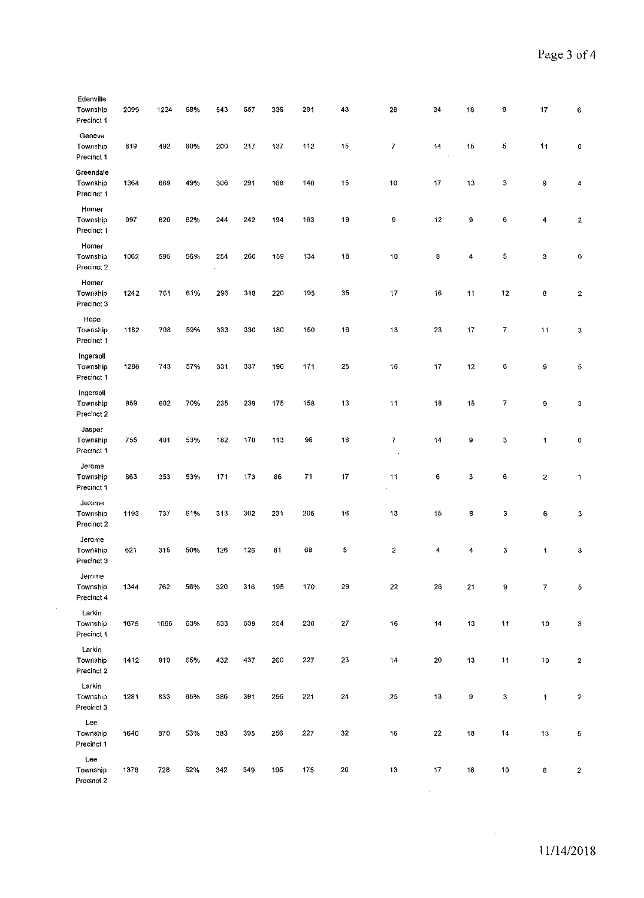| | | | | | | | | | | | | | | |
|---|---|---|---|---|---|---|---|---|---|---|---|---|---|---|
| Edenville Township Precinct 1 | 2099 | 1224 | 58% | 543 | 557 | 336 | 291 | 43 | 28 | 34 | 16 | 9 | 17 | 6 |
| Geneva Township Precinct 1 | 819 | 492 | 60% | 200 | 217 | 137 | 112 | 15 | 7 | 14 | 15 | 5 | 11 | 0 |
| Greendale Township Precinct 1 | 1364 | 669 | 49% | 306 | 291 | 168 | 140 | 15 | 10 | 17 | 13 | 3 | 9 | 4 |
| Homer Township Precinct 1 | 997 | 620 | 62% | 244 | 242 | 194 | 163 | 19 | 9 | 12 | 9 | 6 | 4 | 2 |
| Homer Township Precinct 2 | 1062 | 595 | 56% | 254 | 260 | 159 | 134 | 18 | 10 | 8 | 4 | 5 | 3 | 0 |
| Homer Township Precinct 3 | 1242 | 761 | 61% | 296 | 318 | 220 | 195 | 35 | 17 | 16 | 11 | 12 | 8 | 2 |
| Hope Township Precinct 1 | 1182 | 708 | 59% | 333 | 330 | 180 | 150 | 16 | 13 | 23 | 17 | 7 | 11 | 3 |
| Ingersoll Township Precinct 1 | 1286 | 743 | 57% | 331 | 337 | 196 | 171 | 25 | 16 | 17 | 12 | 6 | 9 | 5 |
| Ingersoll Township Precinct 2 | 859 | 602 | 70% | 235 | 239 | 175 | 158 | 13 | 11 | 18 | 15 | 7 | 9 | 3 |
| Jasper Township Precinct 1 | 755 | 401 | 53% | 182 | 170 | 113 | 96 | 18 | 7 | 14 | 9 | 3 | 1 | 0 |
| Jerome Township Precinct 1 | 663 | 353 | 53% | 171 | 173 | 86 | 71 | 17 | 11 | 6 | 3 | 6 | 2 | 1 |
| Jerome Township Precinct 2 | 1193 | 737 | 61% | 313 | 302 | 231 | 205 | 16 | 13 | 15 | 8 | 3 | 6 | 3 |
| Jerome Township Precinct 3 | 621 | 315 | 50% | 126 | 126 | 81 | 68 | 5 | 2 | 4 | 4 | 3 | 1 | 3 |
| Jerome Township Precinct 4 | 1344 | 762 | 56% | 320 | 316 | 195 | 170 | 29 | 22 | 26 | 21 | 9 | 7 | 5 |
| Larkin Township Precinct 1 | 1675 | 1066 | 63% | 533 | 539 | 254 | 230 | 27 | 16 | 14 | 13 | 11 | 10 | 3 |
| Larkin Township Precinct 2 | 1412 | 919 | 65% | 432 | 437 | 260 | 227 | 23 | 14 | 20 | 13 | 11 | 10 | 2 |
| Larkin Township Precinct 3 | 1281 | 833 | 65% | 386 | 391 | 256 | 221 | 24 | 25 | 13 | 9 | 3 | 1 | 2 |
| Lee Township Precinct 1 | 1640 | 870 | 53% | 383 | 395 | 256 | 227 | 32 | 16 | 22 | 18 | 14 | 13 | 5 |
| Lee Township Precinct 2 | 1378 | 728 | 52% | 342 | 349 | 195 | 175 | 20 | 13 | 17 | 16 | 10 | 8 | 2 |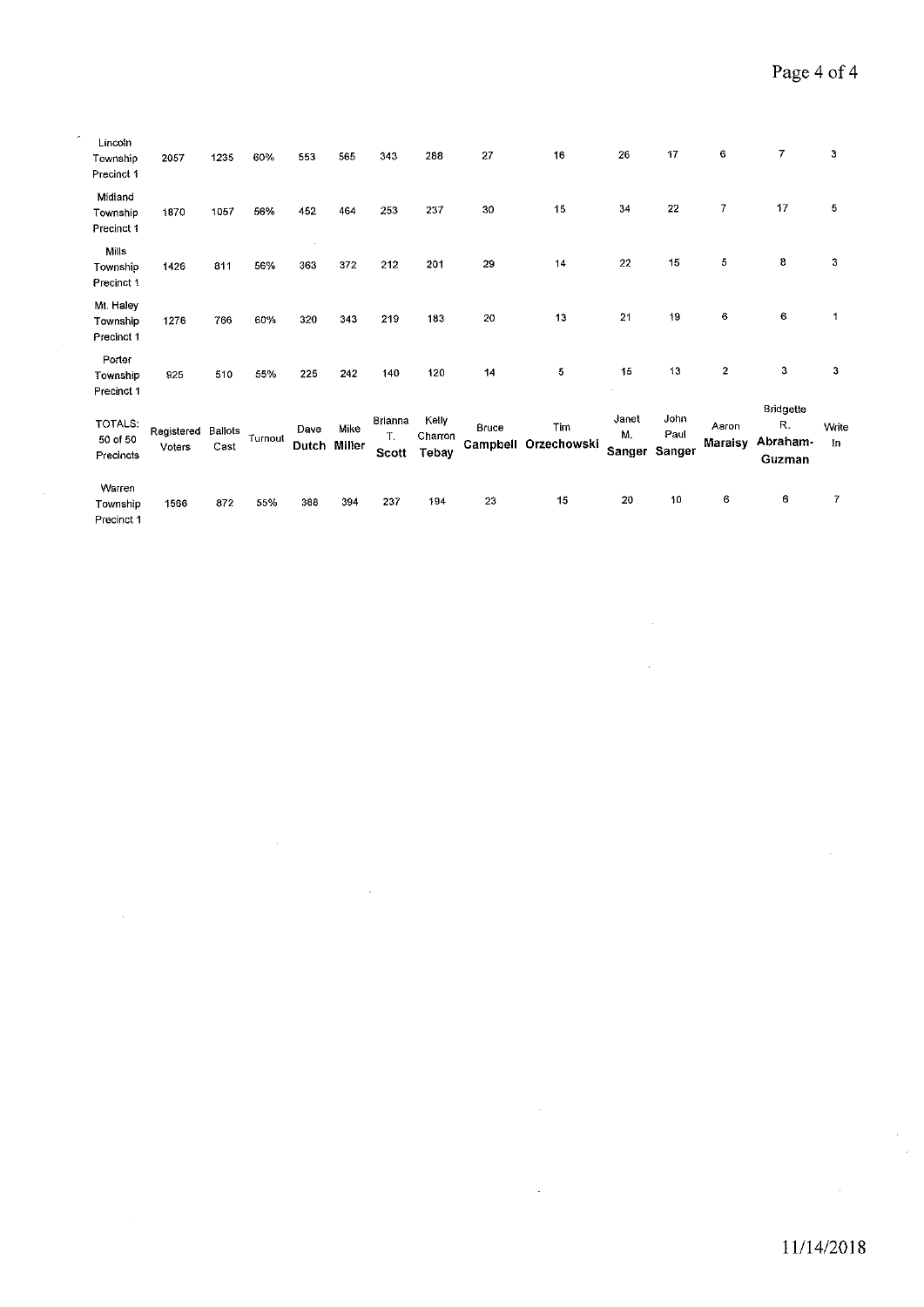| Lincoln Township Precinct 1 | 2057 | 1235 | 60% | 553 | 565 | 343 | 288 | 27 | 16 | 26 | 17 | 6 | 7 | 3 |
|---|---|---|---|---|---|---|---|---|---|---|---|---|---|---|
| Midland Township Precinct 1 | 1870 | 1057 | 56% | 452 | 464 | 253 | 237 | 30 | 15 | 34 | 22 | 7 | 17 | 5 |
| Mills Township Precinct 1 | 1426 | 811 | 56% | 363 | 372 | 212 | 201 | 29 | 14 | 22 | 15 | 5 | 8 | 3 |
| Mt. Haley Township Precinct 1 | 1276 | 766 | 60% | 320 | 343 | 219 | 183 | 20 | 13 | 21 | 19 | 6 | 6 | 1 |
| Porter Township Precinct 1 | 925 | 510 | 55% | 225 | 242 | 140 | 120 | 14 | 5 | 15 | 13 | 2 | 3 | 3 |
| TOTALS: 50 of 50 Precincts | Registered Voters | Ballots Cast | Turnout | Dave **Dutch** | Mike **Miller** | Brianna T. **Scott** | Kelly Charron **Tebay** | Bruce **Campbell** | Tim **Orzechowski** | Janet M. **Sanger** | John Paul **Sanger** | Aaron **Maraisy** | Bridgette R. **Abraham-Guzman** | Write In |
| Warren Township Precinct 1 | 1566 | 872 | 55% | 388 | 394 | 237 | 194 | 23 | 15 | 20 | 10 | 6 | 6 | 7 |

11/14/2018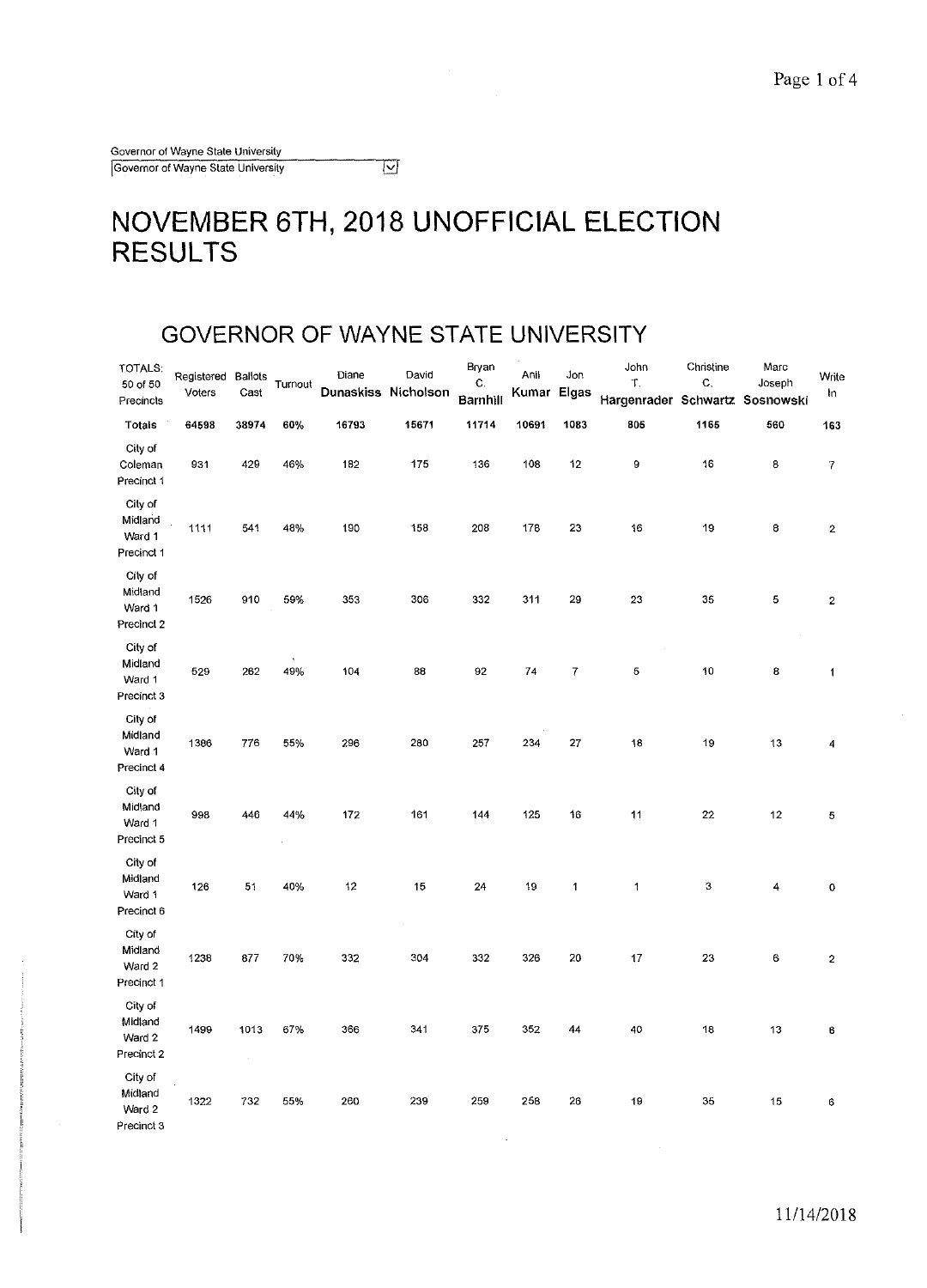Governor of Wayne State University

Governor of Wayne State University

# NOVEMBER 6TH, 2018 UNOFFICIAL ELECTION RESULTS

## GOVERNOR OF WAYNE STATE UNIVERSITY

| TOTALS: 50 of 50 Precincts | Registered Voters | Ballots Cast | Turnout | Diane Dunaskiss | David Nicholson | Bryan C. Barnhill | Anil Kumar | Jon Elgas | John T. Hargenrader | Christine C. Schwartz | Marc Joseph Sosnowski | Write In |
|---|---|---|---|---|---|---|---|---|---|---|---|---|
| **Totals** | **64598** | **38974** | **60%** | **16793** | **15671** | **11714** | **10691** | **1083** | **805** | **1165** | **560** | **163** |
| City of Coleman Precinct 1 | 931 | 429 | 46% | 182 | 175 | 136 | 108 | 12 | 9 | 16 | 8 | 7 |
| City of Midland Ward 1 Precinct 1 | 1111 | 541 | 48% | 190 | 158 | 208 | 178 | 23 | 16 | 19 | 8 | 2 |
| City of Midland Ward 1 Precinct 2 | 1526 | 910 | 59% | 353 | 306 | 332 | 311 | 29 | 23 | 35 | 5 | 2 |
| City of Midland Ward 1 Precinct 3 | 529 | 262 | 49% | 104 | 88 | 92 | 74 | 7 | 5 | 10 | 8 | 1 |
| City of Midland Ward 1 Precinct 4 | 1386 | 776 | 55% | 296 | 280 | 257 | 234 | 27 | 18 | 19 | 13 | 4 |
| City of Midland Ward 1 Precinct 5 | 998 | 446 | 44% | 172 | 161 | 144 | 125 | 16 | 11 | 22 | 12 | 5 |
| City of Midland Ward 1 Precinct 6 | 126 | 51 | 40% | 12 | 15 | 24 | 19 | 1 | 1 | 3 | 4 | 0 |
| City of Midland Ward 2 Precinct 1 | 1238 | 877 | 70% | 332 | 304 | 332 | 326 | 20 | 17 | 23 | 6 | 2 |
| City of Midland Ward 2 Precinct 2 | 1499 | 1013 | 67% | 366 | 341 | 375 | 352 | 44 | 40 | 18 | 13 | 6 |
| City of Midland Ward 2 Precinct 3 | 1322 | 732 | 55% | 260 | 239 | 259 | 258 | 26 | 19 | 35 | 15 | 6 |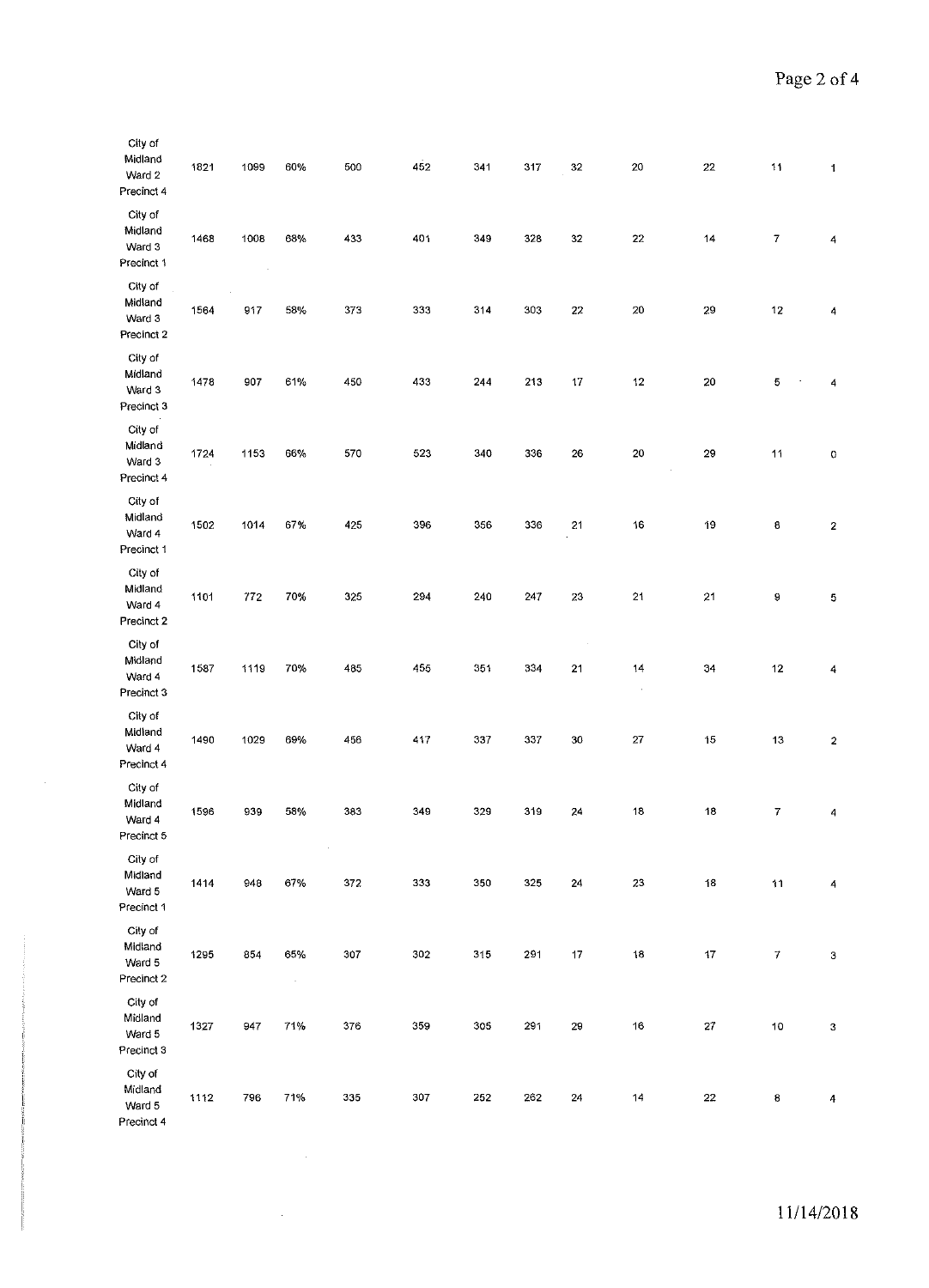| | | | | | | | | | | | | |
|---|---|---|---|---|---|---|---|---|---|---|---|---|
| City of Midland Ward 2 Precinct 4 | 1821 | 1099 | 60% | 500 | 452 | 341 | 317 | 32 | 20 | 22 | 11 | 1 |
| City of Midland Ward 3 Precinct 1 | 1468 | 1008 | 68% | 433 | 401 | 349 | 328 | 32 | 22 | 14 | 7 | 4 |
| City of Midland Ward 3 Precinct 2 | 1564 | 917 | 58% | 373 | 333 | 314 | 303 | 22 | 20 | 29 | 12 | 4 |
| City of Midland Ward 3 Precinct 3 | 1478 | 907 | 61% | 450 | 433 | 244 | 213 | 17 | 12 | 20 | 5 | 4 |
| City of Midland Ward 3 Precinct 4 | 1724 | 1153 | 66% | 570 | 523 | 340 | 336 | 26 | 20 | 29 | 11 | 0 |
| City of Midland Ward 4 Precinct 1 | 1502 | 1014 | 67% | 425 | 396 | 356 | 336 | 21 | 16 | 19 | 6 | 2 |
| City of Midland Ward 4 Precinct 2 | 1101 | 772 | 70% | 325 | 294 | 240 | 247 | 23 | 21 | 21 | 9 | 5 |
| City of Midland Ward 4 Precinct 3 | 1587 | 1119 | 70% | 485 | 455 | 351 | 334 | 21 | 14 | 34 | 12 | 4 |
| City of Midland Ward 4 Precinct 4 | 1490 | 1029 | 69% | 456 | 417 | 337 | 337 | 30 | 27 | 15 | 13 | 2 |
| City of Midland Ward 4 Precinct 5 | 1596 | 939 | 58% | 383 | 349 | 329 | 319 | 24 | 18 | 18 | 7 | 4 |
| City of Midland Ward 5 Precinct 1 | 1414 | 948 | 67% | 372 | 333 | 350 | 325 | 24 | 23 | 18 | 11 | 4 |
| City of Midland Ward 5 Precinct 2 | 1295 | 854 | 65% | 307 | 302 | 315 | 291 | 17 | 18 | 17 | 7 | 3 |
| City of Midland Ward 5 Precinct 3 | 1327 | 947 | 71% | 376 | 359 | 305 | 291 | 29 | 16 | 27 | 10 | 3 |
| City of Midland Ward 5 Precinct 4 | 1112 | 796 | 71% | 335 | 307 | 252 | 262 | 24 | 14 | 22 | 8 | 4 |

11/14/2018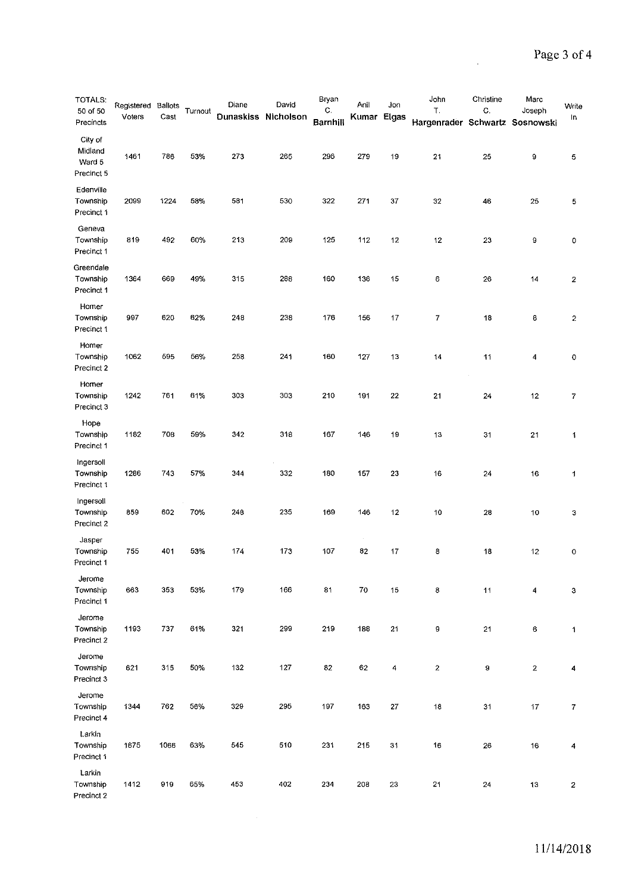| TOTALS: 50 of 50 Precincts | Registered Voters | Ballots Cast | Turnout | Diane Dunaskiss | David Nicholson | Bryan C. Barnhill | Anil Kumar | Jon Elgas | John T. Hargenrader | Christine C. Schwartz | Marc Joseph Sosnowski | Write In |
|---|---|---|---|---|---|---|---|---|---|---|---|---|
| City of Midland Ward 5 Precinct 5 | 1461 | 786 | 53% | 273 | 265 | 296 | 279 | 19 | 21 | 25 | 9 | 5 |
| Edenville Township Precinct 1 | 2099 | 1224 | 58% | 581 | 530 | 322 | 271 | 37 | 32 | 46 | 25 | 5 |
| Geneva Township Precinct 1 | 819 | 492 | 60% | 213 | 209 | 125 | 112 | 12 | 12 | 23 | 9 | 0 |
| Greendale Township Precinct 1 | 1364 | 669 | 49% | 315 | 288 | 160 | 136 | 15 | 6 | 26 | 14 | 2 |
| Homer Township Precinct 1 | 997 | 620 | 62% | 248 | 238 | 176 | 156 | 17 | 7 | 18 | 8 | 2 |
| Homer Township Precinct 2 | 1062 | 595 | 56% | 258 | 241 | 160 | 127 | 13 | 14 | 11 | 4 | 0 |
| Homer Township Precinct 3 | 1242 | 761 | 61% | 303 | 303 | 210 | 191 | 22 | 21 | 24 | 12 | 7 |
| Hope Township Precinct 1 | 1182 | 708 | 59% | 342 | 318 | 167 | 146 | 19 | 13 | 31 | 21 | 1 |
| Ingersoll Township Precinct 1 | 1286 | 743 | 57% | 344 | 332 | 180 | 157 | 23 | 16 | 24 | 16 | 1 |
| Ingersoll Township Precinct 2 | 859 | 602 | 70% | 248 | 235 | 169 | 146 | 12 | 10 | 28 | 10 | 3 |
| Jasper Township Precinct 1 | 755 | 401 | 53% | 174 | 173 | 107 | 82 | 17 | 8 | 18 | 12 | 0 |
| Jerome Township Precinct 1 | 663 | 353 | 53% | 179 | 166 | 81 | 70 | 15 | 8 | 11 | 4 | 3 |
| Jerome Township Precinct 2 | 1193 | 737 | 61% | 321 | 299 | 219 | 188 | 21 | 9 | 21 | 6 | 1 |
| Jerome Township Precinct 3 | 621 | 315 | 50% | 132 | 127 | 82 | 62 | 4 | 2 | 9 | 2 | 4 |
| Jerome Township Precinct 4 | 1344 | 762 | 56% | 329 | 295 | 197 | 163 | 27 | 18 | 31 | 17 | 7 |
| Larkin Township Precinct 1 | 1675 | 1066 | 63% | 545 | 510 | 231 | 215 | 31 | 16 | 26 | 16 | 4 |
| Larkin Township Precinct 2 | 1412 | 919 | 65% | 453 | 402 | 234 | 208 | 23 | 21 | 24 | 13 | 2 |

11/14/2018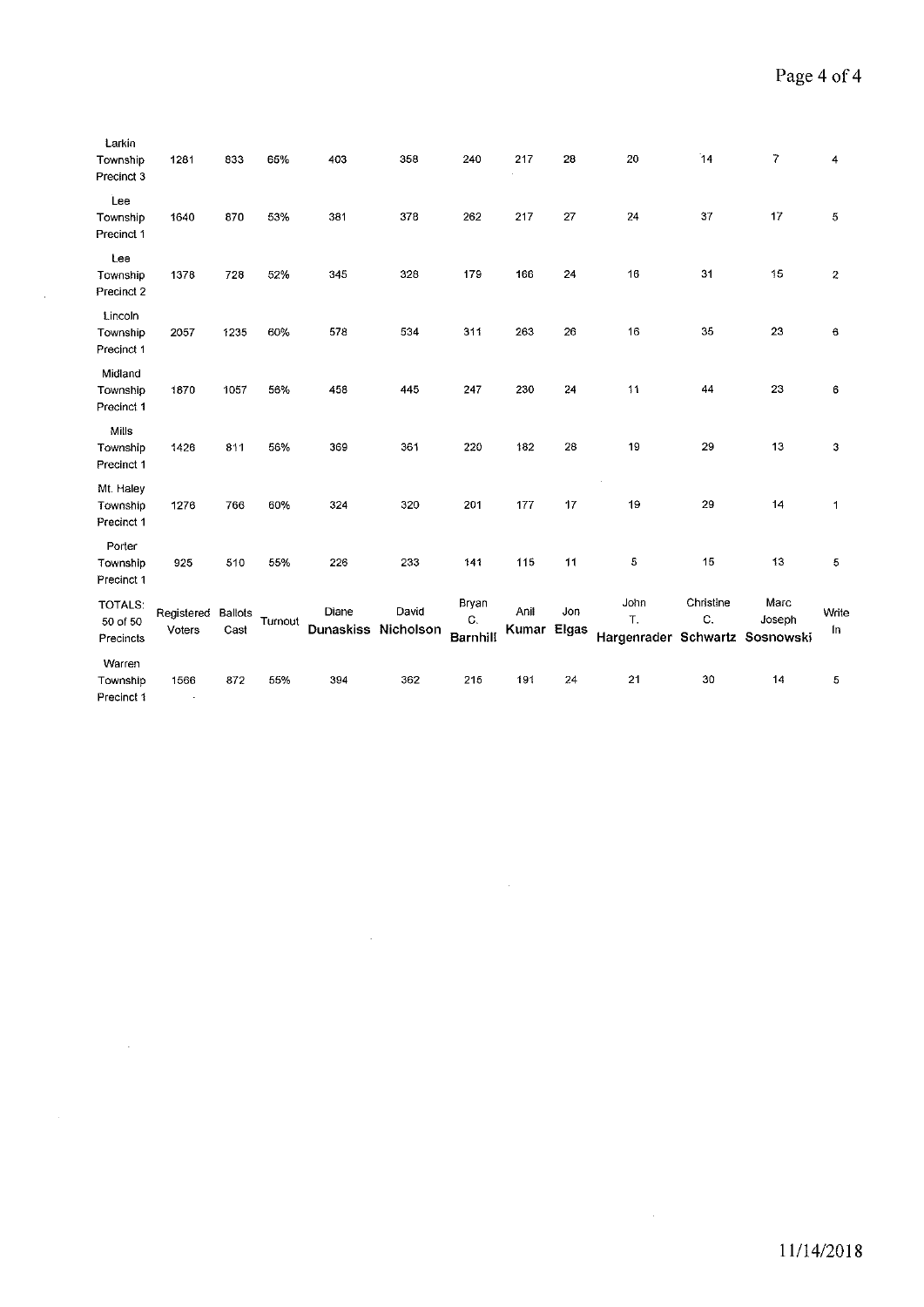| Larkin Township Precinct 3 | 1281 | 833 | 65% | 403 | 358 | 240 | 217 | 28 | 20 | 14 | 7 | 4 |
|---|---|---|---|---|---|---|---|---|---|---|---|---|
| Lee Township Precinct 1 | 1640 | 870 | 53% | 381 | 378 | 262 | 217 | 27 | 24 | 37 | 17 | 5 |
| Lee Township Precinct 2 | 1378 | 728 | 52% | 345 | 328 | 179 | 166 | 24 | 16 | 31 | 15 | 2 |
| Lincoln Township Precinct 1 | 2057 | 1235 | 60% | 578 | 534 | 311 | 263 | 26 | 16 | 35 | 23 | 6 |
| Midland Township Precinct 1 | 1870 | 1057 | 56% | 458 | 445 | 247 | 230 | 24 | 11 | 44 | 23 | 6 |
| Mills Township Precinct 1 | 1426 | 811 | 56% | 369 | 361 | 220 | 182 | 28 | 19 | 29 | 13 | 3 |
| Mt. Haley Township Precinct 1 | 1276 | 766 | 60% | 324 | 320 | 201 | 177 | 17 | 19 | 29 | 14 | 1 |
| Porter Township Precinct 1 | 925 | 510 | 55% | 226 | 233 | 141 | 115 | 11 | 5 | 15 | 13 | 5 |
| TOTALS: 50 of 50 Precincts | Registered Voters | Ballots Cast | Turnout | Diane **Dunaskiss** | David **Nicholson** | Bryan C. **Barnhill** | Anil **Kumar** | Jon **Elgas** | John T. **Hargenrader** | Christine C. **Schwartz** | Marc Joseph **Sosnowski** | Write In |
| Warren Township Precinct 1 | 1566 | 872 | 55% | 394 | 362 | 216 | 191 | 24 | 21 | 30 | 14 | 5 |

11/14/2018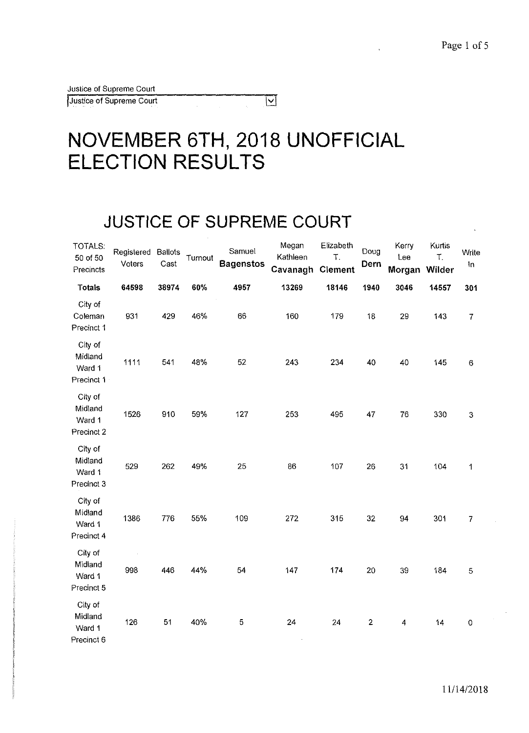Justice of Supreme Court

Justice of Supreme Court

# NOVEMBER 6TH, 2018 UNOFFICIAL ELECTION RESULTS

## JUSTICE OF SUPREME COURT

| TOTALS: 50 of 50 Precincts | Registered Voters | Ballots Cast | Turnout | Samuel Bagenstos | Megan Kathleen Cavanagh | Elizabeth T. Clement | Doug Dern | Kerry Lee Morgan | Kurtis T. Wilder | Write In |
|---|---|---|---|---|---|---|---|---|---|---|
| **Totals** | **64598** | **38974** | **60%** | **4957** | **13269** | **18146** | **1940** | **3046** | **14557** | **301** |
| City of Coleman Precinct 1 | 931 | 429 | 46% | 66 | 160 | 179 | 18 | 29 | 143 | 7 |
| City of Midland Ward 1 Precinct 1 | 1111 | 541 | 48% | 52 | 243 | 234 | 40 | 40 | 145 | 6 |
| City of Midland Ward 1 Precinct 2 | 1526 | 910 | 59% | 127 | 253 | 495 | 47 | 76 | 330 | 3 |
| City of Midland Ward 1 Precinct 3 | 529 | 262 | 49% | 25 | 86 | 107 | 26 | 31 | 104 | 1 |
| City of Midland Ward 1 Precinct 4 | 1386 | 776 | 55% | 109 | 272 | 315 | 32 | 94 | 301 | 7 |
| City of Midland Ward 1 Precinct 5 | 998 | 446 | 44% | 54 | 147 | 174 | 20 | 39 | 184 | 5 |
| City of Midland Ward 1 Precinct 6 | 126 | 51 | 40% | 5 | 24 | 24 | 2 | 4 | 14 | 0 |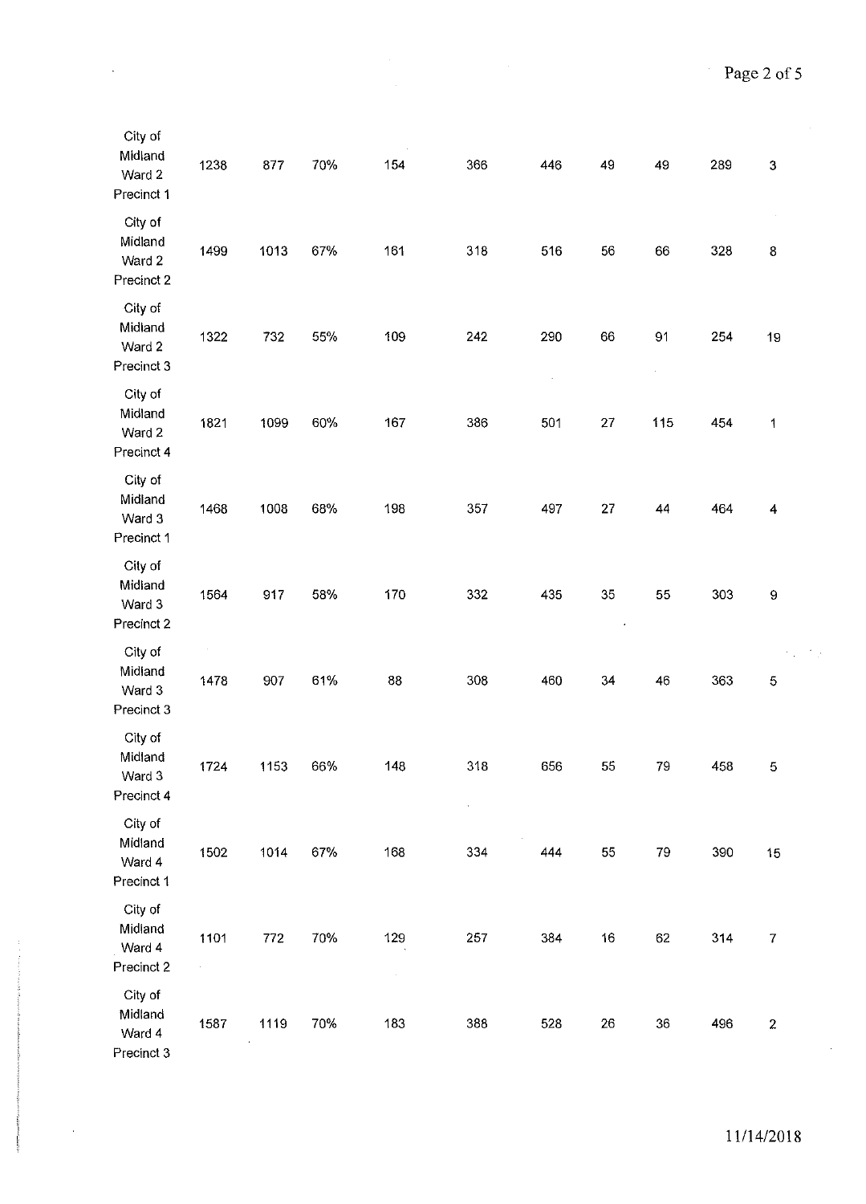| | | | | | | | | | | |
|---|---|---|---|---|---|---|---|---|---|---|
| City of Midland Ward 2 Precinct 1 | 1238 | 877 | 70% | 154 | 366 | 446 | 49 | 49 | 289 | 3 |
| City of Midland Ward 2 Precinct 2 | 1499 | 1013 | 67% | 161 | 318 | 516 | 56 | 66 | 328 | 8 |
| City of Midland Ward 2 Precinct 3 | 1322 | 732 | 55% | 109 | 242 | 290 | 66 | 91 | 254 | 19 |
| City of Midland Ward 2 Precinct 4 | 1821 | 1099 | 60% | 167 | 386 | 501 | 27 | 115 | 454 | 1 |
| City of Midland Ward 3 Precinct 1 | 1468 | 1008 | 68% | 198 | 357 | 497 | 27 | 44 | 464 | 4 |
| City of Midland Ward 3 Precinct 2 | 1564 | 917 | 58% | 170 | 332 | 435 | 35 | 55 | 303 | 9 |
| City of Midland Ward 3 Precinct 3 | 1478 | 907 | 61% | 88 | 308 | 460 | 34 | 46 | 363 | 5 |
| City of Midland Ward 3 Precinct 4 | 1724 | 1153 | 66% | 148 | 318 | 656 | 55 | 79 | 458 | 5 |
| City of Midland Ward 4 Precinct 1 | 1502 | 1014 | 67% | 168 | 334 | 444 | 55 | 79 | 390 | 15 |
| City of Midland Ward 4 Precinct 2 | 1101 | 772 | 70% | 129 | 257 | 384 | 16 | 62 | 314 | 7 |
| City of Midland Ward 4 Precinct 3 | 1587 | 1119 | 70% | 183 | 388 | 528 | 26 | 36 | 496 | 2 |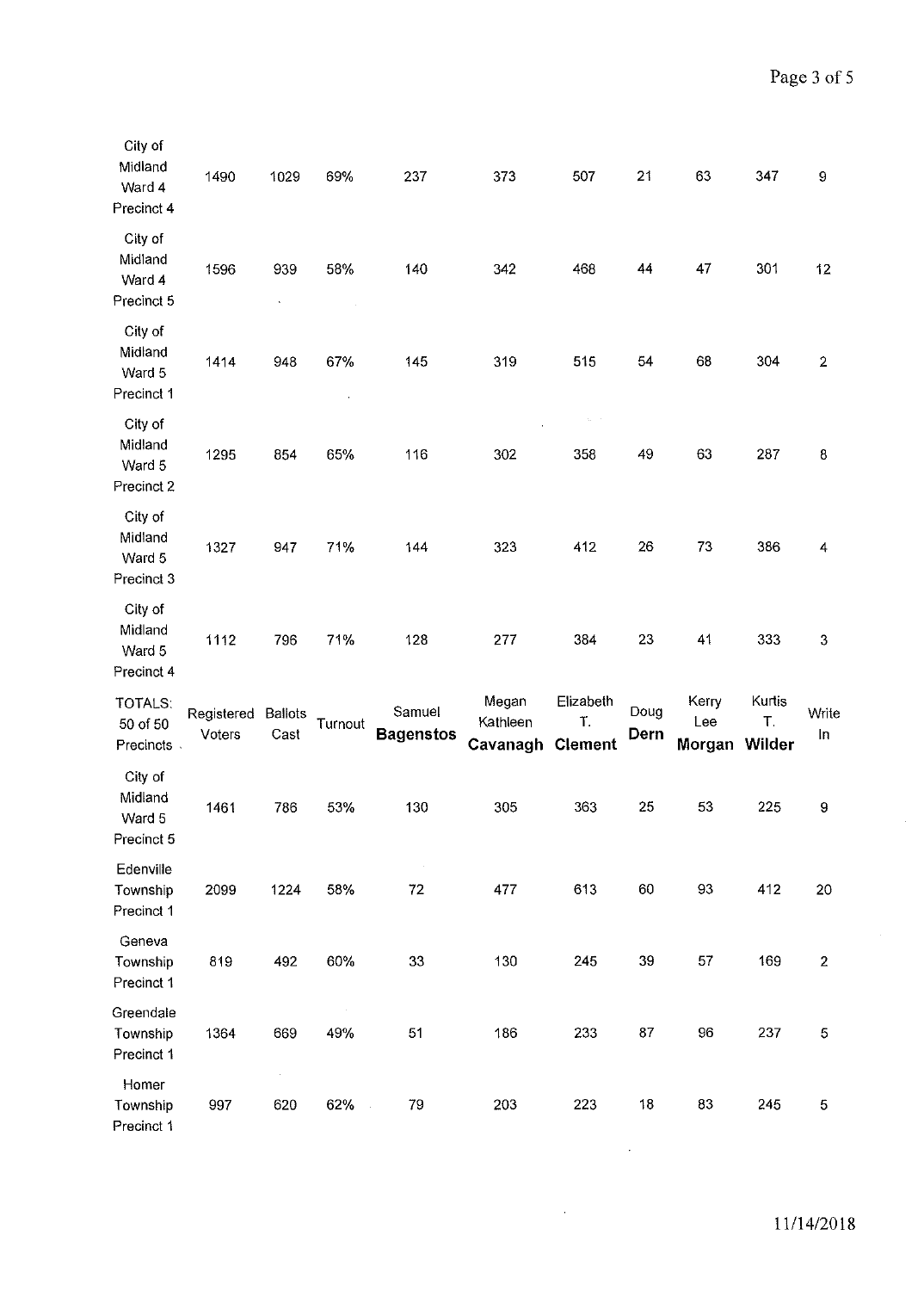| City of Midland Ward 4 Precinct 4 | 1490 | 1029 | 69% | 237 | 373 | 507 | 21 | 63 | 347 | 9 |
|---|---|---|---|---|---|---|---|---|---|---|
| City of Midland Ward 4 Precinct 5 | 1596 | 939 | 58% | 140 | 342 | 468 | 44 | 47 | 301 | 12 |
| City of Midland Ward 5 Precinct 1 | 1414 | 948 | 67% | 145 | 319 | 515 | 54 | 68 | 304 | 2 |
| City of Midland Ward 5 Precinct 2 | 1295 | 854 | 65% | 116 | 302 | 358 | 49 | 63 | 287 | 8 |
| City of Midland Ward 5 Precinct 3 | 1327 | 947 | 71% | 144 | 323 | 412 | 26 | 73 | 386 | 4 |
| City of Midland Ward 5 Precinct 4 | 1112 | 796 | 71% | 128 | 277 | 384 | 23 | 41 | 333 | 3 |
| TOTALS: 50 of 50 Precincts | Registered Voters | Ballots Cast | Turnout | Samuel **Bagenstos** | Megan Kathleen **Cavanagh** | Elizabeth T. **Clement** | Doug **Dern** | Kerry Lee **Morgan** | Kurtis T. **Wilder** | Write In |
| City of Midland Ward 5 Precinct 5 | 1461 | 786 | 53% | 130 | 305 | 363 | 25 | 53 | 225 | 9 |
| Edenville Township Precinct 1 | 2099 | 1224 | 58% | 72 | 477 | 613 | 60 | 93 | 412 | 20 |
| Geneva Township Precinct 1 | 819 | 492 | 60% | 33 | 130 | 245 | 39 | 57 | 169 | 2 |
| Greendale Township Precinct 1 | 1364 | 669 | 49% | 51 | 186 | 233 | 87 | 96 | 237 | 5 |
| Homer Township Precinct 1 | 997 | 620 | 62% | 79 | 203 | 223 | 18 | 83 | 245 | 5 |

11/14/2018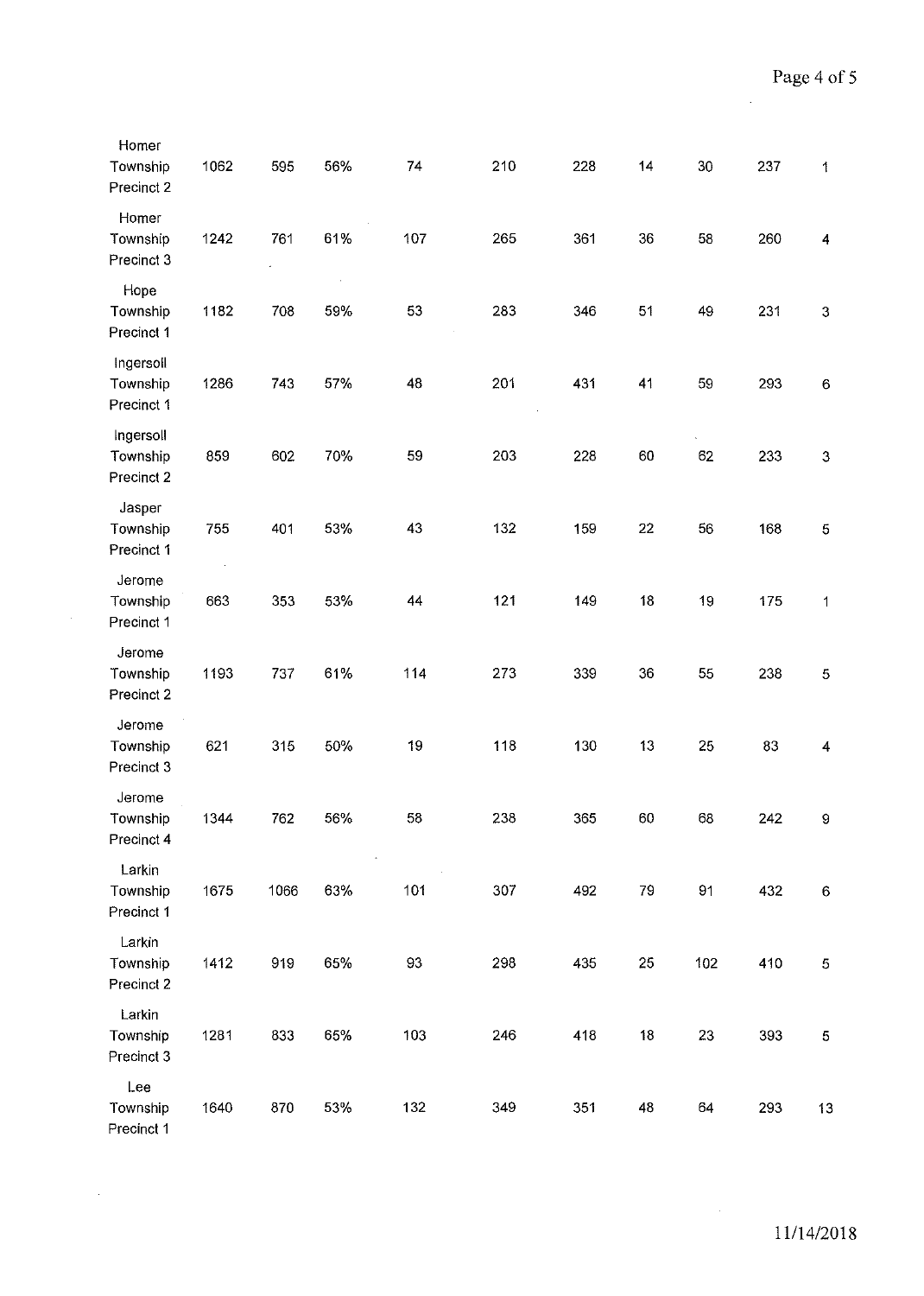| | | | | | | | | | | |
|---|---|---|---|---|---|---|---|---|---|---|
| Homer Township Precinct 2 | 1062 | 595 | 56% | 74 | 210 | 228 | 14 | 30 | 237 | 1 |
| Homer Township Precinct 3 | 1242 | 761 | 61% | 107 | 265 | 361 | 36 | 58 | 260 | 4 |
| Hope Township Precinct 1 | 1182 | 708 | 59% | 53 | 283 | 346 | 51 | 49 | 231 | 3 |
| Ingersoll Township Precinct 1 | 1286 | 743 | 57% | 48 | 201 | 431 | 41 | 59 | 293 | 6 |
| Ingersoll Township Precinct 2 | 859 | 602 | 70% | 59 | 203 | 228 | 60 | 62 | 233 | 3 |
| Jasper Township Precinct 1 | 755 | 401 | 53% | 43 | 132 | 159 | 22 | 56 | 168 | 5 |
| Jerome Township Precinct 1 | 663 | 353 | 53% | 44 | 121 | 149 | 18 | 19 | 175 | 1 |
| Jerome Township Precinct 2 | 1193 | 737 | 61% | 114 | 273 | 339 | 36 | 55 | 238 | 5 |
| Jerome Township Precinct 3 | 621 | 315 | 50% | 19 | 118 | 130 | 13 | 25 | 83 | 4 |
| Jerome Township Precinct 4 | 1344 | 762 | 56% | 58 | 238 | 365 | 60 | 68 | 242 | 9 |
| Larkin Township Precinct 1 | 1675 | 1066 | 63% | 101 | 307 | 492 | 79 | 91 | 432 | 6 |
| Larkin Township Precinct 2 | 1412 | 919 | 65% | 93 | 298 | 435 | 25 | 102 | 410 | 5 |
| Larkin Township Precinct 3 | 1281 | 833 | 65% | 103 | 246 | 418 | 18 | 23 | 393 | 5 |
| Lee Township Precinct 1 | 1640 | 870 | 53% | 132 | 349 | 351 | 48 | 64 | 293 | 13 |

11/14/2018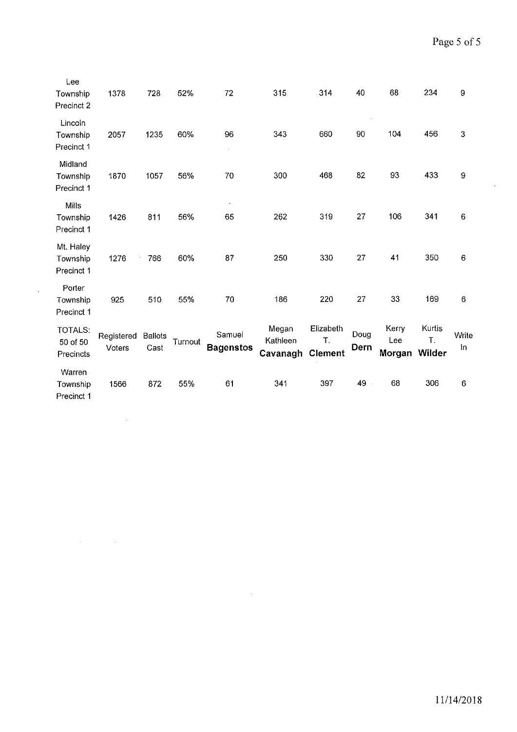| Lee Township Precinct 2 | 1378 | 728 | 52% | 72 | 315 | 314 | 40 | 68 | 234 | 9 |
|---|---|---|---|---|---|---|---|---|---|---|
| Lincoln Township Precinct 1 | 2057 | 1235 | 60% | 96 | 343 | 660 | 90 | 104 | 456 | 3 |
| Midland Township Precinct 1 | 1870 | 1057 | 56% | 70 | 300 | 468 | 82 | 93 | 433 | 9 |
| Mills Township Precinct 1 | 1426 | 811 | 56% | 65 | 262 | 319 | 27 | 106 | 341 | 6 |
| Mt. Haley Township Precinct 1 | 1276 | 766 | 60% | 87 | 250 | 330 | 27 | 41 | 350 | 6 |
| Porter Township Precinct 1 | 925 | 510 | 55% | 70 | 186 | 220 | 27 | 33 | 169 | 6 |
| TOTALS: 50 of 50 Precincts | Registered Voters | Ballots Cast | Turnout | Samuel **Bagenstos** | Megan Kathleen **Cavanagh** | Elizabeth T. **Clement** | Doug **Dern** | Kerry Lee **Morgan** | Kurtis T. **Wilder** | Write In |
| Warren Township Precinct 1 | 1566 | 872 | 55% | 61 | 341 | 397 | 49 | 68 | 306 | 6 |

11/14/2018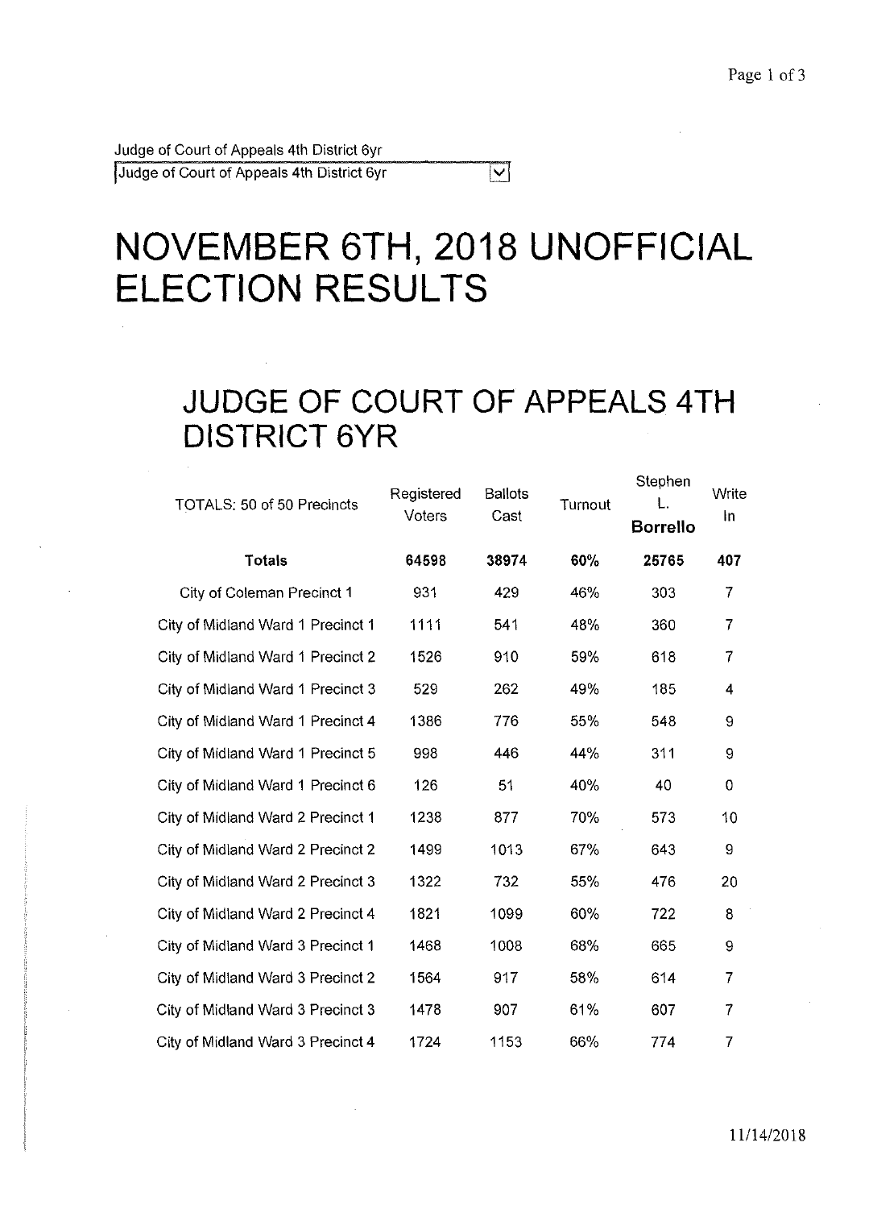Judge of Court of Appeals 4th District 6yr

Judge of Court of Appeals 4th District 6yr

# NOVEMBER 6TH, 2018 UNOFFICIAL ELECTION RESULTS

## JUDGE OF COURT OF APPEALS 4TH DISTRICT 6YR

| TOTALS: 50 of 50 Precincts | Registered Voters | Ballots Cast | Turnout | Stephen L. **Borrello** | Write In |
|---|---|---|---|---|---|
| **Totals** | **64598** | **38974** | **60%** | **25765** | **407** |
| City of Coleman Precinct 1 | 931 | 429 | 46% | 303 | 7 |
| City of Midland Ward 1 Precinct 1 | 1111 | 541 | 48% | 360 | 7 |
| City of Midland Ward 1 Precinct 2 | 1526 | 910 | 59% | 618 | 7 |
| City of Midland Ward 1 Precinct 3 | 529 | 262 | 49% | 185 | 4 |
| City of Midland Ward 1 Precinct 4 | 1386 | 776 | 55% | 548 | 9 |
| City of Midland Ward 1 Precinct 5 | 998 | 446 | 44% | 311 | 9 |
| City of Midland Ward 1 Precinct 6 | 126 | 51 | 40% | 40 | 0 |
| City of Midland Ward 2 Precinct 1 | 1238 | 877 | 70% | 573 | 10 |
| City of Midland Ward 2 Precinct 2 | 1499 | 1013 | 67% | 643 | 9 |
| City of Midland Ward 2 Precinct 3 | 1322 | 732 | 55% | 476 | 20 |
| City of Midland Ward 2 Precinct 4 | 1821 | 1099 | 60% | 722 | 8 |
| City of Midland Ward 3 Precinct 1 | 1468 | 1008 | 68% | 665 | 9 |
| City of Midland Ward 3 Precinct 2 | 1564 | 917 | 58% | 614 | 7 |
| City of Midland Ward 3 Precinct 3 | 1478 | 907 | 61% | 607 | 7 |
| City of Midland Ward 3 Precinct 4 | 1724 | 1153 | 66% | 774 | 7 |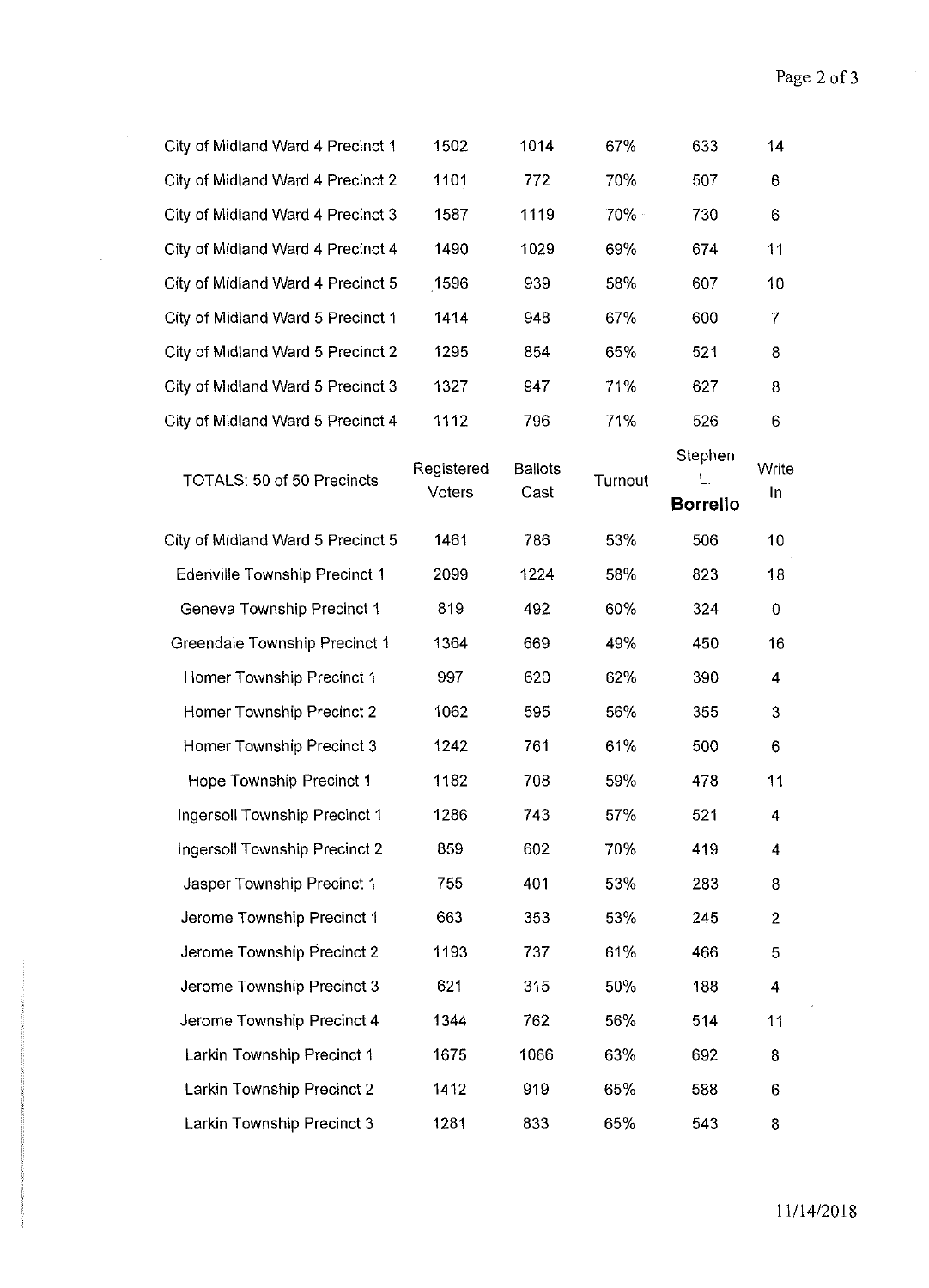| | | | | | |
|---|---|---|---|---|---|
| City of Midland Ward 4 Precinct 1 | 1502 | 1014 | 67% | 633 | 14 |
| City of Midland Ward 4 Precinct 2 | 1101 | 772 | 70% | 507 | 6 |
| City of Midland Ward 4 Precinct 3 | 1587 | 1119 | 70% | 730 | 6 |
| City of Midland Ward 4 Precinct 4 | 1490 | 1029 | 69% | 674 | 11 |
| City of Midland Ward 4 Precinct 5 | 1596 | 939 | 58% | 607 | 10 |
| City of Midland Ward 5 Precinct 1 | 1414 | 948 | 67% | 600 | 7 |
| City of Midland Ward 5 Precinct 2 | 1295 | 854 | 65% | 521 | 8 |
| City of Midland Ward 5 Precinct 3 | 1327 | 947 | 71% | 627 | 8 |
| City of Midland Ward 5 Precinct 4 | 1112 | 796 | 71% | 526 | 6 |

| TOTALS: 50 of 50 Precincts | Registered Voters | Ballots Cast | Turnout | Stephen L. **Borrello** | Write In |
|---|---|---|---|---|---|
| City of Midland Ward 5 Precinct 5 | 1461 | 786 | 53% | 506 | 10 |
| Edenville Township Precinct 1 | 2099 | 1224 | 58% | 823 | 18 |
| Geneva Township Precinct 1 | 819 | 492 | 60% | 324 | 0 |
| Greendale Township Precinct 1 | 1364 | 669 | 49% | 450 | 16 |
| Homer Township Precinct 1 | 997 | 620 | 62% | 390 | 4 |
| Homer Township Precinct 2 | 1062 | 595 | 56% | 355 | 3 |
| Homer Township Precinct 3 | 1242 | 761 | 61% | 500 | 6 |
| Hope Township Precinct 1 | 1182 | 708 | 59% | 478 | 11 |
| Ingersoll Township Precinct 1 | 1286 | 743 | 57% | 521 | 4 |
| Ingersoll Township Precinct 2 | 859 | 602 | 70% | 419 | 4 |
| Jasper Township Precinct 1 | 755 | 401 | 53% | 283 | 8 |
| Jerome Township Precinct 1 | 663 | 353 | 53% | 245 | 2 |
| Jerome Township Precinct 2 | 1193 | 737 | 61% | 466 | 5 |
| Jerome Township Precinct 3 | 621 | 315 | 50% | 188 | 4 |
| Jerome Township Precinct 4 | 1344 | 762 | 56% | 514 | 11 |
| Larkin Township Precinct 1 | 1675 | 1066 | 63% | 692 | 8 |
| Larkin Township Precinct 2 | 1412 | 919 | 65% | 588 | 6 |
| Larkin Township Precinct 3 | 1281 | 833 | 65% | 543 | 8 |

11/14/2018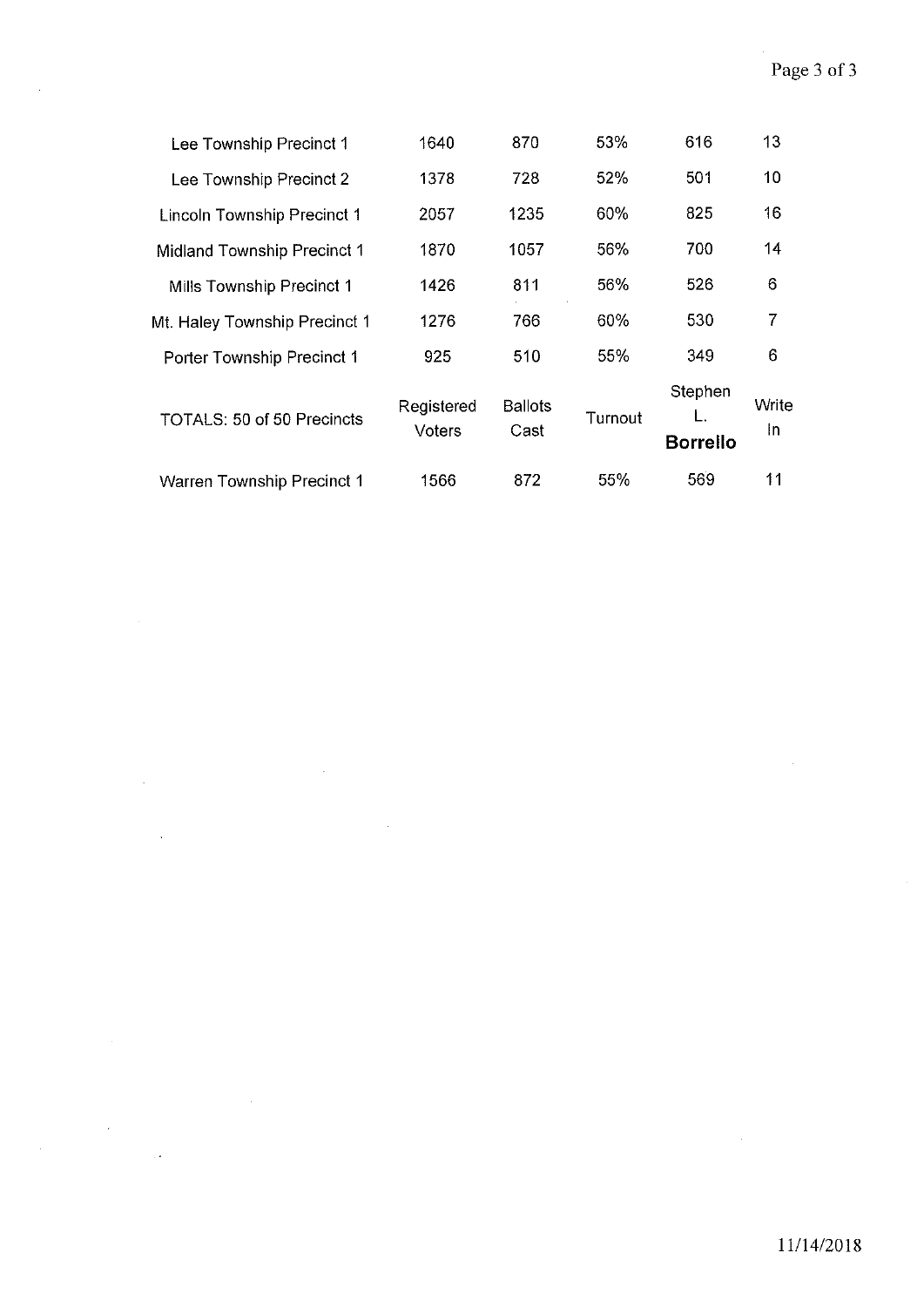| | | | | | |
|---|---|---|---|---|---|
| Lee Township Precinct 1 | 1640 | 870 | 53% | 616 | 13 |
| Lee Township Precinct 2 | 1378 | 728 | 52% | 501 | 10 |
| Lincoln Township Precinct 1 | 2057 | 1235 | 60% | 825 | 16 |
| Midland Township Precinct 1 | 1870 | 1057 | 56% | 700 | 14 |
| Mills Township Precinct 1 | 1426 | 811 | 56% | 526 | 6 |
| Mt. Haley Township Precinct 1 | 1276 | 766 | 60% | 530 | 7 |
| Porter Township Precinct 1 | 925 | 510 | 55% | 349 | 6 |
| TOTALS: 50 of 50 Precincts | Registered Voters | Ballots Cast | Turnout | Stephen L. **Borrello** | Write In |
| Warren Township Precinct 1 | 1566 | 872 | 55% | 569 | 11 |

11/14/2018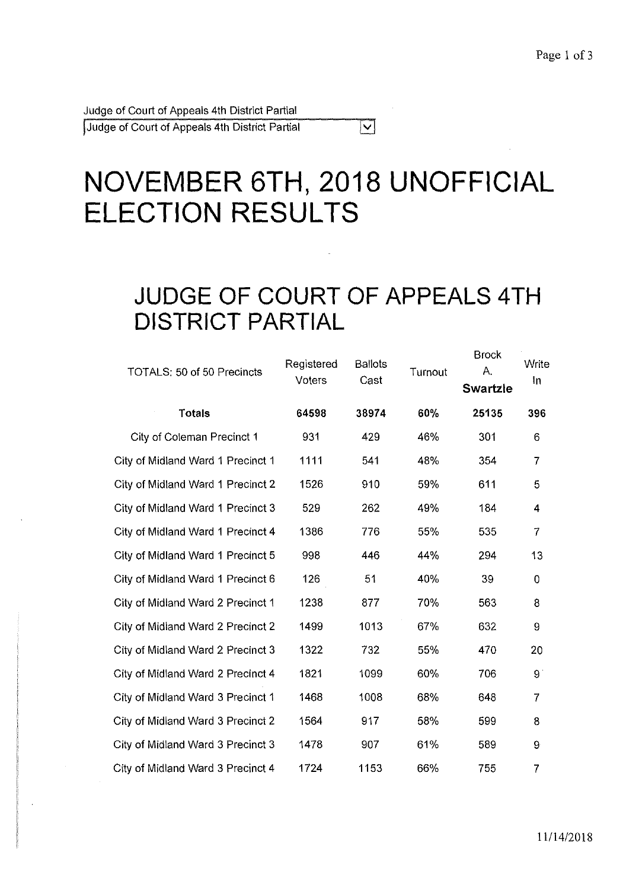Judge of Court of Appeals 4th District Partial

Judge of Court of Appeals 4th District Partial

# NOVEMBER 6TH, 2018 UNOFFICIAL ELECTION RESULTS

## JUDGE OF COURT OF APPEALS 4TH DISTRICT PARTIAL

| TOTALS: 50 of 50 Precincts | Registered Voters | Ballots Cast | Turnout | Brock A. **Swartzle** | Write In |
|---|---|---|---|---|---|
| **Totals** | **64598** | **38974** | **60%** | **25135** | **396** |
| City of Coleman Precinct 1 | 931 | 429 | 46% | 301 | 6 |
| City of Midland Ward 1 Precinct 1 | 1111 | 541 | 48% | 354 | 7 |
| City of Midland Ward 1 Precinct 2 | 1526 | 910 | 59% | 611 | 5 |
| City of Midland Ward 1 Precinct 3 | 529 | 262 | 49% | 184 | 4 |
| City of Midland Ward 1 Precinct 4 | 1386 | 776 | 55% | 535 | 7 |
| City of Midland Ward 1 Precinct 5 | 998 | 446 | 44% | 294 | 13 |
| City of Midland Ward 1 Precinct 6 | 126 | 51 | 40% | 39 | 0 |
| City of Midland Ward 2 Precinct 1 | 1238 | 877 | 70% | 563 | 8 |
| City of Midland Ward 2 Precinct 2 | 1499 | 1013 | 67% | 632 | 9 |
| City of Midland Ward 2 Precinct 3 | 1322 | 732 | 55% | 470 | 20 |
| City of Midland Ward 2 Precinct 4 | 1821 | 1099 | 60% | 706 | 9 |
| City of Midland Ward 3 Precinct 1 | 1468 | 1008 | 68% | 648 | 7 |
| City of Midland Ward 3 Precinct 2 | 1564 | 917 | 58% | 599 | 8 |
| City of Midland Ward 3 Precinct 3 | 1478 | 907 | 61% | 589 | 9 |
| City of Midland Ward 3 Precinct 4 | 1724 | 1153 | 66% | 755 | 7 |

11/14/2018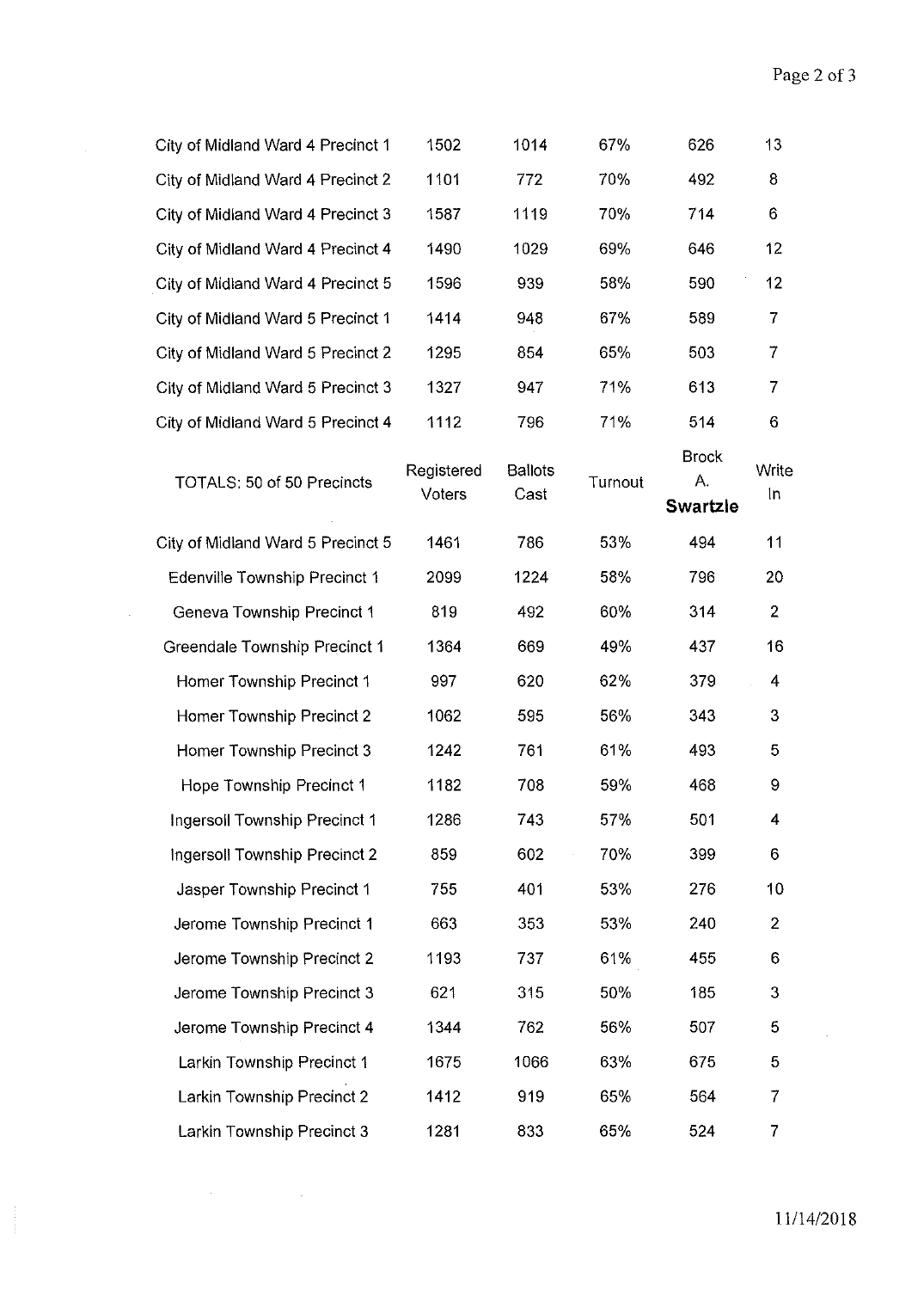| City of Midland Ward 4 Precinct 1 | 1502 | 1014 | 67% | 626 | 13 |
|---|---|---|---|---|---|
| City of Midland Ward 4 Precinct 2 | 1101 | 772 | 70% | 492 | 8 |
| City of Midland Ward 4 Precinct 3 | 1587 | 1119 | 70% | 714 | 6 |
| City of Midland Ward 4 Precinct 4 | 1490 | 1029 | 69% | 646 | 12 |
| City of Midland Ward 4 Precinct 5 | 1596 | 939 | 58% | 590 | 12 |
| City of Midland Ward 5 Precinct 1 | 1414 | 948 | 67% | 589 | 7 |
| City of Midland Ward 5 Precinct 2 | 1295 | 854 | 65% | 503 | 7 |
| City of Midland Ward 5 Precinct 3 | 1327 | 947 | 71% | 613 | 7 |
| City of Midland Ward 5 Precinct 4 | 1112 | 796 | 71% | 514 | 6 |

| TOTALS: 50 of 50 Precincts | Registered Voters | Ballots Cast | Turnout | Brock A. **Swartzle** | Write In |
|---|---|---|---|---|---|
| City of Midland Ward 5 Precinct 5 | 1461 | 786 | 53% | 494 | 11 |
| Edenville Township Precinct 1 | 2099 | 1224 | 58% | 796 | 20 |
| Geneva Township Precinct 1 | 819 | 492 | 60% | 314 | 2 |
| Greendale Township Precinct 1 | 1364 | 669 | 49% | 437 | 16 |
| Homer Township Precinct 1 | 997 | 620 | 62% | 379 | 4 |
| Homer Township Precinct 2 | 1062 | 595 | 56% | 343 | 3 |
| Homer Township Precinct 3 | 1242 | 761 | 61% | 493 | 5 |
| Hope Township Precinct 1 | 1182 | 708 | 59% | 468 | 9 |
| Ingersoll Township Precinct 1 | 1286 | 743 | 57% | 501 | 4 |
| Ingersoll Township Precinct 2 | 859 | 602 | 70% | 399 | 6 |
| Jasper Township Precinct 1 | 755 | 401 | 53% | 276 | 10 |
| Jerome Township Precinct 1 | 663 | 353 | 53% | 240 | 2 |
| Jerome Township Precinct 2 | 1193 | 737 | 61% | 455 | 6 |
| Jerome Township Precinct 3 | 621 | 315 | 50% | 185 | 3 |
| Jerome Township Precinct 4 | 1344 | 762 | 56% | 507 | 5 |
| Larkin Township Precinct 1 | 1675 | 1066 | 63% | 675 | 5 |
| Larkin Township Precinct 2 | 1412 | 919 | 65% | 564 | 7 |
| Larkin Township Precinct 3 | 1281 | 833 | 65% | 524 | 7 |

11/14/2018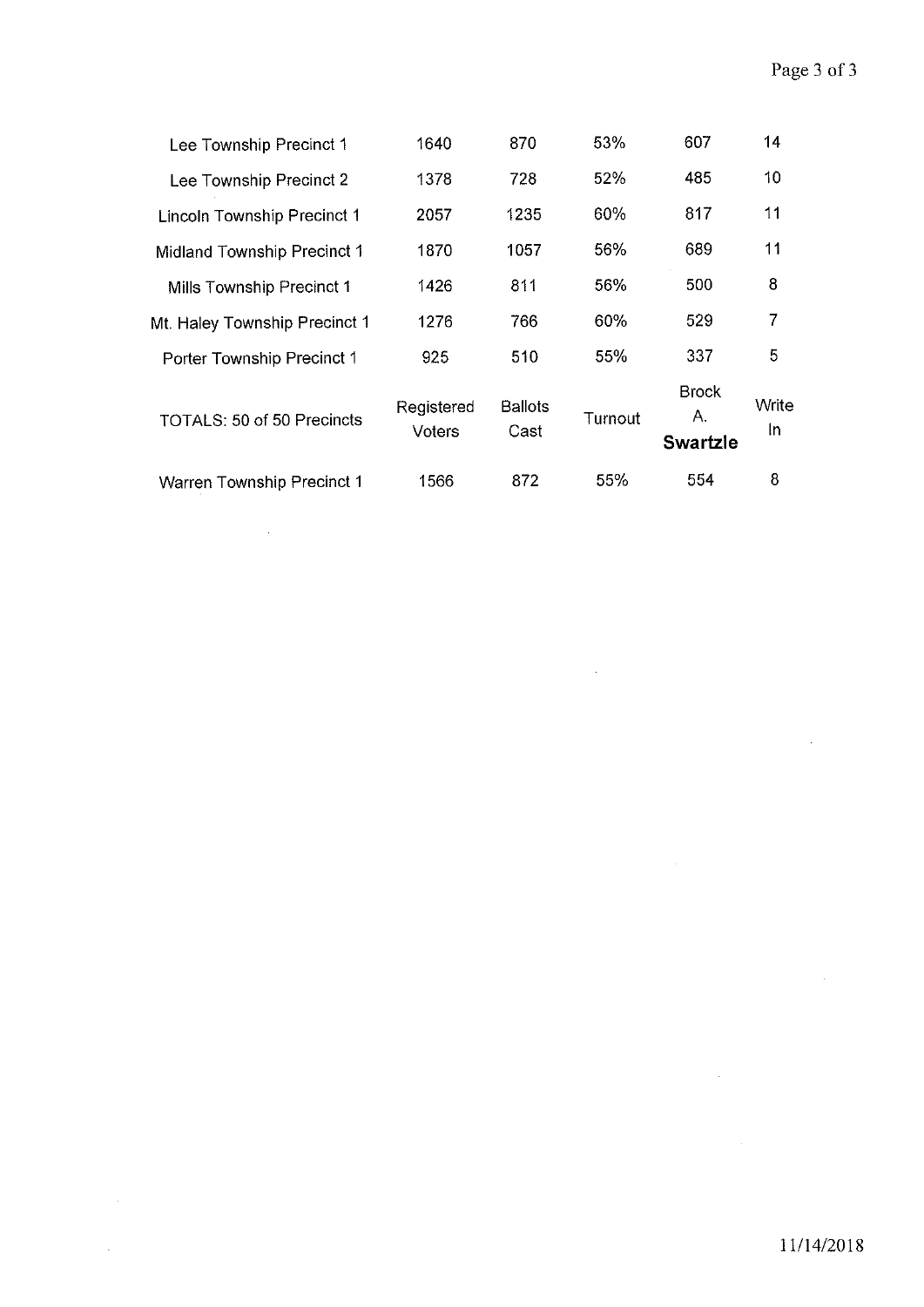| | | | | | |
|---|---|---|---|---|---|
| Lee Township Precinct 1 | 1640 | 870 | 53% | 607 | 14 |
| Lee Township Precinct 2 | 1378 | 728 | 52% | 485 | 10 |
| Lincoln Township Precinct 1 | 2057 | 1235 | 60% | 817 | 11 |
| Midland Township Precinct 1 | 1870 | 1057 | 56% | 689 | 11 |
| Mills Township Precinct 1 | 1426 | 811 | 56% | 500 | 8 |
| Mt. Haley Township Precinct 1 | 1276 | 766 | 60% | 529 | 7 |
| Porter Township Precinct 1 | 925 | 510 | 55% | 337 | 5 |
| TOTALS: 50 of 50 Precincts | Registered Voters | Ballots Cast | Turnout | Brock A. **Swartzle** | Write In |
| Warren Township Precinct 1 | 1566 | 872 | 55% | 554 | 8 |

11/14/2018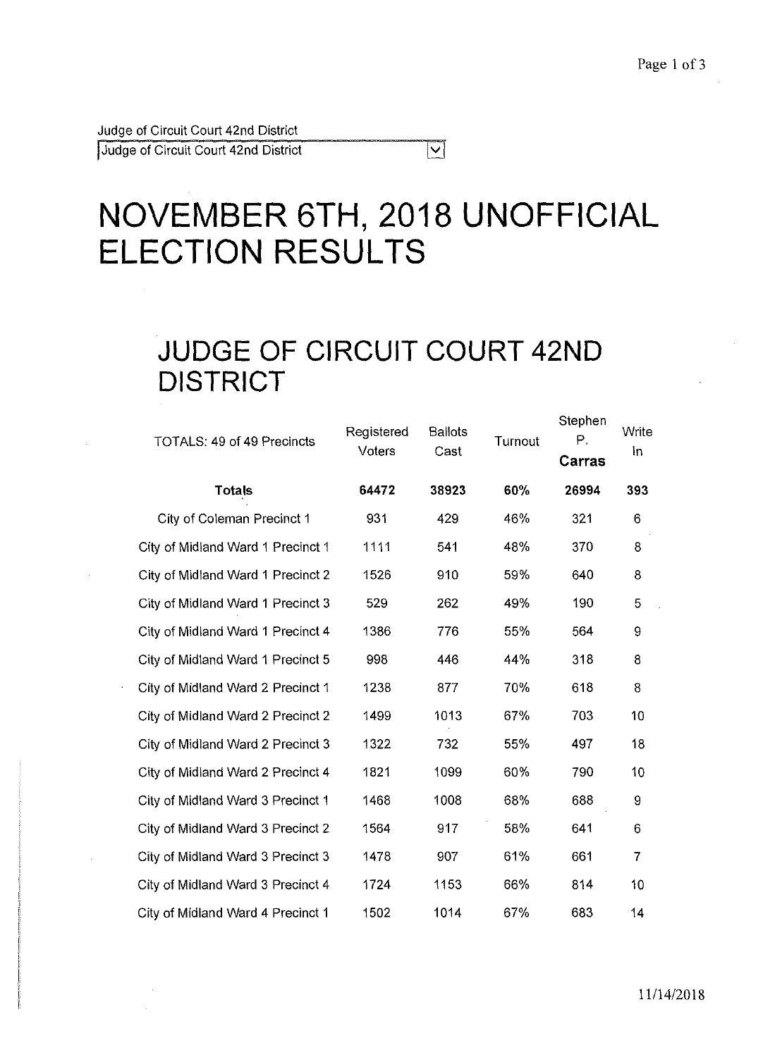Judge of Circuit Court 42nd District

Judge of Circuit Court 42nd District

# NOVEMBER 6TH, 2018 UNOFFICIAL ELECTION RESULTS

## JUDGE OF CIRCUIT COURT 42ND DISTRICT

| TOTALS: 49 of 49 Precincts | Registered Voters | Ballots Cast | Turnout | Stephen P. **Carras** | Write In |
|---|---|---|---|---|---|
| **Totals** | **64472** | **38923** | **60%** | **26994** | **393** |
| City of Coleman Precinct 1 | 931 | 429 | 46% | 321 | 6 |
| City of Midland Ward 1 Precinct 1 | 1111 | 541 | 48% | 370 | 8 |
| City of Midland Ward 1 Precinct 2 | 1526 | 910 | 59% | 640 | 8 |
| City of Midland Ward 1 Precinct 3 | 529 | 262 | 49% | 190 | 5 |
| City of Midland Ward 1 Precinct 4 | 1386 | 776 | 55% | 564 | 9 |
| City of Midland Ward 1 Precinct 5 | 998 | 446 | 44% | 318 | 8 |
| City of Midland Ward 2 Precinct 1 | 1238 | 877 | 70% | 618 | 8 |
| City of Midland Ward 2 Precinct 2 | 1499 | 1013 | 67% | 703 | 10 |
| City of Midland Ward 2 Precinct 3 | 1322 | 732 | 55% | 497 | 18 |
| City of Midland Ward 2 Precinct 4 | 1821 | 1099 | 60% | 790 | 10 |
| City of Midland Ward 3 Precinct 1 | 1468 | 1008 | 68% | 688 | 9 |
| City of Midland Ward 3 Precinct 2 | 1564 | 917 | 58% | 641 | 6 |
| City of Midland Ward 3 Precinct 3 | 1478 | 907 | 61% | 661 | 7 |
| City of Midland Ward 3 Precinct 4 | 1724 | 1153 | 66% | 814 | 10 |
| City of Midland Ward 4 Precinct 1 | 1502 | 1014 | 67% | 683 | 14 |

11/14/2018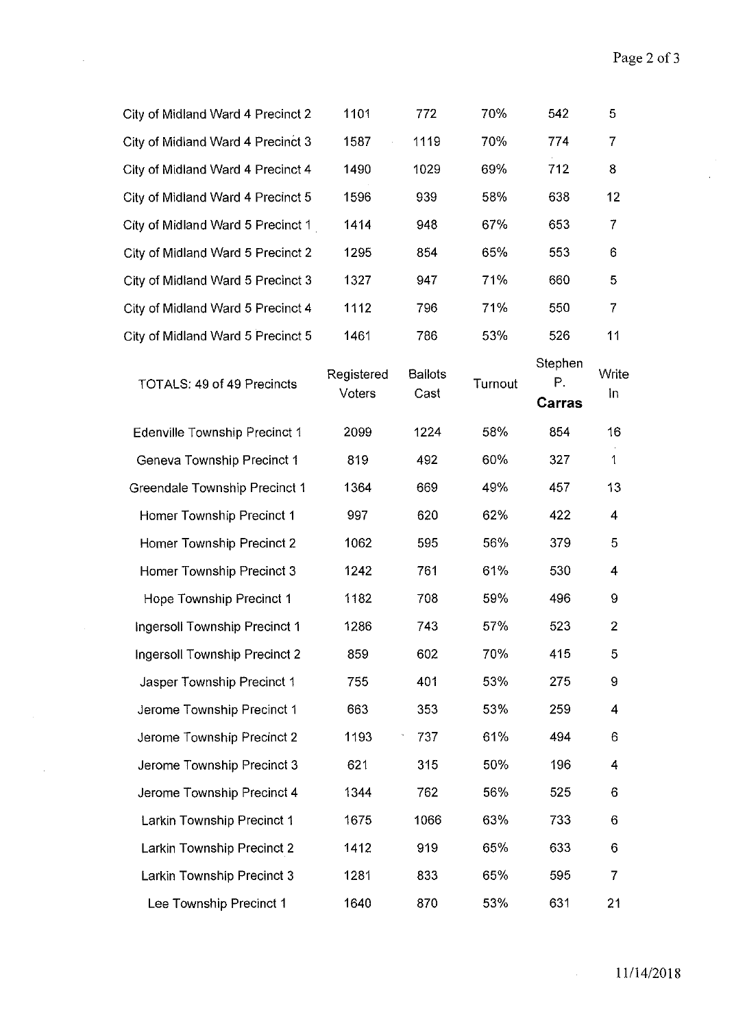| | | | | | |
|---|---|---|---|---|---|
| City of Midland Ward 4 Precinct 2 | 1101 | 772 | 70% | 542 | 5 |
| City of Midland Ward 4 Precinct 3 | 1587 | 1119 | 70% | 774 | 7 |
| City of Midland Ward 4 Precinct 4 | 1490 | 1029 | 69% | 712 | 8 |
| City of Midland Ward 4 Precinct 5 | 1596 | 939 | 58% | 638 | 12 |
| City of Midland Ward 5 Precinct 1 | 1414 | 948 | 67% | 653 | 7 |
| City of Midland Ward 5 Precinct 2 | 1295 | 854 | 65% | 553 | 6 |
| City of Midland Ward 5 Precinct 3 | 1327 | 947 | 71% | 660 | 5 |
| City of Midland Ward 5 Precinct 4 | 1112 | 796 | 71% | 550 | 7 |
| City of Midland Ward 5 Precinct 5 | 1461 | 786 | 53% | 526 | 11 |

| TOTALS: 49 of 49 Precincts | Registered Voters | Ballots Cast | Turnout | Stephen P. **Carras** | Write In |
|---|---|---|---|---|---|
| Edenville Township Precinct 1 | 2099 | 1224 | 58% | 854 | 16 |
| Geneva Township Precinct 1 | 819 | 492 | 60% | 327 | 1 |
| Greendale Township Precinct 1 | 1364 | 669 | 49% | 457 | 13 |
| Homer Township Precinct 1 | 997 | 620 | 62% | 422 | 4 |
| Homer Township Precinct 2 | 1062 | 595 | 56% | 379 | 5 |
| Homer Township Precinct 3 | 1242 | 761 | 61% | 530 | 4 |
| Hope Township Precinct 1 | 1182 | 708 | 59% | 496 | 9 |
| Ingersoll Township Precinct 1 | 1286 | 743 | 57% | 523 | 2 |
| Ingersoll Township Precinct 2 | 859 | 602 | 70% | 415 | 5 |
| Jasper Township Precinct 1 | 755 | 401 | 53% | 275 | 9 |
| Jerome Township Precinct 1 | 663 | 353 | 53% | 259 | 4 |
| Jerome Township Precinct 2 | 1193 | 737 | 61% | 494 | 6 |
| Jerome Township Precinct 3 | 621 | 315 | 50% | 196 | 4 |
| Jerome Township Precinct 4 | 1344 | 762 | 56% | 525 | 6 |
| Larkin Township Precinct 1 | 1675 | 1066 | 63% | 733 | 6 |
| Larkin Township Precinct 2 | 1412 | 919 | 65% | 633 | 6 |
| Larkin Township Precinct 3 | 1281 | 833 | 65% | 595 | 7 |
| Lee Township Precinct 1 | 1640 | 870 | 53% | 631 | 21 |

11/14/2018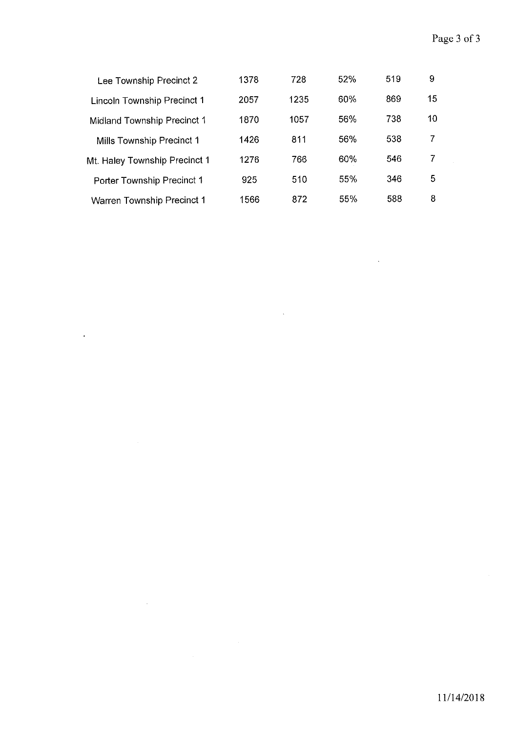| | | | | | |
|---|---|---|---|---|---|
| Lee Township Precinct 2 | 1378 | 728 | 52% | 519 | 9 |
| Lincoln Township Precinct 1 | 2057 | 1235 | 60% | 869 | 15 |
| Midland Township Precinct 1 | 1870 | 1057 | 56% | 738 | 10 |
| Mills Township Precinct 1 | 1426 | 811 | 56% | 538 | 7 |
| Mt. Haley Township Precinct 1 | 1276 | 766 | 60% | 546 | 7 |
| Porter Township Precinct 1 | 925 | 510 | 55% | 346 | 5 |
| Warren Township Precinct 1 | 1566 | 872 | 55% | 588 | 8 |

11/14/2018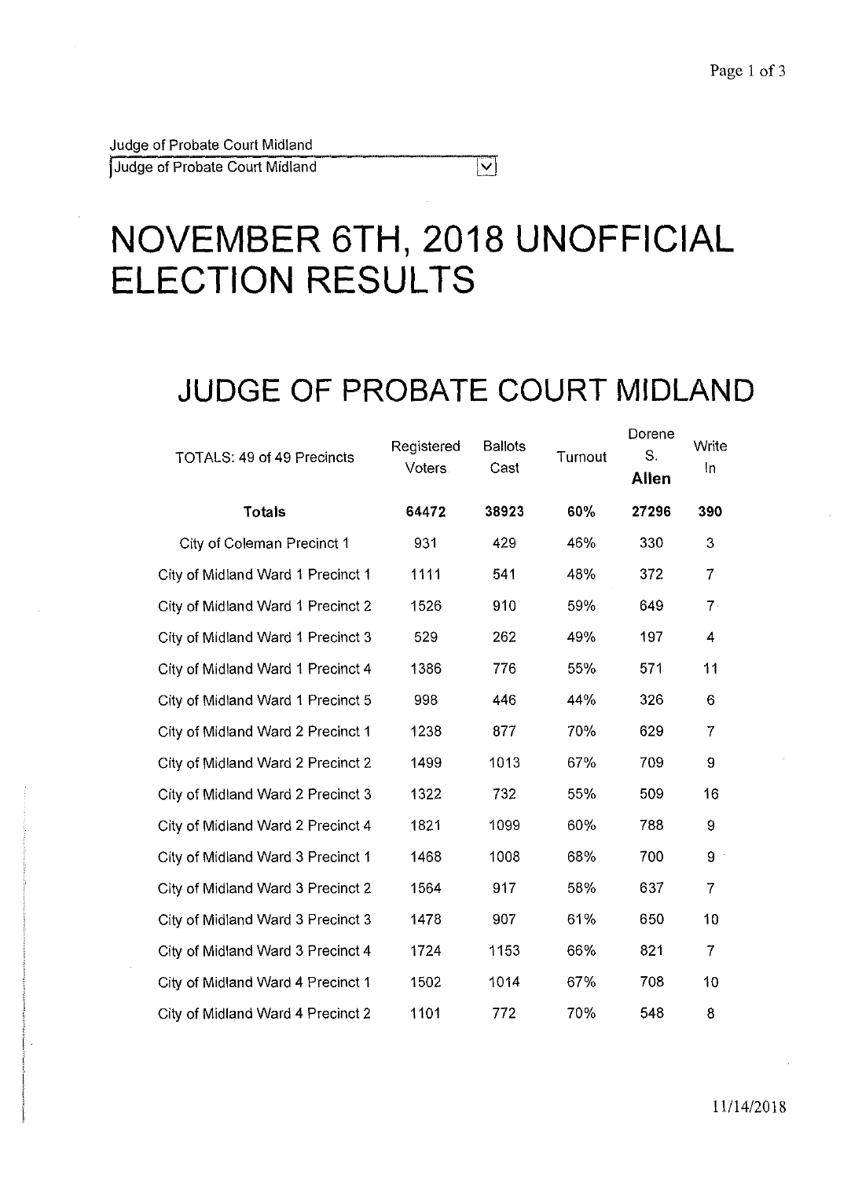Judge of Probate Court Midland

Judge of Probate Court Midland

# NOVEMBER 6TH, 2018 UNOFFICIAL ELECTION RESULTS

## JUDGE OF PROBATE COURT MIDLAND

| TOTALS: 49 of 49 Precincts | Registered Voters | Ballots Cast | Turnout | Dorene S. **Allen** | Write In |
|---|---|---|---|---|---|
| **Totals** | **64472** | **38923** | **60%** | **27296** | **390** |
| City of Coleman Precinct 1 | 931 | 429 | 46% | 330 | 3 |
| City of Midland Ward 1 Precinct 1 | 1111 | 541 | 48% | 372 | 7 |
| City of Midland Ward 1 Precinct 2 | 1526 | 910 | 59% | 649 | 7 |
| City of Midland Ward 1 Precinct 3 | 529 | 262 | 49% | 197 | 4 |
| City of Midland Ward 1 Precinct 4 | 1386 | 776 | 55% | 571 | 11 |
| City of Midland Ward 1 Precinct 5 | 998 | 446 | 44% | 326 | 6 |
| City of Midland Ward 2 Precinct 1 | 1238 | 877 | 70% | 629 | 7 |
| City of Midland Ward 2 Precinct 2 | 1499 | 1013 | 67% | 709 | 9 |
| City of Midland Ward 2 Precinct 3 | 1322 | 732 | 55% | 509 | 16 |
| City of Midland Ward 2 Precinct 4 | 1821 | 1099 | 60% | 788 | 9 |
| City of Midland Ward 3 Precinct 1 | 1468 | 1008 | 68% | 700 | 9 |
| City of Midland Ward 3 Precinct 2 | 1564 | 917 | 58% | 637 | 7 |
| City of Midland Ward 3 Precinct 3 | 1478 | 907 | 61% | 650 | 10 |
| City of Midland Ward 3 Precinct 4 | 1724 | 1153 | 66% | 821 | 7 |
| City of Midland Ward 4 Precinct 1 | 1502 | 1014 | 67% | 708 | 10 |
| City of Midland Ward 4 Precinct 2 | 1101 | 772 | 70% | 548 | 8 |

11/14/2018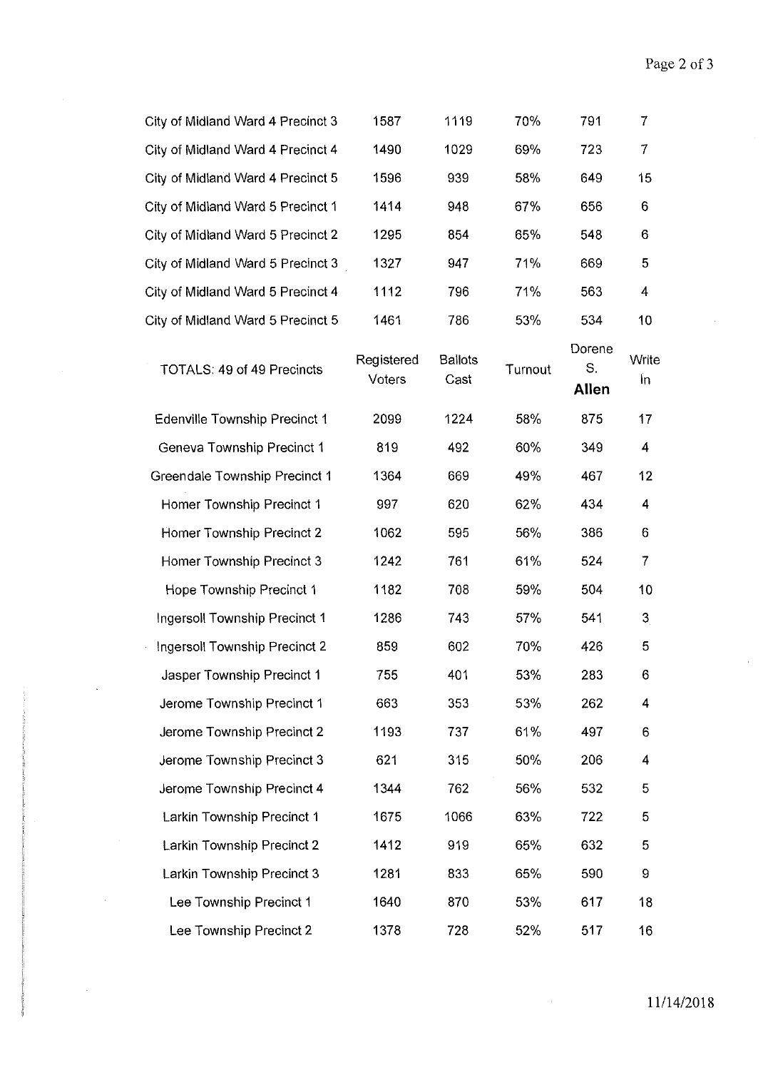| | | | | | |
|---|---|---|---|---|---|
| City of Midland Ward 4 Precinct 3 | 1587 | 1119 | 70% | 791 | 7 |
| City of Midland Ward 4 Precinct 4 | 1490 | 1029 | 69% | 723 | 7 |
| City of Midland Ward 4 Precinct 5 | 1596 | 939 | 58% | 649 | 15 |
| City of Midland Ward 5 Precinct 1 | 1414 | 948 | 67% | 656 | 6 |
| City of Midland Ward 5 Precinct 2 | 1295 | 854 | 65% | 548 | 6 |
| City of Midland Ward 5 Precinct 3 | 1327 | 947 | 71% | 669 | 5 |
| City of Midland Ward 5 Precinct 4 | 1112 | 796 | 71% | 563 | 4 |
| City of Midland Ward 5 Precinct 5 | 1461 | 786 | 53% | 534 | 10 |

| TOTALS: 49 of 49 Precincts | Registered Voters | Ballots Cast | Turnout | Dorene S. **Allen** | Write In |
|---|---|---|---|---|---|
| Edenville Township Precinct 1 | 2099 | 1224 | 58% | 875 | 17 |
| Geneva Township Precinct 1 | 819 | 492 | 60% | 349 | 4 |
| Greendale Township Precinct 1 | 1364 | 669 | 49% | 467 | 12 |
| Homer Township Precinct 1 | 997 | 620 | 62% | 434 | 4 |
| Homer Township Precinct 2 | 1062 | 595 | 56% | 386 | 6 |
| Homer Township Precinct 3 | 1242 | 761 | 61% | 524 | 7 |
| Hope Township Precinct 1 | 1182 | 708 | 59% | 504 | 10 |
| Ingersoll Township Precinct 1 | 1286 | 743 | 57% | 541 | 3 |
| Ingersoll Township Precinct 2 | 859 | 602 | 70% | 426 | 5 |
| Jasper Township Precinct 1 | 755 | 401 | 53% | 283 | 6 |
| Jerome Township Precinct 1 | 663 | 353 | 53% | 262 | 4 |
| Jerome Township Precinct 2 | 1193 | 737 | 61% | 497 | 6 |
| Jerome Township Precinct 3 | 621 | 315 | 50% | 206 | 4 |
| Jerome Township Precinct 4 | 1344 | 762 | 56% | 532 | 5 |
| Larkin Township Precinct 1 | 1675 | 1066 | 63% | 722 | 5 |
| Larkin Township Precinct 2 | 1412 | 919 | 65% | 632 | 5 |
| Larkin Township Precinct 3 | 1281 | 833 | 65% | 590 | 9 |
| Lee Township Precinct 1 | 1640 | 870 | 53% | 617 | 18 |
| Lee Township Precinct 2 | 1378 | 728 | 52% | 517 | 16 |

11/14/2018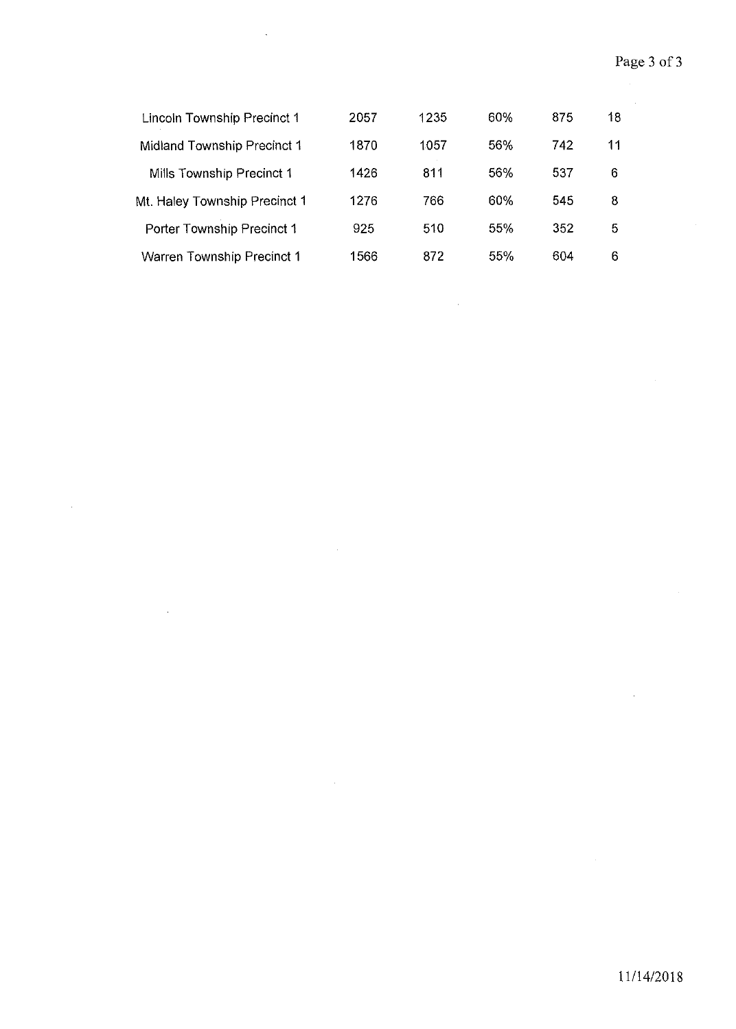| | | | | | |
|---|---|---|---|---|---|
| Lincoln Township Precinct 1 | 2057 | 1235 | 60% | 875 | 18 |
| Midland Township Precinct 1 | 1870 | 1057 | 56% | 742 | 11 |
| Mills Township Precinct 1 | 1426 | 811 | 56% | 537 | 6 |
| Mt. Haley Township Precinct 1 | 1276 | 766 | 60% | 545 | 8 |
| Porter Township Precinct 1 | 925 | 510 | 55% | 352 | 5 |
| Warren Township Precinct 1 | 1566 | 872 | 55% | 604 | 6 |

11/14/2018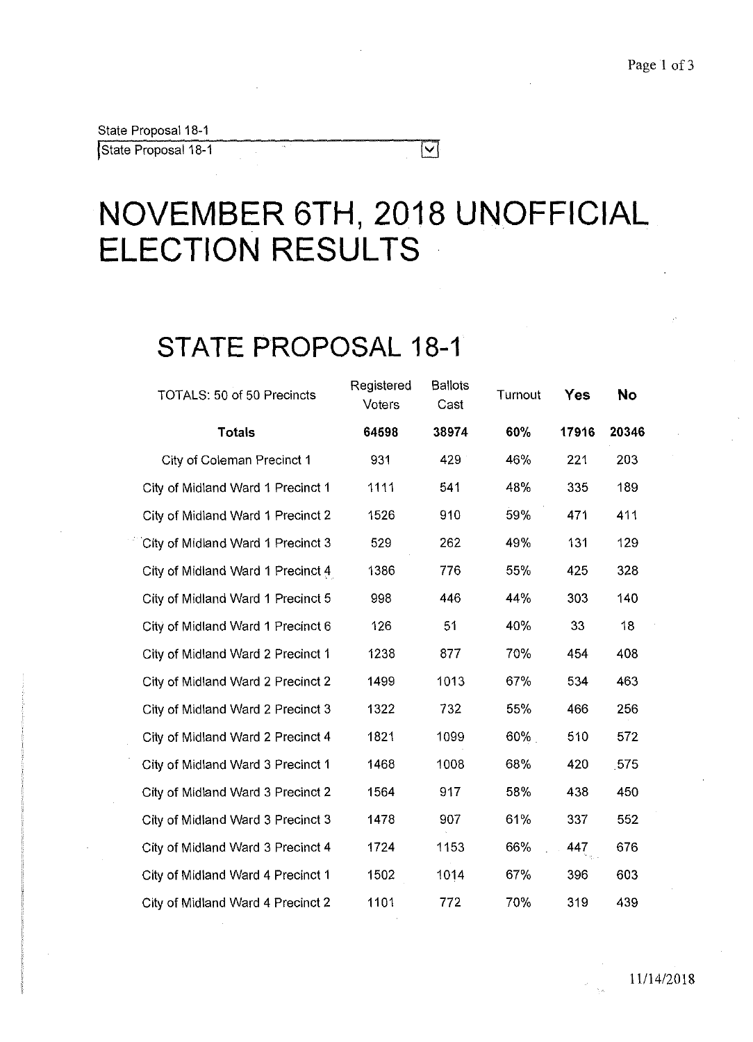State Proposal 18-1

State Proposal 18-1

# NOVEMBER 6TH, 2018 UNOFFICIAL ELECTION RESULTS

## STATE PROPOSAL 18-1

| TOTALS: 50 of 50 Precincts | Registered Voters | Ballots Cast | Turnout | Yes | No |
|---|---|---|---|---|---|
| **Totals** | **64598** | **38974** | **60%** | **17916** | **20346** |
| City of Coleman Precinct 1 | 931 | 429 | 46% | 221 | 203 |
| City of Midland Ward 1 Precinct 1 | 1111 | 541 | 48% | 335 | 189 |
| City of Midland Ward 1 Precinct 2 | 1526 | 910 | 59% | 471 | 411 |
| City of Midland Ward 1 Precinct 3 | 529 | 262 | 49% | 131 | 129 |
| City of Midland Ward 1 Precinct 4 | 1386 | 776 | 55% | 425 | 328 |
| City of Midland Ward 1 Precinct 5 | 998 | 446 | 44% | 303 | 140 |
| City of Midland Ward 1 Precinct 6 | 126 | 51 | 40% | 33 | 18 |
| City of Midland Ward 2 Precinct 1 | 1238 | 877 | 70% | 454 | 408 |
| City of Midland Ward 2 Precinct 2 | 1499 | 1013 | 67% | 534 | 463 |
| City of Midland Ward 2 Precinct 3 | 1322 | 732 | 55% | 466 | 256 |
| City of Midland Ward 2 Precinct 4 | 1821 | 1099 | 60% | 510 | 572 |
| City of Midland Ward 3 Precinct 1 | 1468 | 1008 | 68% | 420 | 575 |
| City of Midland Ward 3 Precinct 2 | 1564 | 917 | 58% | 438 | 450 |
| City of Midland Ward 3 Precinct 3 | 1478 | 907 | 61% | 337 | 552 |
| City of Midland Ward 3 Precinct 4 | 1724 | 1153 | 66% | 447 | 676 |
| City of Midland Ward 4 Precinct 1 | 1502 | 1014 | 67% | 396 | 603 |
| City of Midland Ward 4 Precinct 2 | 1101 | 772 | 70% | 319 | 439 |

11/14/2018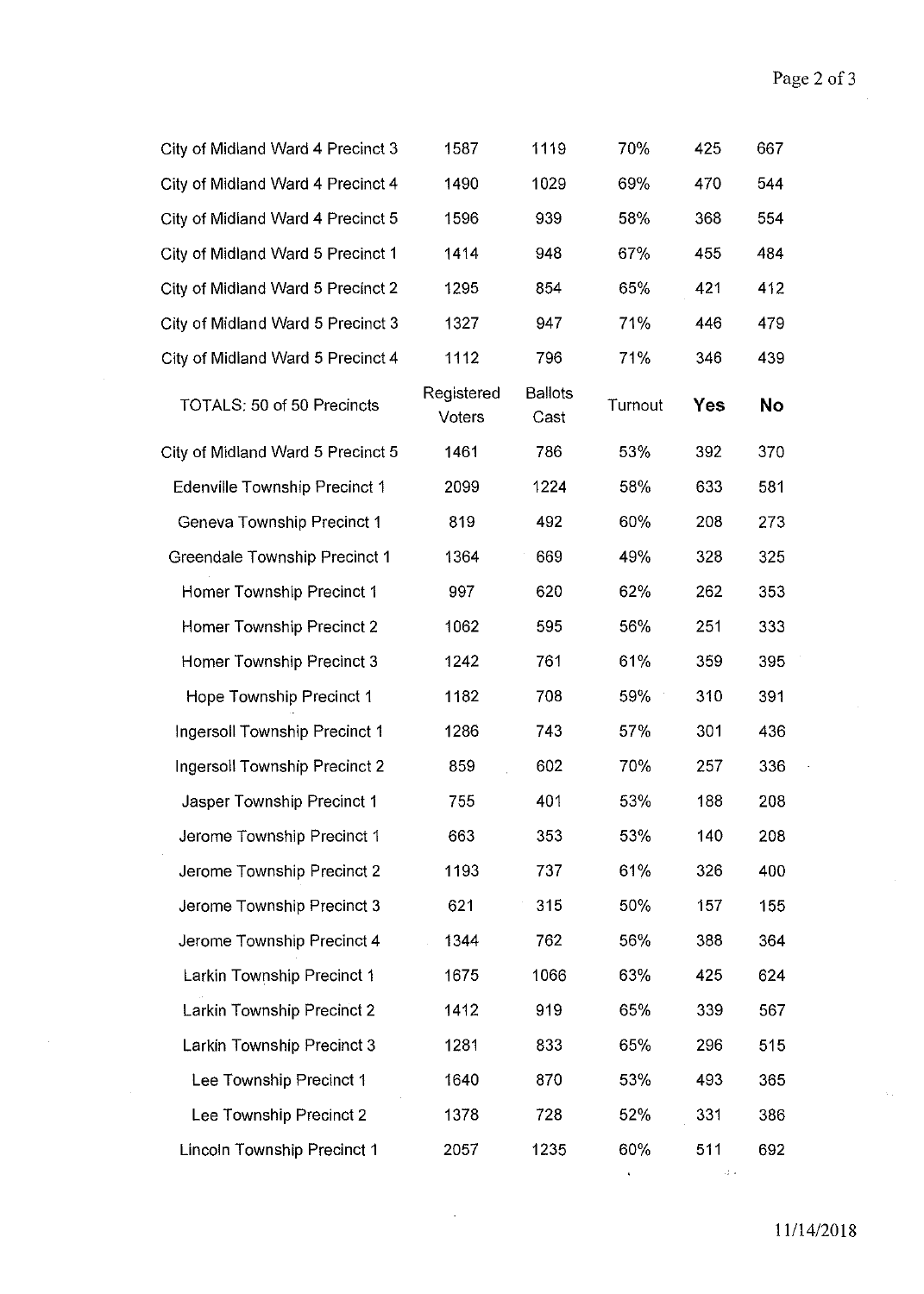| | | | | | |
|---|---|---|---|---|---|
| City of Midland Ward 4 Precinct 3 | 1587 | 1119 | 70% | 425 | 667 |
| City of Midland Ward 4 Precinct 4 | 1490 | 1029 | 69% | 470 | 544 |
| City of Midland Ward 4 Precinct 5 | 1596 | 939 | 58% | 368 | 554 |
| City of Midland Ward 5 Precinct 1 | 1414 | 948 | 67% | 455 | 484 |
| City of Midland Ward 5 Precinct 2 | 1295 | 854 | 65% | 421 | 412 |
| City of Midland Ward 5 Precinct 3 | 1327 | 947 | 71% | 446 | 479 |
| City of Midland Ward 5 Precinct 4 | 1112 | 796 | 71% | 346 | 439 |

| TOTALS: 50 of 50 Precincts | Registered Voters | Ballots Cast | Turnout | **Yes** | **No** |
|---|---|---|---|---|---|
| City of Midland Ward 5 Precinct 5 | 1461 | 786 | 53% | 392 | 370 |
| Edenville Township Precinct 1 | 2099 | 1224 | 58% | 633 | 581 |
| Geneva Township Precinct 1 | 819 | 492 | 60% | 208 | 273 |
| Greendale Township Precinct 1 | 1364 | 669 | 49% | 328 | 325 |
| Homer Township Precinct 1 | 997 | 620 | 62% | 262 | 353 |
| Homer Township Precinct 2 | 1062 | 595 | 56% | 251 | 333 |
| Homer Township Precinct 3 | 1242 | 761 | 61% | 359 | 395 |
| Hope Township Precinct 1 | 1182 | 708 | 59% | 310 | 391 |
| Ingersoll Township Precinct 1 | 1286 | 743 | 57% | 301 | 436 |
| Ingersoll Township Precinct 2 | 859 | 602 | 70% | 257 | 336 |
| Jasper Township Precinct 1 | 755 | 401 | 53% | 188 | 208 |
| Jerome Township Precinct 1 | 663 | 353 | 53% | 140 | 208 |
| Jerome Township Precinct 2 | 1193 | 737 | 61% | 326 | 400 |
| Jerome Township Precinct 3 | 621 | 315 | 50% | 157 | 155 |
| Jerome Township Precinct 4 | 1344 | 762 | 56% | 388 | 364 |
| Larkin Township Precinct 1 | 1675 | 1066 | 63% | 425 | 624 |
| Larkin Township Precinct 2 | 1412 | 919 | 65% | 339 | 567 |
| Larkin Township Precinct 3 | 1281 | 833 | 65% | 296 | 515 |
| Lee Township Precinct 1 | 1640 | 870 | 53% | 493 | 365 |
| Lee Township Precinct 2 | 1378 | 728 | 52% | 331 | 386 |
| Lincoln Township Precinct 1 | 2057 | 1235 | 60% | 511 | 692 |

11/14/2018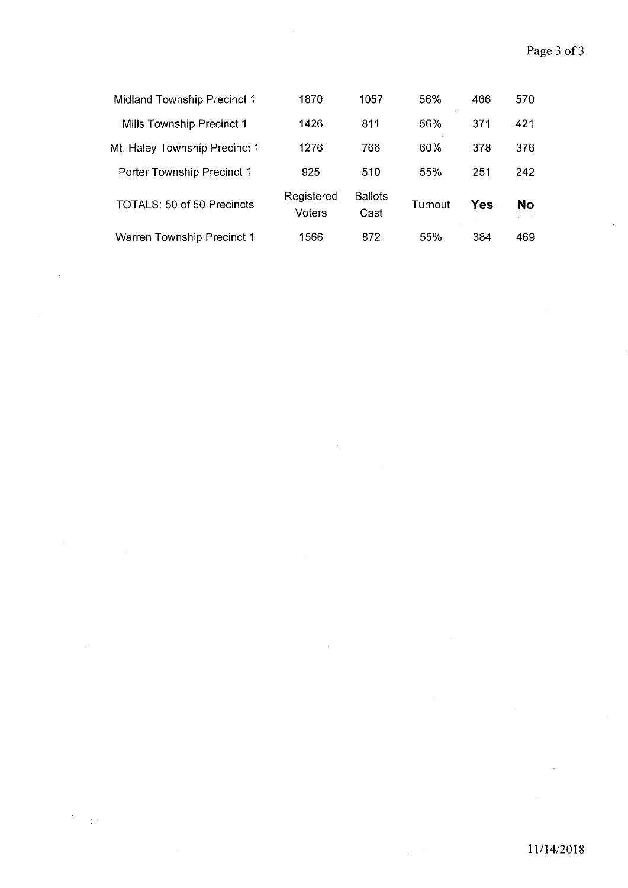| | | | | | |
|---|---|---|---|---|---|
| Midland Township Precinct 1 | 1870 | 1057 | 56% | 466 | 570 |
| Mills Township Precinct 1 | 1426 | 811 | 56% | 371 | 421 |
| Mt. Haley Township Precinct 1 | 1276 | 766 | 60% | 378 | 376 |
| Porter Township Precinct 1 | 925 | 510 | 55% | 251 | 242 |
| TOTALS: 50 of 50 Precincts | Registered Voters | Ballots Cast | Turnout | **Yes** | **No** |
| Warren Township Precinct 1 | 1566 | 872 | 55% | 384 | 469 |

11/14/2018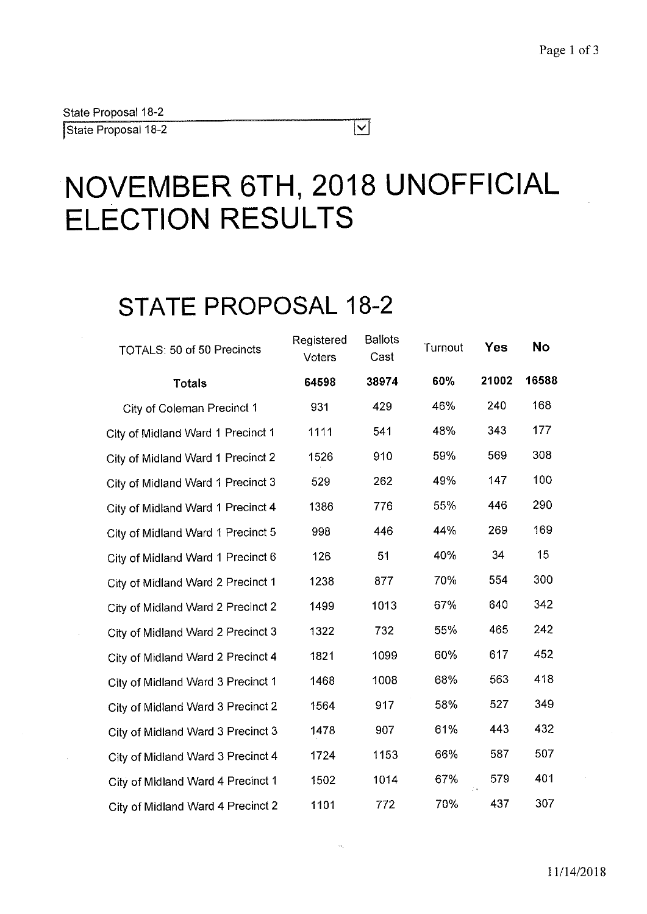State Proposal 18-2

State Proposal 18-2

# NOVEMBER 6TH, 2018 UNOFFICIAL ELECTION RESULTS

## STATE PROPOSAL 18-2

| TOTALS: 50 of 50 Precincts | Registered Voters | Ballots Cast | Turnout | Yes | No |
|---|---|---|---|---|---|
| **Totals** | **64598** | **38974** | **60%** | **21002** | **16588** |
| City of Coleman Precinct 1 | 931 | 429 | 46% | 240 | 168 |
| City of Midland Ward 1 Precinct 1 | 1111 | 541 | 48% | 343 | 177 |
| City of Midland Ward 1 Precinct 2 | 1526 | 910 | 59% | 569 | 308 |
| City of Midland Ward 1 Precinct 3 | 529 | 262 | 49% | 147 | 100 |
| City of Midland Ward 1 Precinct 4 | 1386 | 776 | 55% | 446 | 290 |
| City of Midland Ward 1 Precinct 5 | 998 | 446 | 44% | 269 | 169 |
| City of Midland Ward 1 Precinct 6 | 126 | 51 | 40% | 34 | 15 |
| City of Midland Ward 2 Precinct 1 | 1238 | 877 | 70% | 554 | 300 |
| City of Midland Ward 2 Precinct 2 | 1499 | 1013 | 67% | 640 | 342 |
| City of Midland Ward 2 Precinct 3 | 1322 | 732 | 55% | 465 | 242 |
| City of Midland Ward 2 Precinct 4 | 1821 | 1099 | 60% | 617 | 452 |
| City of Midland Ward 3 Precinct 1 | 1468 | 1008 | 68% | 563 | 418 |
| City of Midland Ward 3 Precinct 2 | 1564 | 917 | 58% | 527 | 349 |
| City of Midland Ward 3 Precinct 3 | 1478 | 907 | 61% | 443 | 432 |
| City of Midland Ward 3 Precinct 4 | 1724 | 1153 | 66% | 587 | 507 |
| City of Midland Ward 4 Precinct 1 | 1502 | 1014 | 67% | 579 | 401 |
| City of Midland Ward 4 Precinct 2 | 1101 | 772 | 70% | 437 | 307 |

11/14/2018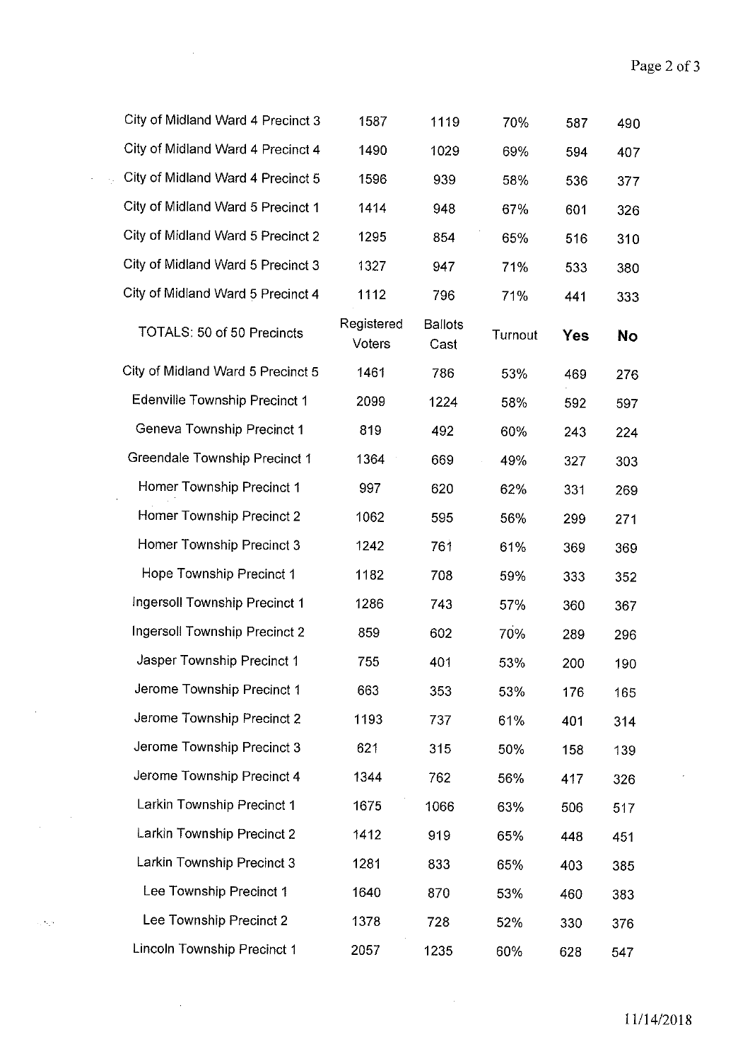| | | | | | |
|---|---|---|---|---|---|
| City of Midland Ward 4 Precinct 3 | 1587 | 1119 | 70% | 587 | 490 |
| City of Midland Ward 4 Precinct 4 | 1490 | 1029 | 69% | 594 | 407 |
| City of Midland Ward 4 Precinct 5 | 1596 | 939 | 58% | 536 | 377 |
| City of Midland Ward 5 Precinct 1 | 1414 | 948 | 67% | 601 | 326 |
| City of Midland Ward 5 Precinct 2 | 1295 | 854 | 65% | 516 | 310 |
| City of Midland Ward 5 Precinct 3 | 1327 | 947 | 71% | 533 | 380 |
| City of Midland Ward 5 Precinct 4 | 1112 | 796 | 71% | 441 | 333 |
| TOTALS: 50 of 50 Precincts | Registered Voters | Ballots Cast | Turnout | **Yes** | **No** |
| City of Midland Ward 5 Precinct 5 | 1461 | 786 | 53% | 469 | 276 |
| Edenville Township Precinct 1 | 2099 | 1224 | 58% | 592 | 597 |
| Geneva Township Precinct 1 | 819 | 492 | 60% | 243 | 224 |
| Greendale Township Precinct 1 | 1364 | 669 | 49% | 327 | 303 |
| Homer Township Precinct 1 | 997 | 620 | 62% | 331 | 269 |
| Homer Township Precinct 2 | 1062 | 595 | 56% | 299 | 271 |
| Homer Township Precinct 3 | 1242 | 761 | 61% | 369 | 369 |
| Hope Township Precinct 1 | 1182 | 708 | 59% | 333 | 352 |
| Ingersoll Township Precinct 1 | 1286 | 743 | 57% | 360 | 367 |
| Ingersoll Township Precinct 2 | 859 | 602 | 70% | 289 | 296 |
| Jasper Township Precinct 1 | 755 | 401 | 53% | 200 | 190 |
| Jerome Township Precinct 1 | 663 | 353 | 53% | 176 | 165 |
| Jerome Township Precinct 2 | 1193 | 737 | 61% | 401 | 314 |
| Jerome Township Precinct 3 | 621 | 315 | 50% | 158 | 139 |
| Jerome Township Precinct 4 | 1344 | 762 | 56% | 417 | 326 |
| Larkin Township Precinct 1 | 1675 | 1066 | 63% | 506 | 517 |
| Larkin Township Precinct 2 | 1412 | 919 | 65% | 448 | 451 |
| Larkin Township Precinct 3 | 1281 | 833 | 65% | 403 | 385 |
| Lee Township Precinct 1 | 1640 | 870 | 53% | 460 | 383 |
| Lee Township Precinct 2 | 1378 | 728 | 52% | 330 | 376 |
| Lincoln Township Precinct 1 | 2057 | 1235 | 60% | 628 | 547 |

11/14/2018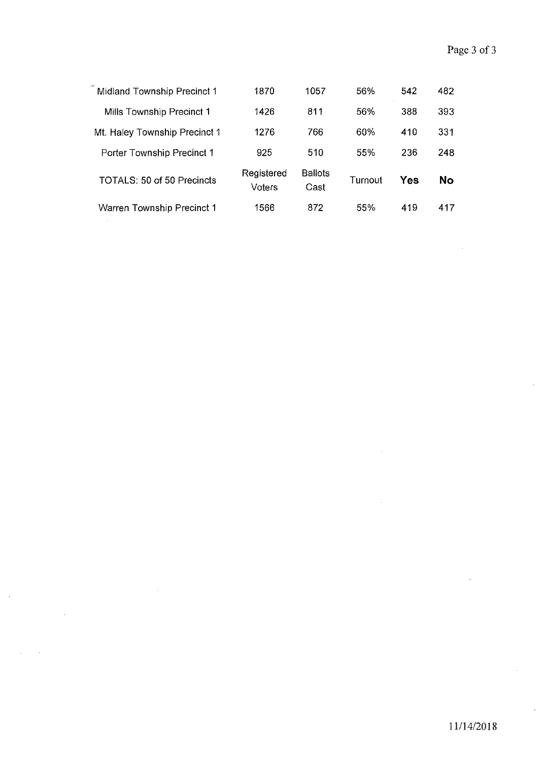| Midland Township Precinct 1 | 1870 | 1057 | 56% | 542 | 482 |
|---|---|---|---|---|---|
| Mills Township Precinct 1 | 1426 | 811 | 56% | 388 | 393 |
| Mt. Haley Township Precinct 1 | 1276 | 766 | 60% | 410 | 331 |
| Porter Township Precinct 1 | 925 | 510 | 55% | 236 | 248 |
| TOTALS: 50 of 50 Precincts | Registered Voters | Ballots Cast | Turnout | **Yes** | **No** |
| Warren Township Precinct 1 | 1566 | 872 | 55% | 419 | 417 |

11/14/2018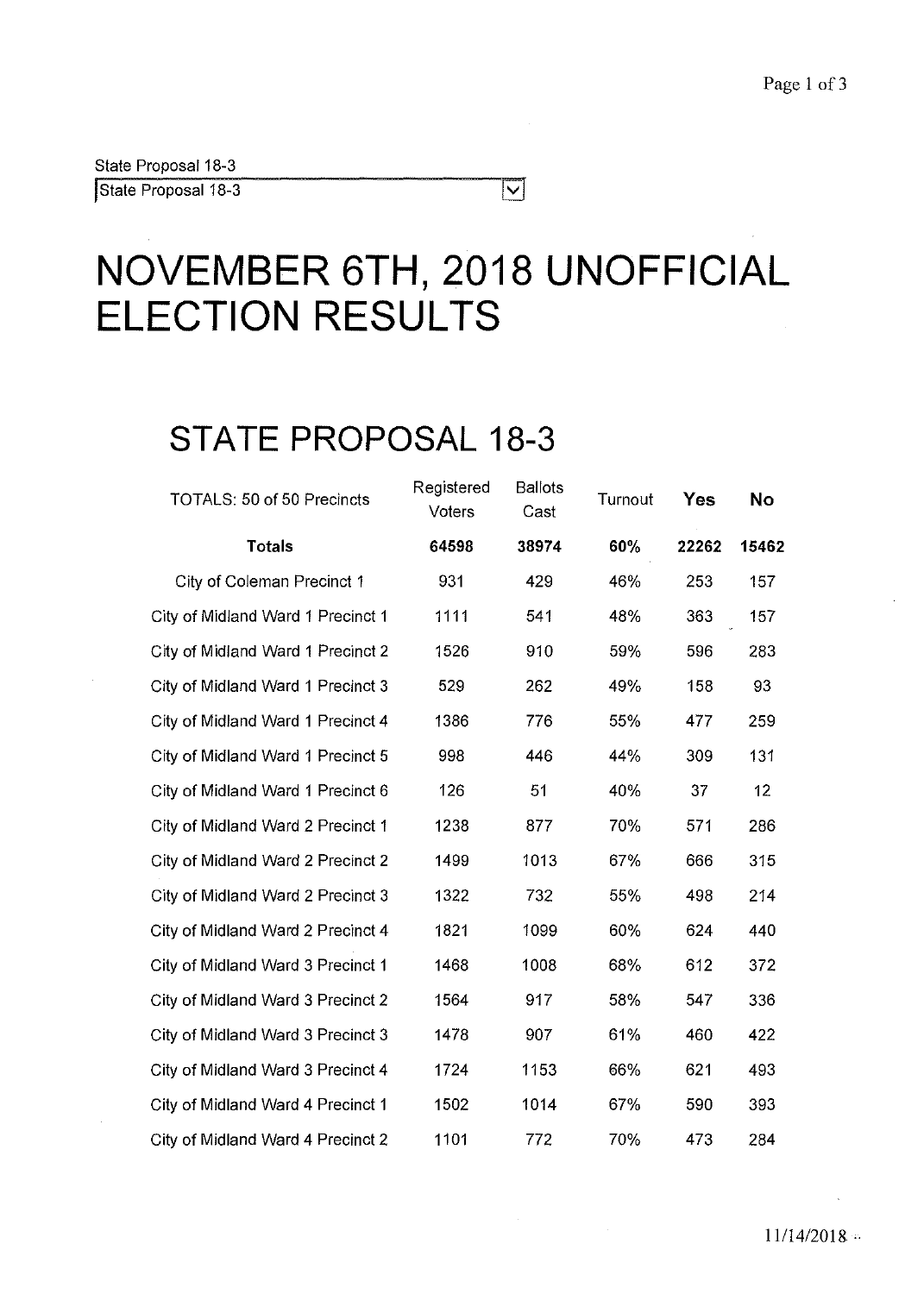State Proposal 18-3

State Proposal 18-3

# NOVEMBER 6TH, 2018 UNOFFICIAL ELECTION RESULTS

## STATE PROPOSAL 18-3

| TOTALS: 50 of 50 Precincts | Registered Voters | Ballots Cast | Turnout | **Yes** | **No** |
|---|---|---|---|---|---|
| **Totals** | **64598** | **38974** | **60%** | **22262** | **15462** |
| City of Coleman Precinct 1 | 931 | 429 | 46% | 253 | 157 |
| City of Midland Ward 1 Precinct 1 | 1111 | 541 | 48% | 363 | 157 |
| City of Midland Ward 1 Precinct 2 | 1526 | 910 | 59% | 596 | 283 |
| City of Midland Ward 1 Precinct 3 | 529 | 262 | 49% | 158 | 93 |
| City of Midland Ward 1 Precinct 4 | 1386 | 776 | 55% | 477 | 259 |
| City of Midland Ward 1 Precinct 5 | 998 | 446 | 44% | 309 | 131 |
| City of Midland Ward 1 Precinct 6 | 126 | 51 | 40% | 37 | 12 |
| City of Midland Ward 2 Precinct 1 | 1238 | 877 | 70% | 571 | 286 |
| City of Midland Ward 2 Precinct 2 | 1499 | 1013 | 67% | 666 | 315 |
| City of Midland Ward 2 Precinct 3 | 1322 | 732 | 55% | 498 | 214 |
| City of Midland Ward 2 Precinct 4 | 1821 | 1099 | 60% | 624 | 440 |
| City of Midland Ward 3 Precinct 1 | 1468 | 1008 | 68% | 612 | 372 |
| City of Midland Ward 3 Precinct 2 | 1564 | 917 | 58% | 547 | 336 |
| City of Midland Ward 3 Precinct 3 | 1478 | 907 | 61% | 460 | 422 |
| City of Midland Ward 3 Precinct 4 | 1724 | 1153 | 66% | 621 | 493 |
| City of Midland Ward 4 Precinct 1 | 1502 | 1014 | 67% | 590 | 393 |
| City of Midland Ward 4 Precinct 2 | 1101 | 772 | 70% | 473 | 284 |

11/14/2018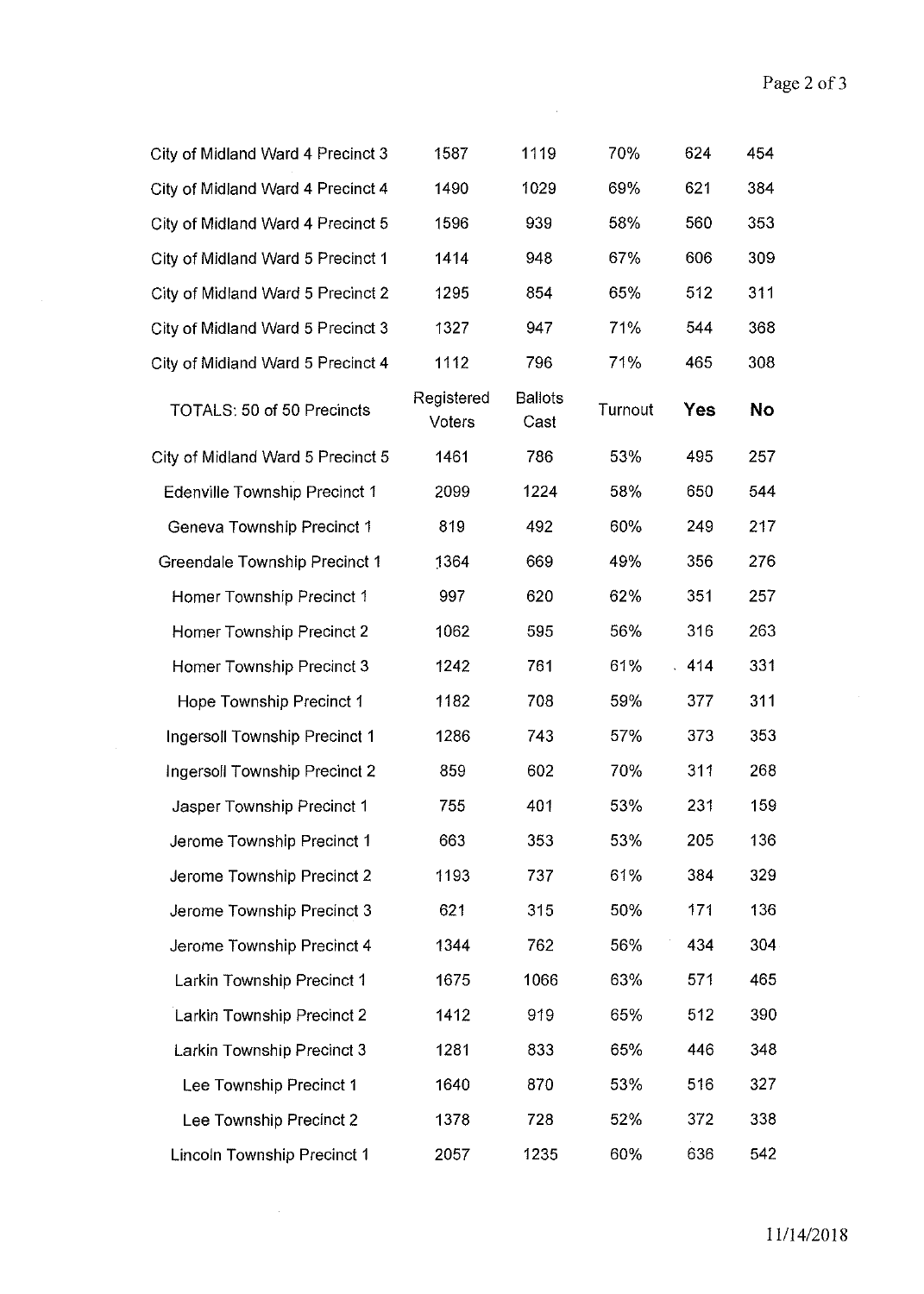| | | | | | |
|---|---|---|---|---|---|
| City of Midland Ward 4 Precinct 3 | 1587 | 1119 | 70% | 624 | 454 |
| City of Midland Ward 4 Precinct 4 | 1490 | 1029 | 69% | 621 | 384 |
| City of Midland Ward 4 Precinct 5 | 1596 | 939 | 58% | 560 | 353 |
| City of Midland Ward 5 Precinct 1 | 1414 | 948 | 67% | 606 | 309 |
| City of Midland Ward 5 Precinct 2 | 1295 | 854 | 65% | 512 | 311 |
| City of Midland Ward 5 Precinct 3 | 1327 | 947 | 71% | 544 | 368 |
| City of Midland Ward 5 Precinct 4 | 1112 | 796 | 71% | 465 | 308 |

| TOTALS: 50 of 50 Precincts | Registered Voters | Ballots Cast | Turnout | **Yes** | **No** |
|---|---|---|---|---|---|
| City of Midland Ward 5 Precinct 5 | 1461 | 786 | 53% | 495 | 257 |
| Edenville Township Precinct 1 | 2099 | 1224 | 58% | 650 | 544 |
| Geneva Township Precinct 1 | 819 | 492 | 60% | 249 | 217 |
| Greendale Township Precinct 1 | 1364 | 669 | 49% | 356 | 276 |
| Homer Township Precinct 1 | 997 | 620 | 62% | 351 | 257 |
| Homer Township Precinct 2 | 1062 | 595 | 56% | 316 | 263 |
| Homer Township Precinct 3 | 1242 | 761 | 61% | 414 | 331 |
| Hope Township Precinct 1 | 1182 | 708 | 59% | 377 | 311 |
| Ingersoll Township Precinct 1 | 1286 | 743 | 57% | 373 | 353 |
| Ingersoll Township Precinct 2 | 859 | 602 | 70% | 311 | 268 |
| Jasper Township Precinct 1 | 755 | 401 | 53% | 231 | 159 |
| Jerome Township Precinct 1 | 663 | 353 | 53% | 205 | 136 |
| Jerome Township Precinct 2 | 1193 | 737 | 61% | 384 | 329 |
| Jerome Township Precinct 3 | 621 | 315 | 50% | 171 | 136 |
| Jerome Township Precinct 4 | 1344 | 762 | 56% | 434 | 304 |
| Larkin Township Precinct 1 | 1675 | 1066 | 63% | 571 | 465 |
| Larkin Township Precinct 2 | 1412 | 919 | 65% | 512 | 390 |
| Larkin Township Precinct 3 | 1281 | 833 | 65% | 446 | 348 |
| Lee Township Precinct 1 | 1640 | 870 | 53% | 516 | 327 |
| Lee Township Precinct 2 | 1378 | 728 | 52% | 372 | 338 |
| Lincoln Township Precinct 1 | 2057 | 1235 | 60% | 636 | 542 |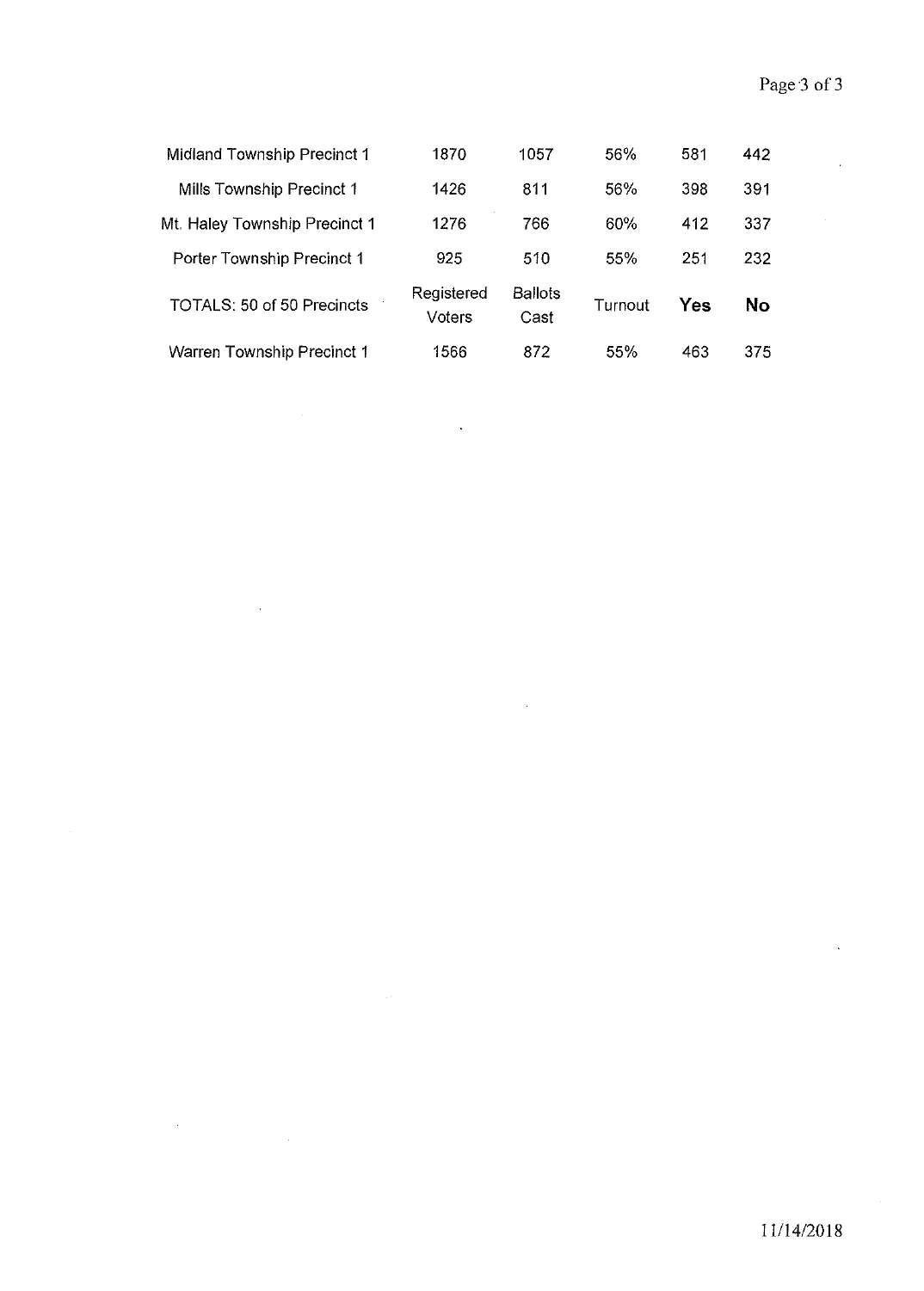| | | | | | |
|---|---|---|---|---|---|
| Midland Township Precinct 1 | 1870 | 1057 | 56% | 581 | 442 |
| Mills Township Precinct 1 | 1426 | 811 | 56% | 398 | 391 |
| Mt. Haley Township Precinct 1 | 1276 | 766 | 60% | 412 | 337 |
| Porter Township Precinct 1 | 925 | 510 | 55% | 251 | 232 |
| TOTALS: 50 of 50 Precincts | Registered Voters | Ballots Cast | Turnout | **Yes** | **No** |
| Warren Township Precinct 1 | 1566 | 872 | 55% | 463 | 375 |

11/14/2018